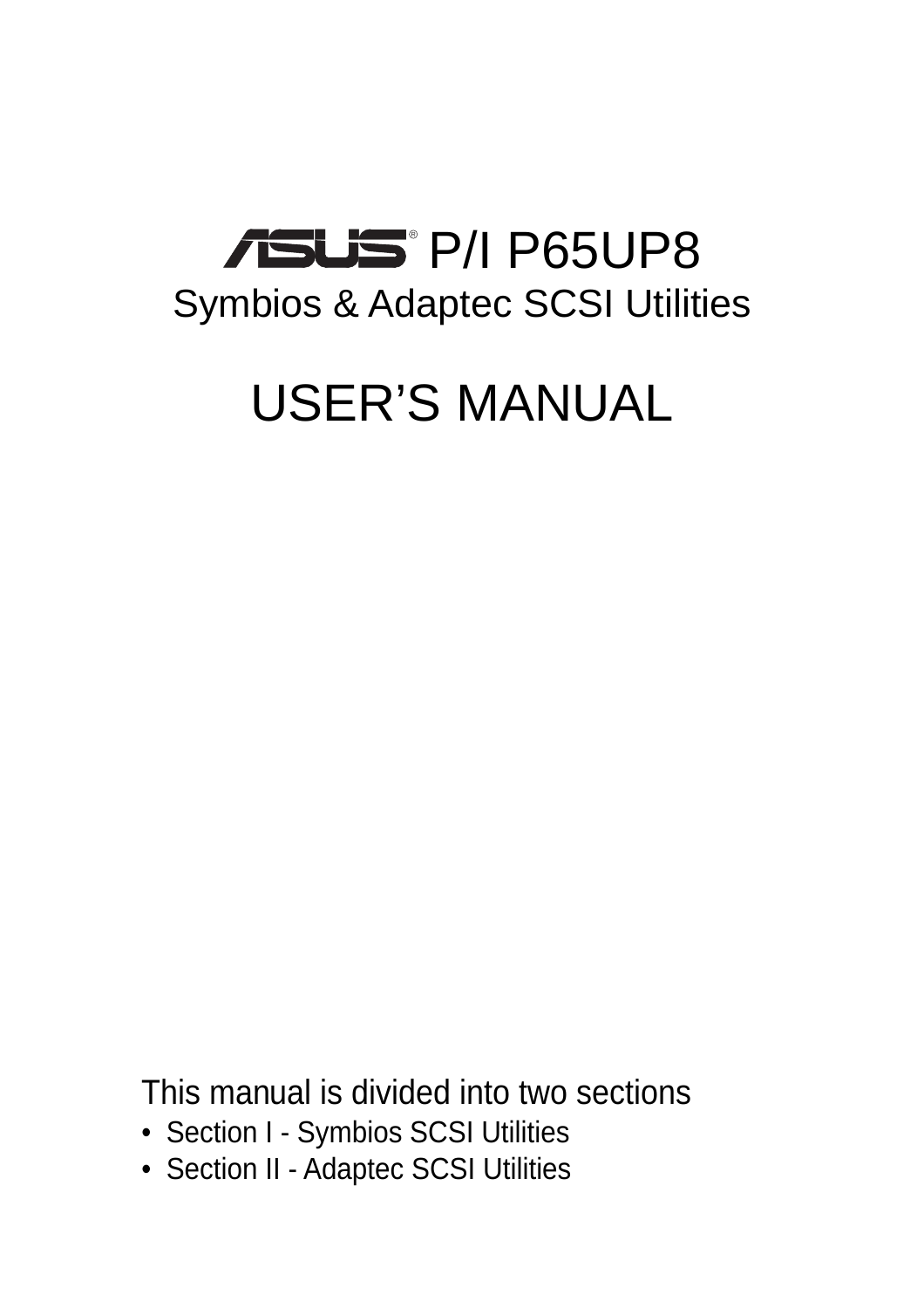# ASUS® P/I P65UP8

## Symbios & Adaptec SCSI Utilities

# USER'S MANUAL

This manual is divided into two sections

- Section I - Symbios SCSI Utilities
- Section II - Adaptec SCSI Utilities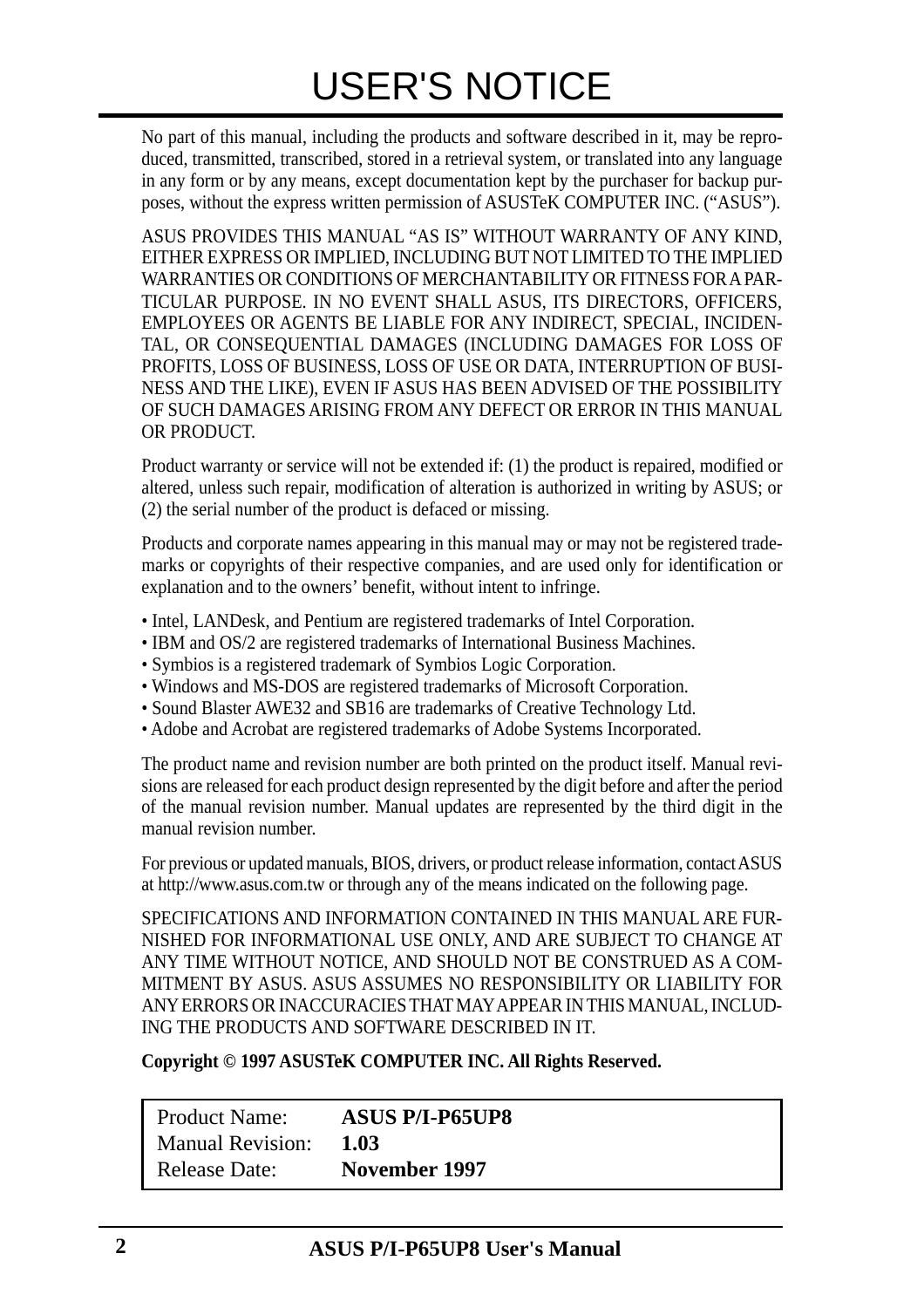# USER'S NOTICE

No part of this manual, including the products and software described in it, may be reproduced, transmitted, transcribed, stored in a retrieval system, or translated into any language in any form or by any means, except documentation kept by the purchaser for backup purposes, without the express written permission of ASUSTeK COMPUTER INC. ("ASUS").

ASUS PROVIDES THIS MANUAL "AS IS" WITHOUT WARRANTY OF ANY KIND, EITHER EXPRESS OR IMPLIED, INCLUDING BUT NOT LIMITED TO THE IMPLIED WARRANTIES OR CONDITIONS OF MERCHANTABILITY OR FITNESS FOR A PARTICULAR PURPOSE. IN NO EVENT SHALL ASUS, ITS DIRECTORS, OFFICERS, EMPLOYEES OR AGENTS BE LIABLE FOR ANY INDIRECT, SPECIAL, INCIDENTAL, OR CONSEQUENTIAL DAMAGES (INCLUDING DAMAGES FOR LOSS OF PROFITS, LOSS OF BUSINESS, LOSS OF USE OR DATA, INTERRUPTION OF BUSINESS AND THE LIKE), EVEN IF ASUS HAS BEEN ADVISED OF THE POSSIBILITY OF SUCH DAMAGES ARISING FROM ANY DEFECT OR ERROR IN THIS MANUAL OR PRODUCT.

Product warranty or service will not be extended if: (1) the product is repaired, modified or altered, unless such repair, modification of alteration is authorized in writing by ASUS; or (2) the serial number of the product is defaced or missing.

Products and corporate names appearing in this manual may or may not be registered trademarks or copyrights of their respective companies, and are used only for identification or explanation and to the owners' benefit, without intent to infringe.

- Intel, LANDesk, and Pentium are registered trademarks of Intel Corporation.
- IBM and OS/2 are registered trademarks of International Business Machines.
- Symbios is a registered trademark of Symbios Logic Corporation.
- Windows and MS-DOS are registered trademarks of Microsoft Corporation.
- Sound Blaster AWE32 and SB16 are trademarks of Creative Technology Ltd.
- Adobe and Acrobat are registered trademarks of Adobe Systems Incorporated.

The product name and revision number are both printed on the product itself. Manual revisions are released for each product design represented by the digit before and after the period of the manual revision number. Manual updates are represented by the third digit in the manual revision number.

For previous or updated manuals, BIOS, drivers, or product release information, contact ASUS at http://www.asus.com.tw or through any of the means indicated on the following page.

SPECIFICATIONS AND INFORMATION CONTAINED IN THIS MANUAL ARE FURNISHED FOR INFORMATIONAL USE ONLY, AND ARE SUBJECT TO CHANGE AT ANY TIME WITHOUT NOTICE, AND SHOULD NOT BE CONSTRUED AS A COMMITMENT BY ASUS. ASUS ASSUMES NO RESPONSIBILITY OR LIABILITY FOR ANY ERRORS OR INACCURACIES THAT MAY APPEAR IN THIS MANUAL, INCLUDING THE PRODUCTS AND SOFTWARE DESCRIBED IN IT.

**Copyright © 1997 ASUSTeK COMPUTER INC. All Rights Reserved.**

| | |
|---|---|
| Product Name: | **ASUS P/I-P65UP8** |
| Manual Revision: | **1.03** |
| Release Date: | **November 1997** |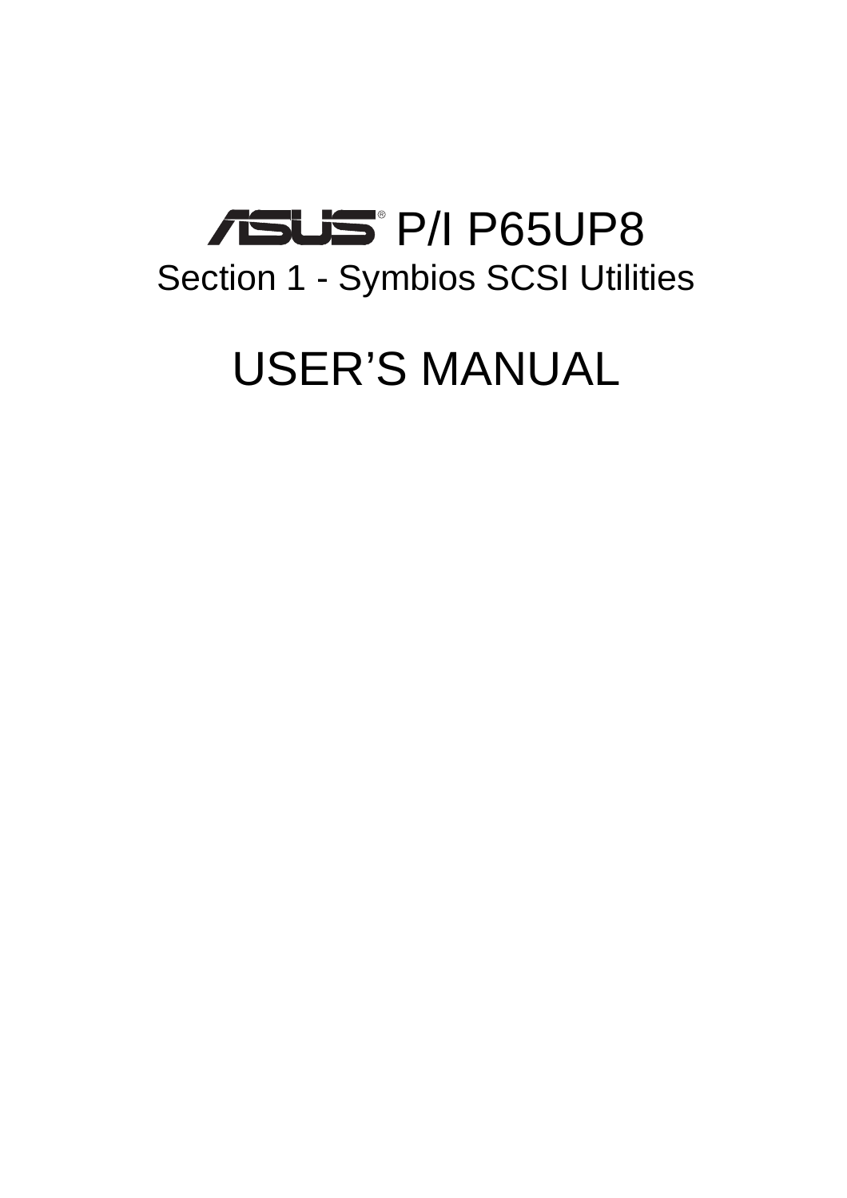# ASUS® P/I P65UP8

## Section 1 - Symbios SCSI Utilities

# USER’S MANUAL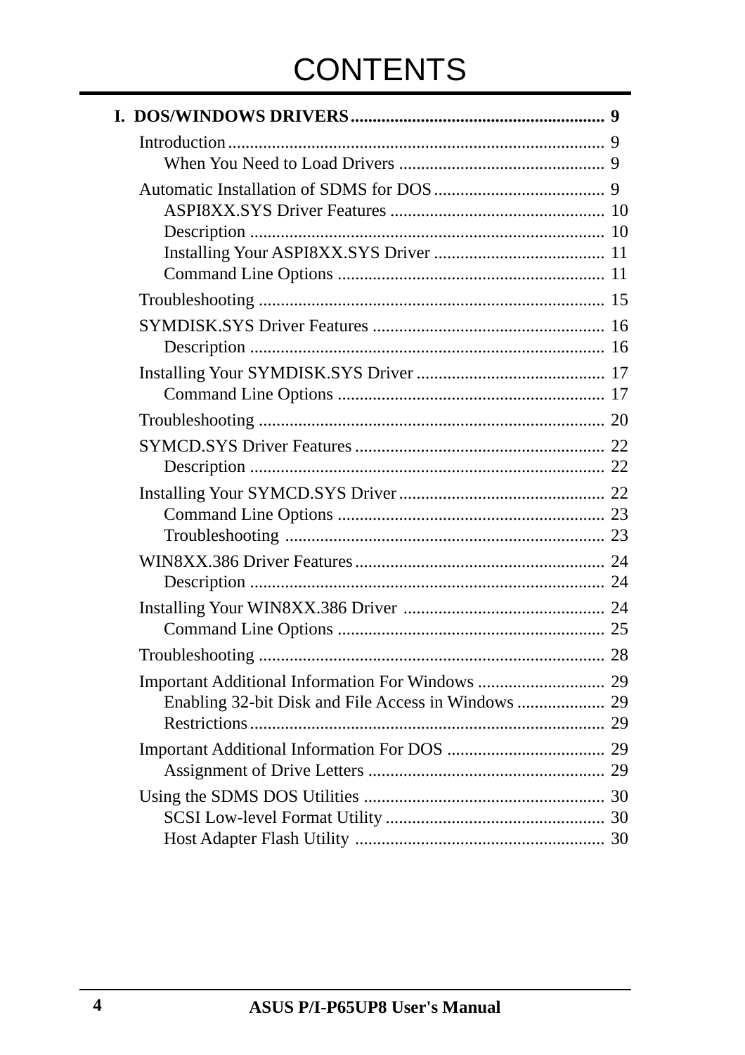# CONTENTS

**I. DOS/WINDOWS DRIVERS .......................................................... 9**

- Introduction ...................................................................................... 9
  - When You Need to Load Drivers ............................................... 9
- Automatic Installation of SDMS for DOS ....................................... 9
  - ASPI8XX.SYS Driver Features ................................................. 10
  - Description ................................................................................ 10
  - Installing Your ASPI8XX.SYS Driver ....................................... 11
  - Command Line Options ............................................................ 11
- Troubleshooting .............................................................................. 15
- SYMDISK.SYS Driver Features .................................................... 16
  - Description ................................................................................ 16
- Installing Your SYMDISK.SYS Driver ........................................... 17
  - Command Line Options ............................................................ 17
- Troubleshooting .............................................................................. 20
- SYMCD.SYS Driver Features ......................................................... 22
  - Description ................................................................................ 22
- Installing Your SYMCD.SYS Driver ............................................... 22
  - Command Line Options ............................................................ 23
  - Troubleshooting ........................................................................ 23
- WIN8XX.386 Driver Features ......................................................... 24
  - Description ................................................................................ 24
- Installing Your WIN8XX.386 Driver .............................................. 24
  - Command Line Options ............................................................ 25
- Troubleshooting .............................................................................. 28
- Important Additional Information For Windows ............................. 29
  - Enabling 32-bit Disk and File Access in Windows .................... 29
  - Restrictions ................................................................................ 29
- Important Additional Information For DOS .................................... 29
  - Assignment of Drive Letters ...................................................... 29
- Using the SDMS DOS Utilities ....................................................... 30
  - SCSI Low-level Format Utility .................................................. 30
  - Host Adapter Flash Utility ......................................................... 30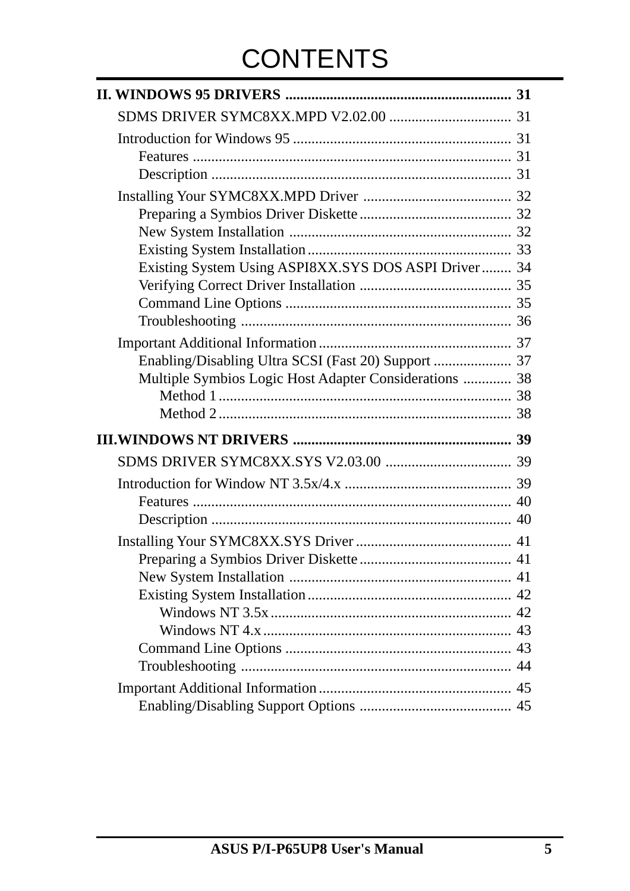# CONTENTS

**II. WINDOWS 95 DRIVERS** ............................................................ **31**

SDMS DRIVER SYMC8XX.MPD V2.02.00 ................................ 31

Introduction for Windows 95 .......................................................... 31
- Features .................................................................................... 31
- Description ............................................................................... 31

Installing Your SYMC8XX.MPD Driver ....................................... 32
- Preparing a Symbios Driver Diskette ........................................ 32
- New System Installation ........................................................... 32
- Existing System Installation ...................................................... 33
- Existing System Using ASPI8XX.SYS DOS ASPI Driver ........ 34
- Verifying Correct Driver Installation ......................................... 35
- Command Line Options ............................................................ 35
- Troubleshooting ........................................................................ 36

Important Additional Information ................................................... 37
- Enabling/Disabling Ultra SCSI (Fast 20) Support ..................... 37
- Multiple Symbios Logic Host Adapter Considerations ............. 38
  - Method 1 ............................................................................. 38
  - Method 2 ............................................................................. 38

**III.WINDOWS NT DRIVERS** .......................................................... **39**

SDMS DRIVER SYMC8XX.SYS V2.03.00 .................................. 39

Introduction for Window NT 3.5x/4.x ............................................ 39
- Features .................................................................................... 40
- Description ............................................................................... 40

Installing Your SYMC8XX.SYS Driver .......................................... 41
- Preparing a Symbios Driver Diskette ........................................ 41
- New System Installation ........................................................... 41
- Existing System Installation ...................................................... 42
  - Windows NT 3.5x ................................................................ 42
  - Windows NT 4.x .................................................................. 43
- Command Line Options ............................................................ 43
- Troubleshooting ........................................................................ 44

Important Additional Information ................................................... 45
- Enabling/Disabling Support Options ......................................... 45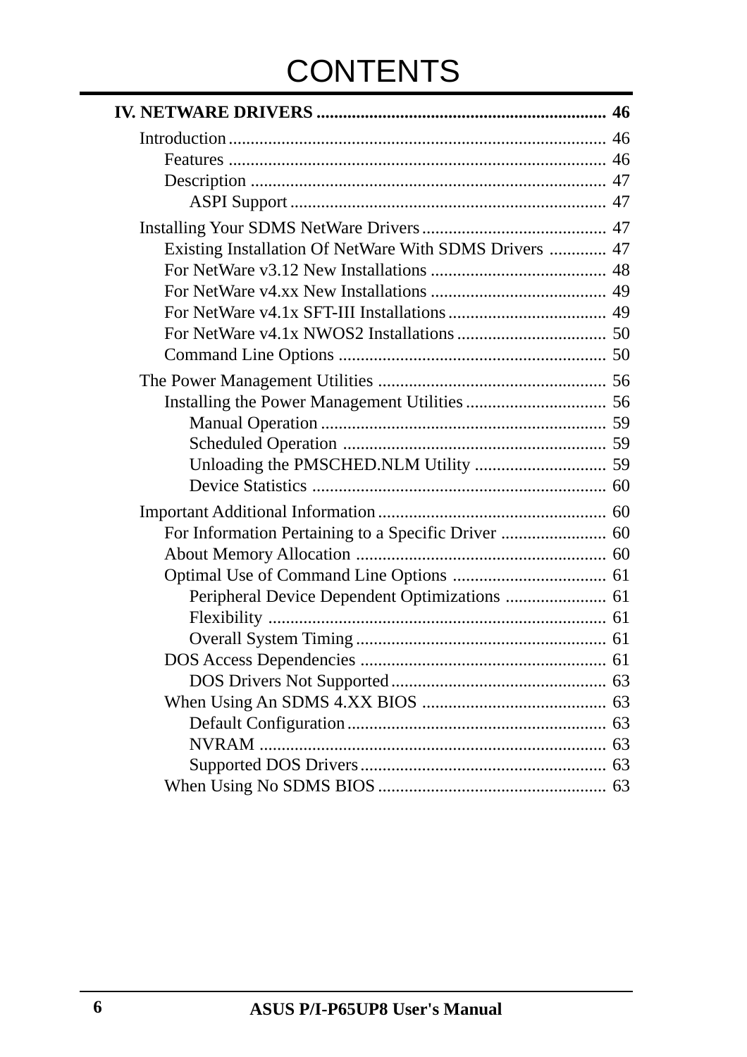# CONTENTS

**IV. NETWARE DRIVERS .................................................................. 46**

Introduction..................................................................................... 46

- Features ..................................................................................... 46
- Description ................................................................................ 47
  - ASPI Support ....................................................................... 47

Installing Your SDMS NetWare Drivers .......................................... 47

- Existing Installation Of NetWare With SDMS Drivers ............. 47
- For NetWare v3.12 New Installations ........................................ 48
- For NetWare v4.xx New Installations ........................................ 49
- For NetWare v4.1x SFT-III Installations .................................... 49
- For NetWare v4.1x NWOS2 Installations .................................. 50
- Command Line Options ............................................................ 50

The Power Management Utilities .................................................... 56

- Installing the Power Management Utilities ................................ 56
  - Manual Operation ................................................................ 59
  - Scheduled Operation ........................................................... 59
  - Unloading the PMSCHED.NLM Utility .............................. 59
  - Device Statistics .................................................................. 60

Important Additional Information .................................................... 60

- For Information Pertaining to a Specific Driver ........................ 60
- About Memory Allocation ......................................................... 60
- Optimal Use of Command Line Options ................................... 61
  - Peripheral Device Dependent Optimizations ....................... 61
  - Flexibility ............................................................................ 61
  - Overall System Timing ........................................................ 61
- DOS Access Dependencies ........................................................ 61
  - DOS Drivers Not Supported ................................................ 63
- When Using An SDMS 4.XX BIOS .......................................... 63
  - Default Configuration .......................................................... 63
  - NVRAM .............................................................................. 63
  - Supported DOS Drivers ....................................................... 63
- When Using No SDMS BIOS .................................................... 63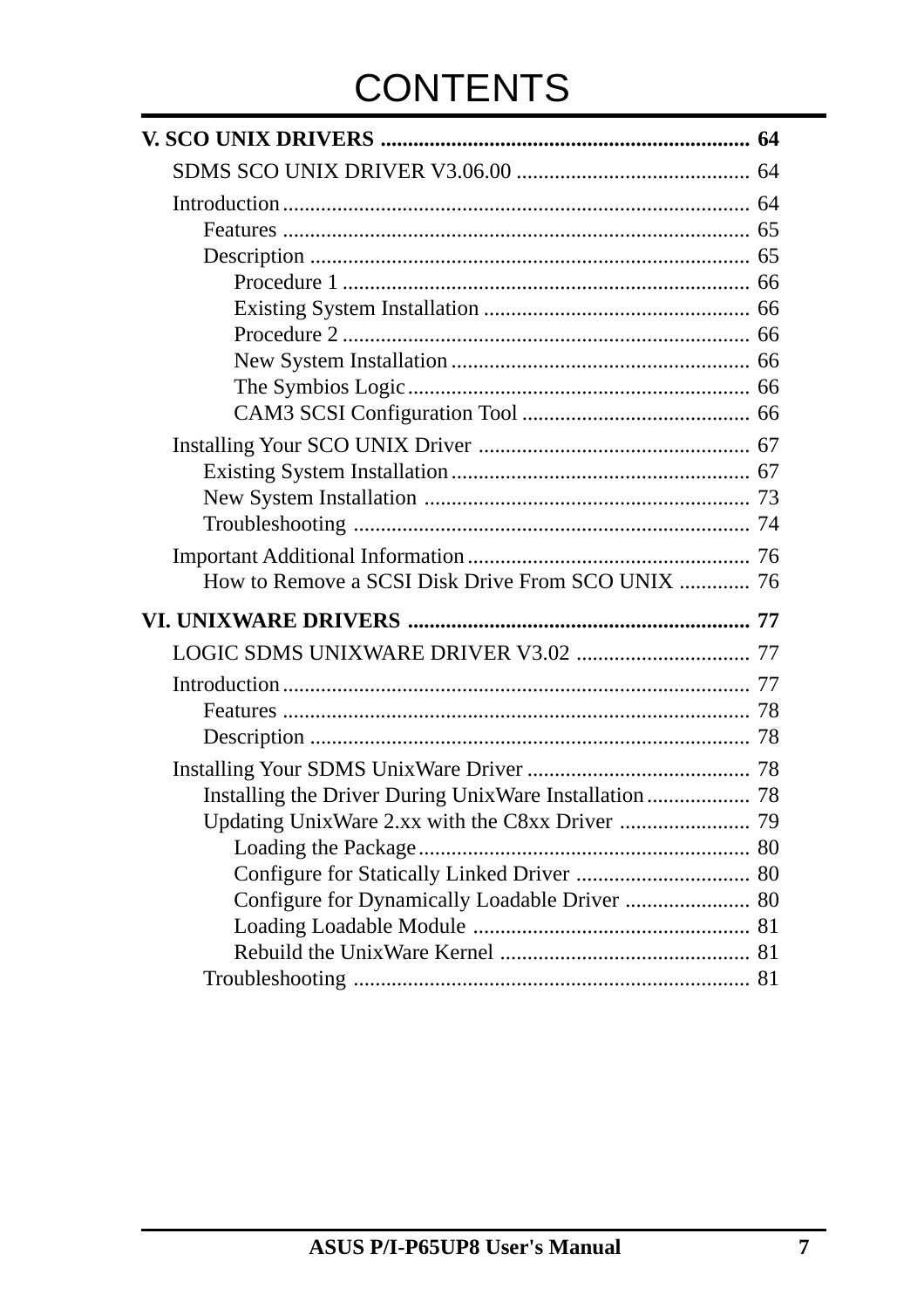# CONTENTS

**V. SCO UNIX DRIVERS .................................................................... 64**

SDMS SCO UNIX DRIVER V3.06.00 ........................................... 64

Introduction..................................................................................... 64
- Features ..................................................................................... 65
- Description ................................................................................ 65
  - Procedure 1 .......................................................................... 66
  - Existing System Installation ................................................ 66
  - Procedure 2 .......................................................................... 66
  - New System Installation ...................................................... 66
  - The Symbios Logic.............................................................. 66
  - CAM3 SCSI Configuration Tool .......................................... 66

Installing Your SCO UNIX Driver .................................................. 67
- Existing System Installation...................................................... 67
- New System Installation ........................................................... 73
- Troubleshooting ........................................................................ 74

Important Additional Information.................................................... 76
- How to Remove a SCSI Disk Drive From SCO UNIX ............. 76

**VI. UNIXWARE DRIVERS .............................................................. 77**

LOGIC SDMS UNIXWARE DRIVER V3.02 ................................ 77

Introduction..................................................................................... 77
- Features ..................................................................................... 78
- Description ................................................................................ 78

Installing Your SDMS UnixWare Driver ......................................... 78
- Installing the Driver During UnixWare Installation................... 78
- Updating UnixWare 2.xx with the C8xx Driver ........................ 79
  - Loading the Package............................................................ 80
  - Configure for Statically Linked Driver ................................ 80
  - Configure for Dynamically Loadable Driver ....................... 80
  - Loading Loadable Module ................................................... 81
  - Rebuild the UnixWare Kernel .............................................. 81
- Troubleshooting ........................................................................ 81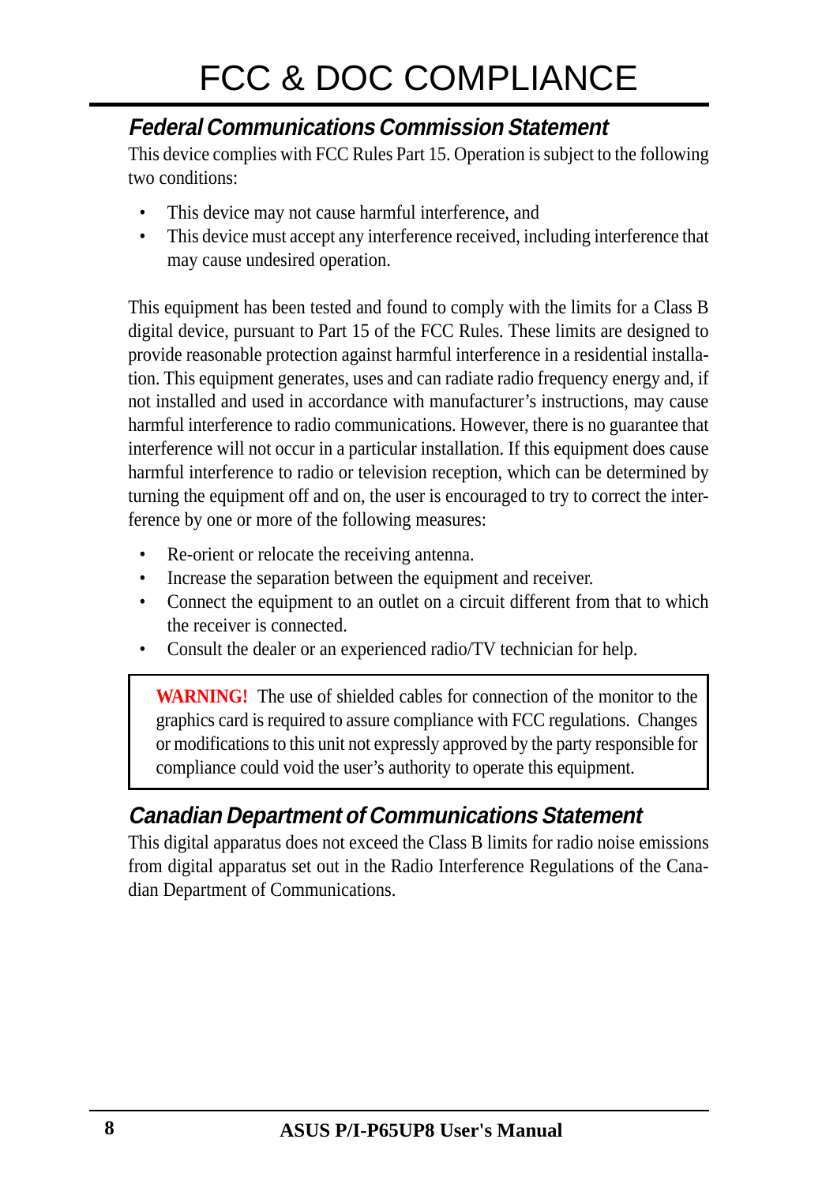# FCC & DOC COMPLIANCE

## *Federal Communications Commission Statement*

This device complies with FCC Rules Part 15. Operation is subject to the following two conditions:

- This device may not cause harmful interference, and
- This device must accept any interference received, including interference that may cause undesired operation.

This equipment has been tested and found to comply with the limits for a Class B digital device, pursuant to Part 15 of the FCC Rules. These limits are designed to provide reasonable protection against harmful interference in a residential installation. This equipment generates, uses and can radiate radio frequency energy and, if not installed and used in accordance with manufacturer's instructions, may cause harmful interference to radio communications. However, there is no guarantee that interference will not occur in a particular installation. If this equipment does cause harmful interference to radio or television reception, which can be determined by turning the equipment off and on, the user is encouraged to try to correct the interference by one or more of the following measures:

- Re-orient or relocate the receiving antenna.
- Increase the separation between the equipment and receiver.
- Connect the equipment to an outlet on a circuit different from that to which the receiver is connected.
- Consult the dealer or an experienced radio/TV technician for help.

> **WARNING!** The use of shielded cables for connection of the monitor to the graphics card is required to assure compliance with FCC regulations. Changes or modifications to this unit not expressly approved by the party responsible for compliance could void the user's authority to operate this equipment.

## *Canadian Department of Communications Statement*

This digital apparatus does not exceed the Class B limits for radio noise emissions from digital apparatus set out in the Radio Interference Regulations of the Canadian Department of Communications.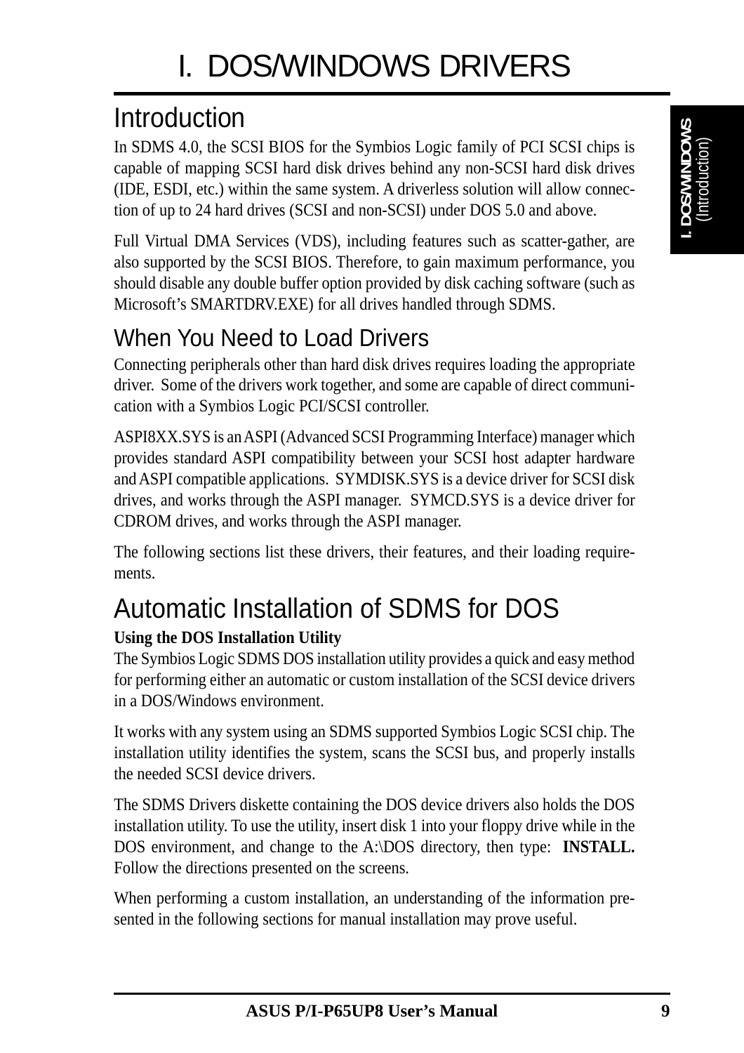# I. DOS/WINDOWS DRIVERS

## Introduction

In SDMS 4.0, the SCSI BIOS for the Symbios Logic family of PCI SCSI chips is capable of mapping SCSI hard disk drives behind any non-SCSI hard disk drives (IDE, ESDI, etc.) within the same system. A driverless solution will allow connection of up to 24 hard drives (SCSI and non-SCSI) under DOS 5.0 and above.

Full Virtual DMA Services (VDS), including features such as scatter-gather, are also supported by the SCSI BIOS. Therefore, to gain maximum performance, you should disable any double buffer option provided by disk caching software (such as Microsoft's SMARTDRV.EXE) for all drives handled through SDMS.

## When You Need to Load Drivers

Connecting peripherals other than hard disk drives requires loading the appropriate driver. Some of the drivers work together, and some are capable of direct communication with a Symbios Logic PCI/SCSI controller.

ASPI8XX.SYS is an ASPI (Advanced SCSI Programming Interface) manager which provides standard ASPI compatibility between your SCSI host adapter hardware and ASPI compatible applications. SYMDISK.SYS is a device driver for SCSI disk drives, and works through the ASPI manager. SYMCD.SYS is a device driver for CDROM drives, and works through the ASPI manager.

The following sections list these drivers, their features, and their loading requirements.

## Automatic Installation of SDMS for DOS

**Using the DOS Installation Utility**

The Symbios Logic SDMS DOS installation utility provides a quick and easy method for performing either an automatic or custom installation of the SCSI device drivers in a DOS/Windows environment.

It works with any system using an SDMS supported Symbios Logic SCSI chip. The installation utility identifies the system, scans the SCSI bus, and properly installs the needed SCSI device drivers.

The SDMS Drivers diskette containing the DOS device drivers also holds the DOS installation utility. To use the utility, insert disk 1 into your floppy drive while in the DOS environment, and change to the A:\DOS directory, then type: **INSTALL.** Follow the directions presented on the screens.

When performing a custom installation, an understanding of the information presented in the following sections for manual installation may prove useful.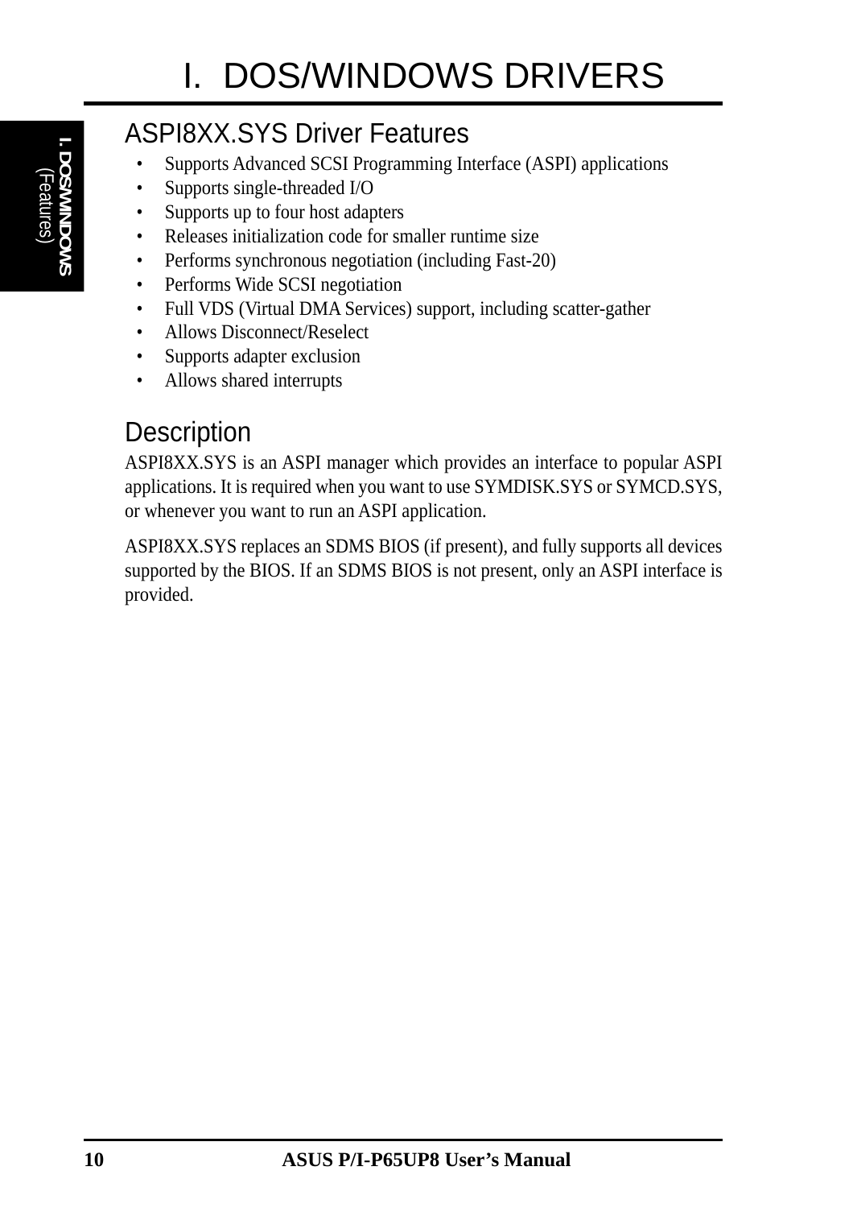# I. DOS/WINDOWS DRIVERS

## ASPI8XX.SYS Driver Features

- Supports Advanced SCSI Programming Interface (ASPI) applications
- Supports single-threaded I/O
- Supports up to four host adapters
- Releases initialization code for smaller runtime size
- Performs synchronous negotiation (including Fast-20)
- Performs Wide SCSI negotiation
- Full VDS (Virtual DMA Services) support, including scatter-gather
- Allows Disconnect/Reselect
- Supports adapter exclusion
- Allows shared interrupts

## Description

ASPI8XX.SYS is an ASPI manager which provides an interface to popular ASPI applications. It is required when you want to use SYMDISK.SYS or SYMCD.SYS, or whenever you want to run an ASPI application.

ASPI8XX.SYS replaces an SDMS BIOS (if present), and fully supports all devices supported by the BIOS. If an SDMS BIOS is not present, only an ASPI interface is provided.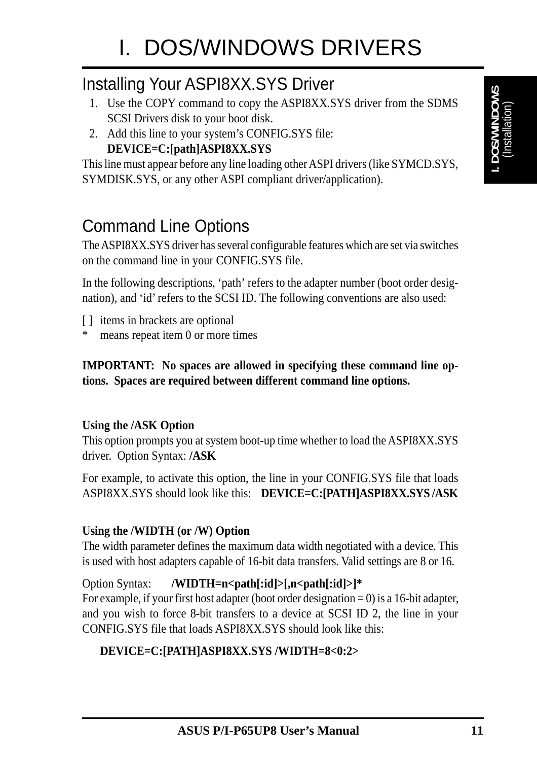# I. DOS/WINDOWS DRIVERS

## Installing Your ASPI8XX.SYS Driver

1. Use the COPY command to copy the ASPI8XX.SYS driver from the SDMS SCSI Drivers disk to your boot disk.
2. Add this line to your system's CONFIG.SYS file:
   **DEVICE=C:[path]ASPI8XX.SYS**

This line must appear before any line loading other ASPI drivers (like SYMCD.SYS, SYMDISK.SYS, or any other ASPI compliant driver/application).

## Command Line Options

The ASPI8XX.SYS driver has several configurable features which are set via switches on the command line in your CONFIG.SYS file.

In the following descriptions, 'path' refers to the adapter number (boot order designation), and 'id' refers to the SCSI ID. The following conventions are also used:

[ ] items in brackets are optional
* means repeat item 0 or more times

**IMPORTANT: No spaces are allowed in specifying these command line options. Spaces are required between different command line options.**

**Using the /ASK Option**
This option prompts you at system boot-up time whether to load the ASPI8XX.SYS driver. Option Syntax: **/ASK**

For example, to activate this option, the line in your CONFIG.SYS file that loads ASPI8XX.SYS should look like this: **DEVICE=C:[PATH]ASPI8XX.SYS /ASK**

**Using the /WIDTH (or /W) Option**
The width parameter defines the maximum data width negotiated with a device. This is used with host adapters capable of 16-bit data transfers. Valid settings are 8 or 16.

Option Syntax: **/WIDTH=n<path[:id]>[,n<path[:id]>]***
For example, if your first host adapter (boot order designation = 0) is a 16-bit adapter, and you wish to force 8-bit transfers to a device at SCSI ID 2, the line in your CONFIG.SYS file that loads ASPI8XX.SYS should look like this:

**DEVICE=C:[PATH]ASPI8XX.SYS /WIDTH=8<0:2>**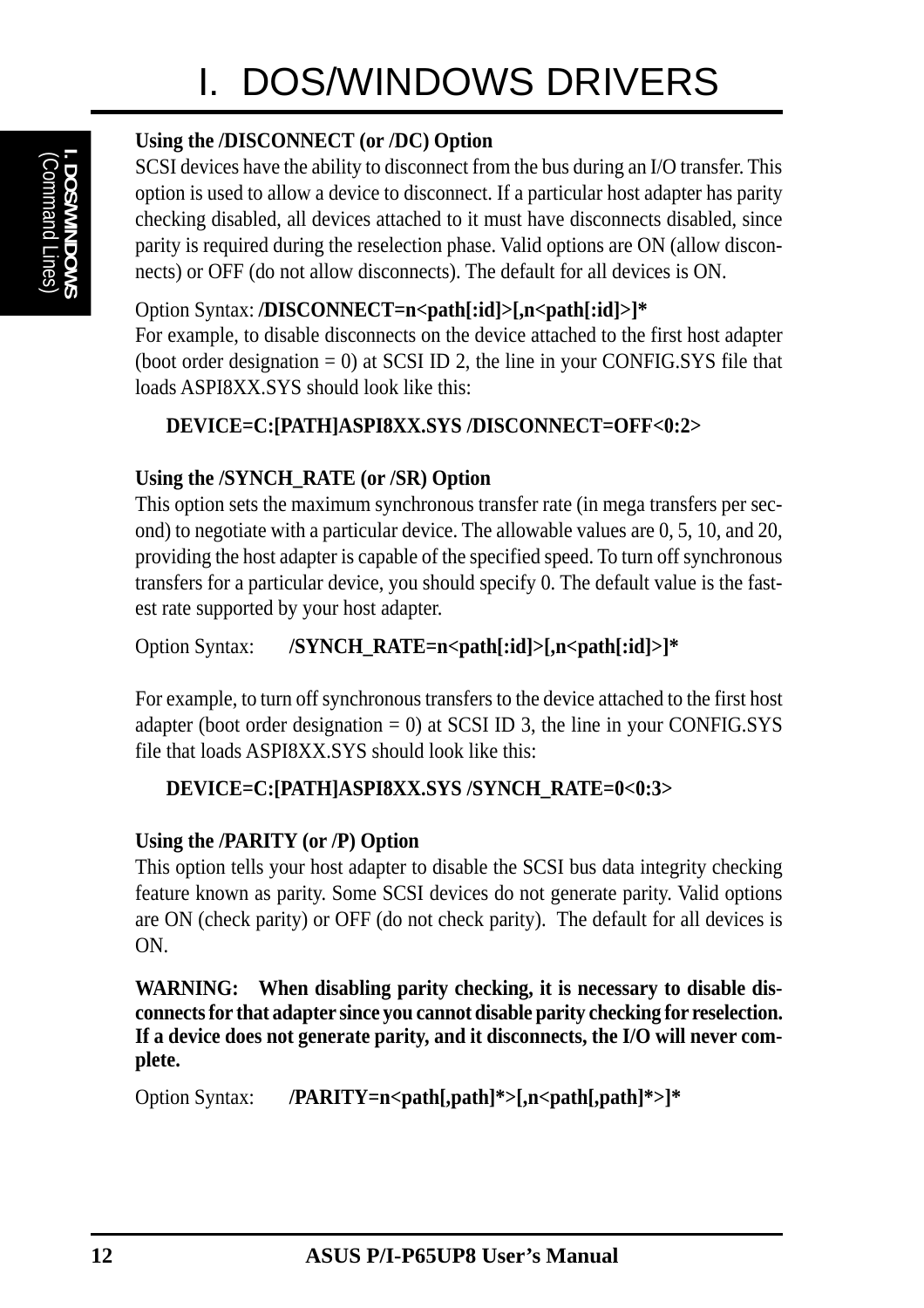# I. DOS/WINDOWS DRIVERS

**Using the /DISCONNECT (or /DC) Option**

SCSI devices have the ability to disconnect from the bus during an I/O transfer. This option is used to allow a device to disconnect. If a particular host adapter has parity checking disabled, all devices attached to it must have disconnects disabled, since parity is required during the reselection phase. Valid options are ON (allow disconnects) or OFF (do not allow disconnects). The default for all devices is ON.

Option Syntax: **/DISCONNECT=n<path[:id]>[,n<path[:id]>]***

For example, to disable disconnects on the device attached to the first host adapter (boot order designation = 0) at SCSI ID 2, the line in your CONFIG.SYS file that loads ASPI8XX.SYS should look like this:

**DEVICE=C:[PATH]ASPI8XX.SYS /DISCONNECT=OFF<0:2>**

**Using the /SYNCH_RATE (or /SR) Option**

This option sets the maximum synchronous transfer rate (in mega transfers per second) to negotiate with a particular device. The allowable values are 0, 5, 10, and 20, providing the host adapter is capable of the specified speed. To turn off synchronous transfers for a particular device, you should specify 0. The default value is the fastest rate supported by your host adapter.

Option Syntax: **/SYNCH_RATE=n<path[:id]>[,n<path[:id]>]***

For example, to turn off synchronous transfers to the device attached to the first host adapter (boot order designation = 0) at SCSI ID 3, the line in your CONFIG.SYS file that loads ASPI8XX.SYS should look like this:

**DEVICE=C:[PATH]ASPI8XX.SYS /SYNCH_RATE=0<0:3>**

**Using the /PARITY (or /P) Option**

This option tells your host adapter to disable the SCSI bus data integrity checking feature known as parity. Some SCSI devices do not generate parity. Valid options are ON (check parity) or OFF (do not check parity). The default for all devices is ON.

**WARNING: When disabling parity checking, it is necessary to disable disconnects for that adapter since you cannot disable parity checking for reselection. If a device does not generate parity, and it disconnects, the I/O will never complete.**

Option Syntax: **/PARITY=n<path[,path]*>[,n<path[,path]*>]***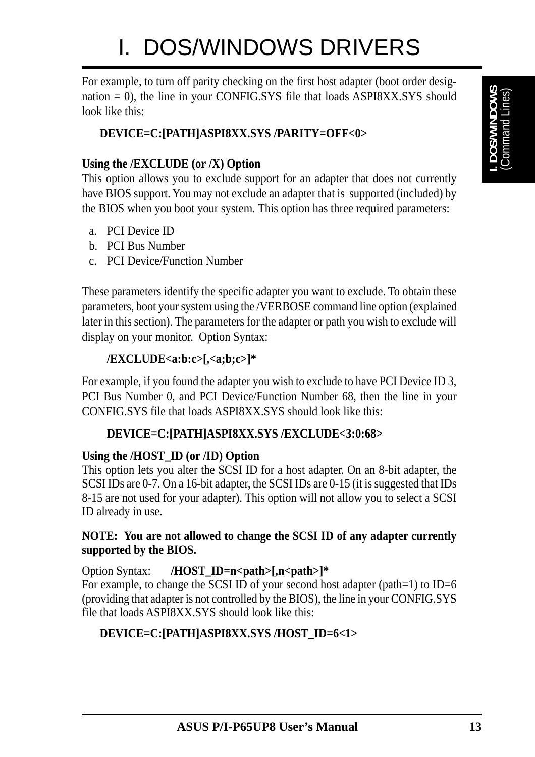# I. DOS/WINDOWS DRIVERS

For example, to turn off parity checking on the first host adapter (boot order designation = 0), the line in your CONFIG.SYS file that loads ASPI8XX.SYS should look like this:

**DEVICE=C:[PATH]ASPI8XX.SYS /PARITY=OFF<0>**

**Using the /EXCLUDE (or /X) Option**

This option allows you to exclude support for an adapter that does not currently have BIOS support. You may not exclude an adapter that is supported (included) by the BIOS when you boot your system. This option has three required parameters:

a. PCI Device ID
b. PCI Bus Number
c. PCI Device/Function Number

These parameters identify the specific adapter you want to exclude. To obtain these parameters, boot your system using the /VERBOSE command line option (explained later in this section). The parameters for the adapter or path you wish to exclude will display on your monitor. Option Syntax:

**/EXCLUDE<a:b:c>[,<a;b;c>]***

For example, if you found the adapter you wish to exclude to have PCI Device ID 3, PCI Bus Number 0, and PCI Device/Function Number 68, then the line in your CONFIG.SYS file that loads ASPI8XX.SYS should look like this:

**DEVICE=C:[PATH]ASPI8XX.SYS /EXCLUDE<3:0:68>**

**Using the /HOST_ID (or /ID) Option**

This option lets you alter the SCSI ID for a host adapter. On an 8-bit adapter, the SCSI IDs are 0-7. On a 16-bit adapter, the SCSI IDs are 0-15 (it is suggested that IDs 8-15 are not used for your adapter). This option will not allow you to select a SCSI ID already in use.

**NOTE: You are not allowed to change the SCSI ID of any adapter currently supported by the BIOS.**

Option Syntax: **/HOST_ID=n<path>[,n<path>]***

For example, to change the SCSI ID of your second host adapter (path=1) to ID=6 (providing that adapter is not controlled by the BIOS), the line in your CONFIG.SYS file that loads ASPI8XX.SYS should look like this:

**DEVICE=C:[PATH]ASPI8XX.SYS /HOST_ID=6<1>**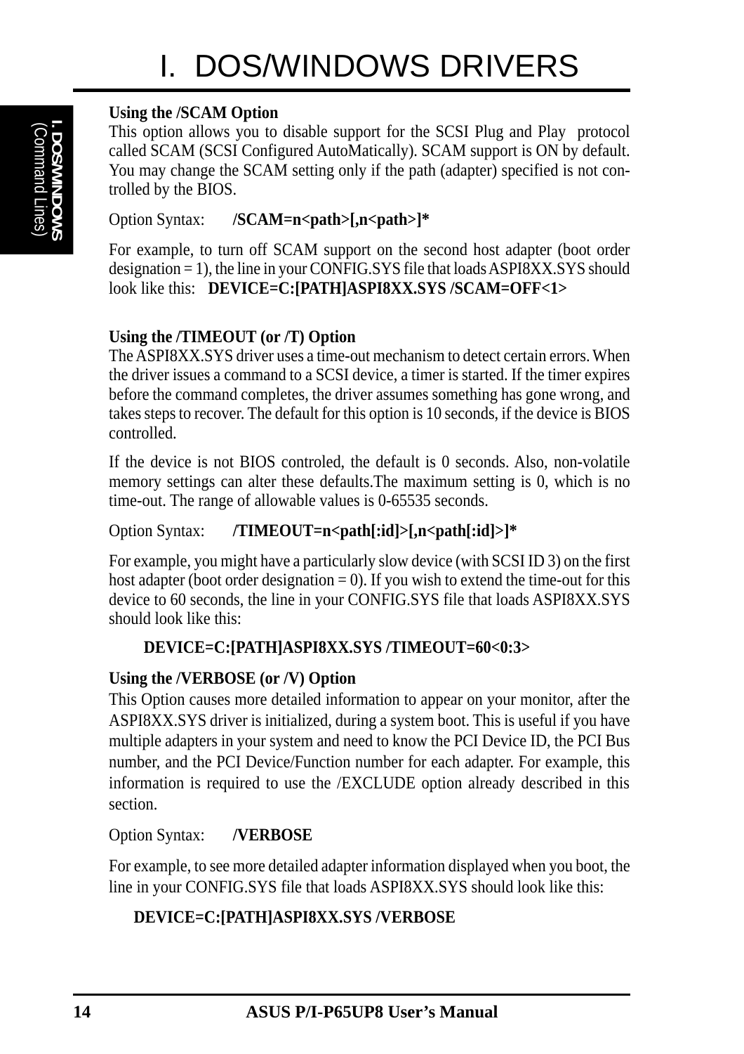### Using the /SCAM Option

This option allows you to disable support for the SCSI Plug and Play protocol called SCAM (SCSI Configured AutoMatically). SCAM support is ON by default. You may change the SCAM setting only if the path (adapter) specified is not controlled by the BIOS.

Option Syntax: **/SCAM=n<path>[,n<path>]***

For example, to turn off SCAM support on the second host adapter (boot order designation = 1), the line in your CONFIG.SYS file that loads ASPI8XX.SYS should look like this: **DEVICE=C:[PATH]ASPI8XX.SYS /SCAM=OFF<1>**

### Using the /TIMEOUT (or /T) Option

The ASPI8XX.SYS driver uses a time-out mechanism to detect certain errors. When the driver issues a command to a SCSI device, a timer is started. If the timer expires before the command completes, the driver assumes something has gone wrong, and takes steps to recover. The default for this option is 10 seconds, if the device is BIOS controlled.

If the device is not BIOS controled, the default is 0 seconds. Also, non-volatile memory settings can alter these defaults.The maximum setting is 0, which is no time-out. The range of allowable values is 0-65535 seconds.

Option Syntax: **/TIMEOUT=n<path[:id]>[,n<path[:id]>]***

For example, you might have a particularly slow device (with SCSI ID 3) on the first host adapter (boot order designation = 0). If you wish to extend the time-out for this device to 60 seconds, the line in your CONFIG.SYS file that loads ASPI8XX.SYS should look like this:

**DEVICE=C:[PATH]ASPI8XX.SYS /TIMEOUT=60<0:3>**

### Using the /VERBOSE (or /V) Option

This Option causes more detailed information to appear on your monitor, after the ASPI8XX.SYS driver is initialized, during a system boot. This is useful if you have multiple adapters in your system and need to know the PCI Device ID, the PCI Bus number, and the PCI Device/Function number for each adapter. For example, this information is required to use the /EXCLUDE option already described in this section.

Option Syntax: **/VERBOSE**

For example, to see more detailed adapter information displayed when you boot, the line in your CONFIG.SYS file that loads ASPI8XX.SYS should look like this:

**DEVICE=C:[PATH]ASPI8XX.SYS /VERBOSE**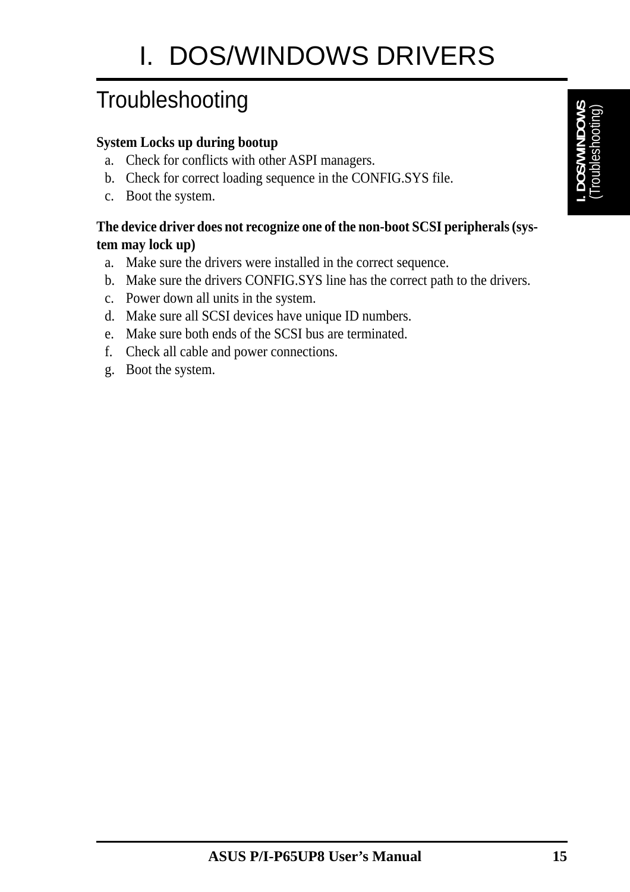# I. DOS/WINDOWS DRIVERS

## Troubleshooting

**System Locks up during bootup**

a. Check for conflicts with other ASPI managers.
b. Check for correct loading sequence in the CONFIG.SYS file.
c. Boot the system.

**The device driver does not recognize one of the non-boot SCSI peripherals (system may lock up)**

a. Make sure the drivers were installed in the correct sequence.
b. Make sure the drivers CONFIG.SYS line has the correct path to the drivers.
c. Power down all units in the system.
d. Make sure all SCSI devices have unique ID numbers.
e. Make sure both ends of the SCSI bus are terminated.
f. Check all cable and power connections.
g. Boot the system.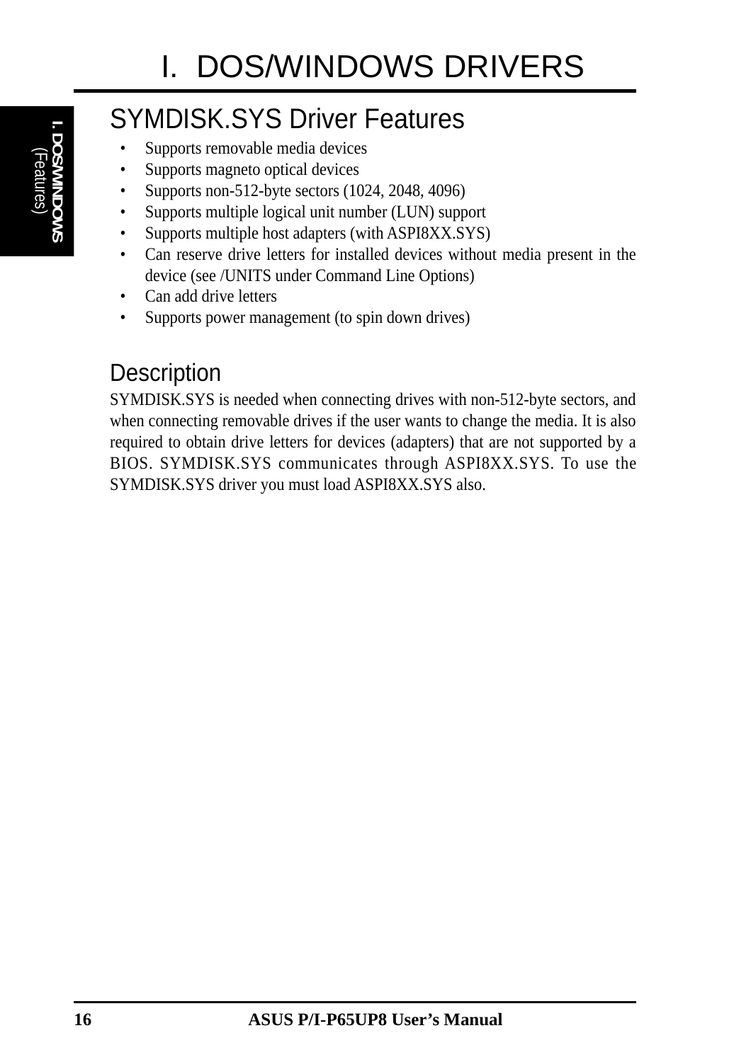# SYMDISK.SYS Driver Features

- Supports removable media devices
- Supports magneto optical devices
- Supports non-512-byte sectors (1024, 2048, 4096)
- Supports multiple logical unit number (LUN) support
- Supports multiple host adapters (with ASPI8XX.SYS)
- Can reserve drive letters for installed devices without media present in the device (see /UNITS under Command Line Options)
- Can add drive letters
- Supports power management (to spin down drives)

## Description

SYMDISK.SYS is needed when connecting drives with non-512-byte sectors, and when connecting removable drives if the user wants to change the media. It is also required to obtain drive letters for devices (adapters) that are not supported by a BIOS. SYMDISK.SYS communicates through ASPI8XX.SYS. To use the SYMDISK.SYS driver you must load ASPI8XX.SYS also.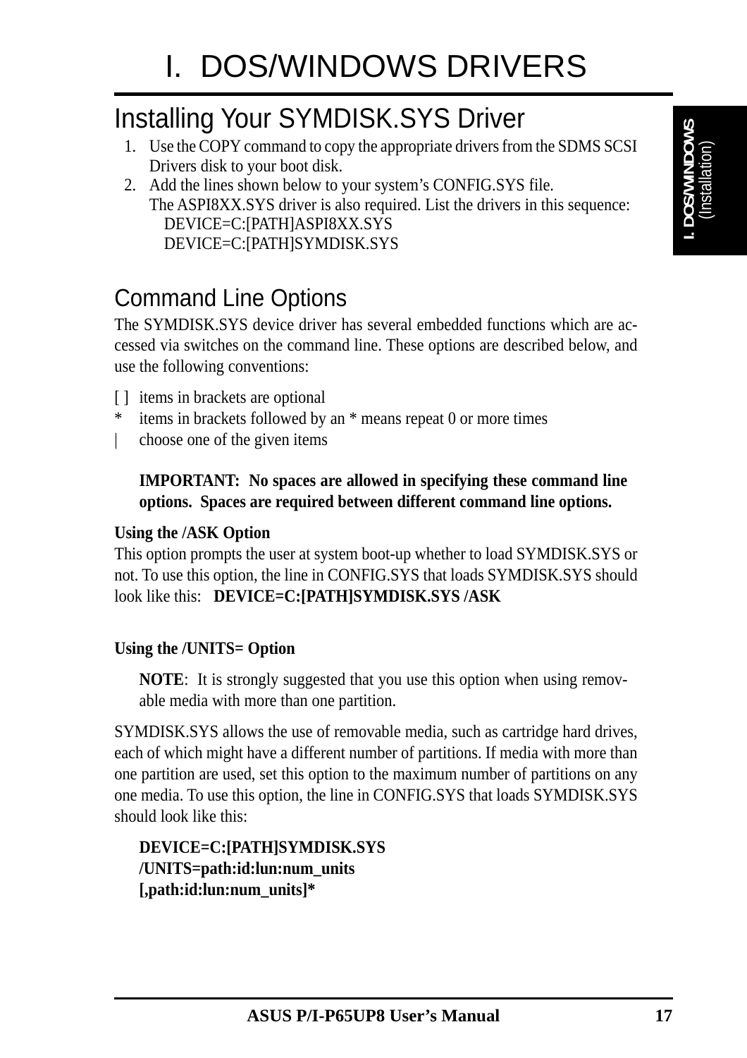# I. DOS/WINDOWS DRIVERS

## Installing Your SYMDISK.SYS Driver

1. Use the COPY command to copy the appropriate drivers from the SDMS SCSI Drivers disk to your boot disk.
2. Add the lines shown below to your system's CONFIG.SYS file.
   The ASPI8XX.SYS driver is also required. List the drivers in this sequence:
   DEVICE=C:[PATH]ASPI8XX.SYS
   DEVICE=C:[PATH]SYMDISK.SYS

## Command Line Options

The SYMDISK.SYS device driver has several embedded functions which are accessed via switches on the command line. These options are described below, and use the following conventions:

[ ] items in brackets are optional
* items in brackets followed by an * means repeat 0 or more times
| choose one of the given items

> **IMPORTANT: No spaces are allowed in specifying these command line options. Spaces are required between different command line options.**

**Using the /ASK Option**

This option prompts the user at system boot-up whether to load SYMDISK.SYS or not. To use this option, the line in CONFIG.SYS that loads SYMDISK.SYS should look like this: **DEVICE=C:[PATH]SYMDISK.SYS /ASK**

**Using the /UNITS= Option**

> **NOTE**: It is strongly suggested that you use this option when using removable media with more than one partition.

SYMDISK.SYS allows the use of removable media, such as cartridge hard drives, each of which might have a different number of partitions. If media with more than one partition are used, set this option to the maximum number of partitions on any one media. To use this option, the line in CONFIG.SYS that loads SYMDISK.SYS should look like this:

**DEVICE=C:[PATH]SYMDISK.SYS**
**/UNITS=path:id:lun:num_units**
**[,path:id:lun:num_units]***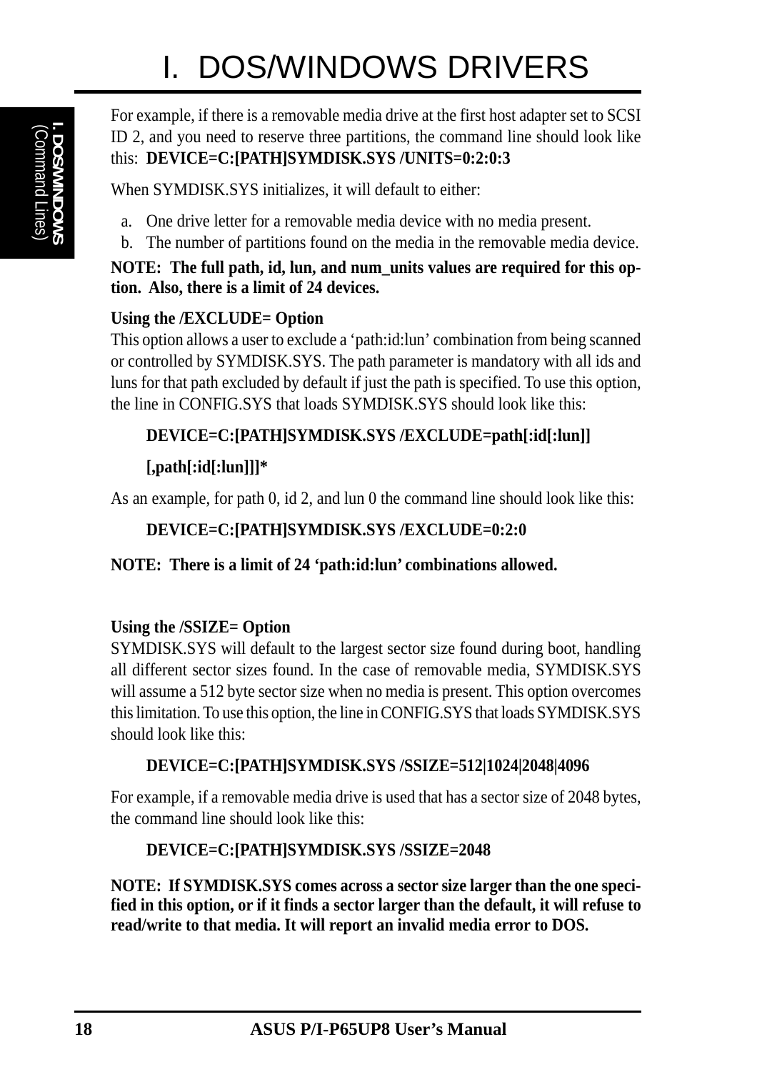For example, if there is a removable media drive at the first host adapter set to SCSI ID 2, and you need to reserve three partitions, the command line should look like this: **DEVICE=C:[PATH]SYMDISK.SYS /UNITS=0:2:0:3**

When SYMDISK.SYS initializes, it will default to either:

a. One drive letter for a removable media device with no media present.
b. The number of partitions found on the media in the removable media device.

**NOTE: The full path, id, lun, and num_units values are required for this option. Also, there is a limit of 24 devices.**

**Using the /EXCLUDE= Option**

This option allows a user to exclude a 'path:id:lun' combination from being scanned or controlled by SYMDISK.SYS. The path parameter is mandatory with all ids and luns for that path excluded by default if just the path is specified. To use this option, the line in CONFIG.SYS that loads SYMDISK.SYS should look like this:

**DEVICE=C:[PATH]SYMDISK.SYS /EXCLUDE=path[:id[:lun]]**

**[,path[:id[:lun]]]***

As an example, for path 0, id 2, and lun 0 the command line should look like this:

**DEVICE=C:[PATH]SYMDISK.SYS /EXCLUDE=0:2:0**

**NOTE: There is a limit of 24 'path:id:lun' combinations allowed.**

**Using the /SSIZE= Option**

SYMDISK.SYS will default to the largest sector size found during boot, handling all different sector sizes found. In the case of removable media, SYMDISK.SYS will assume a 512 byte sector size when no media is present. This option overcomes this limitation. To use this option, the line in CONFIG.SYS that loads SYMDISK.SYS should look like this:

**DEVICE=C:[PATH]SYMDISK.SYS /SSIZE=512|1024|2048|4096**

For example, if a removable media drive is used that has a sector size of 2048 bytes, the command line should look like this:

**DEVICE=C:[PATH]SYMDISK.SYS /SSIZE=2048**

**NOTE: If SYMDISK.SYS comes across a sector size larger than the one specified in this option, or if it finds a sector larger than the default, it will refuse to read/write to that media. It will report an invalid media error to DOS.**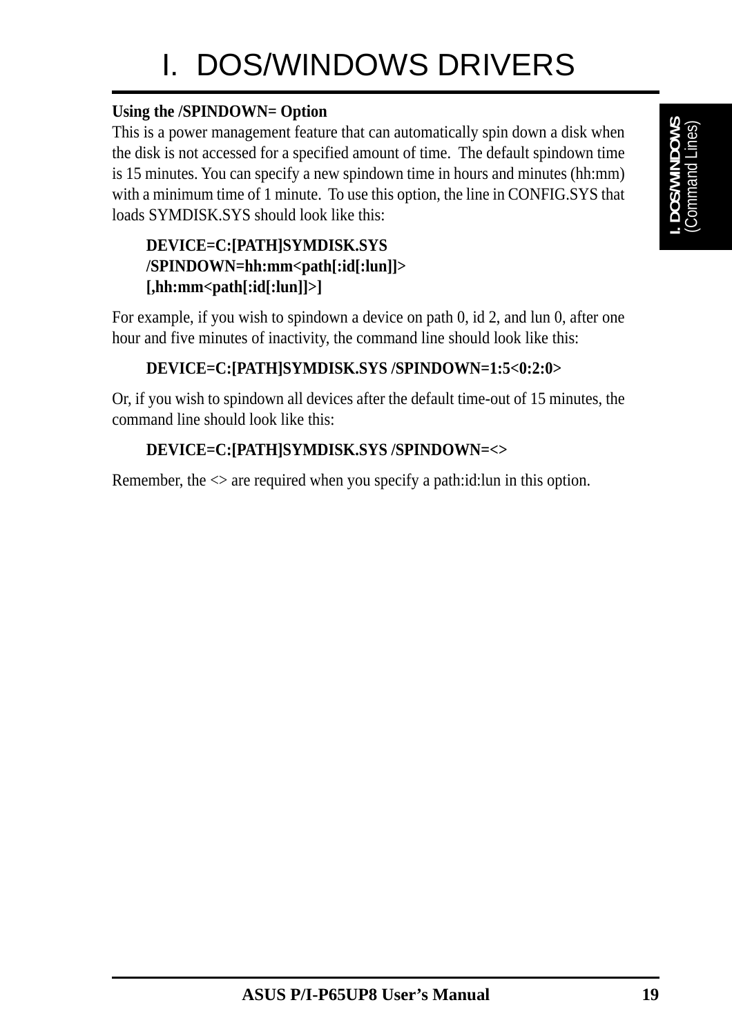# I. DOS/WINDOWS DRIVERS

**Using the /SPINDOWN= Option**

This is a power management feature that can automatically spin down a disk when the disk is not accessed for a specified amount of time. The default spindown time is 15 minutes. You can specify a new spindown time in hours and minutes (hh:mm) with a minimum time of 1 minute. To use this option, the line in CONFIG.SYS that loads SYMDISK.SYS should look like this:

**DEVICE=C:[PATH]SYMDISK.SYS /SPINDOWN=hh:mm<path[:id[:lun]]> [,hh:mm<path[:id[:lun]]>]**

For example, if you wish to spindown a device on path 0, id 2, and lun 0, after one hour and five minutes of inactivity, the command line should look like this:

**DEVICE=C:[PATH]SYMDISK.SYS /SPINDOWN=1:5<0:2:0>**

Or, if you wish to spindown all devices after the default time-out of 15 minutes, the command line should look like this:

**DEVICE=C:[PATH]SYMDISK.SYS /SPINDOWN=<>**

Remember, the <> are required when you specify a path:id:lun in this option.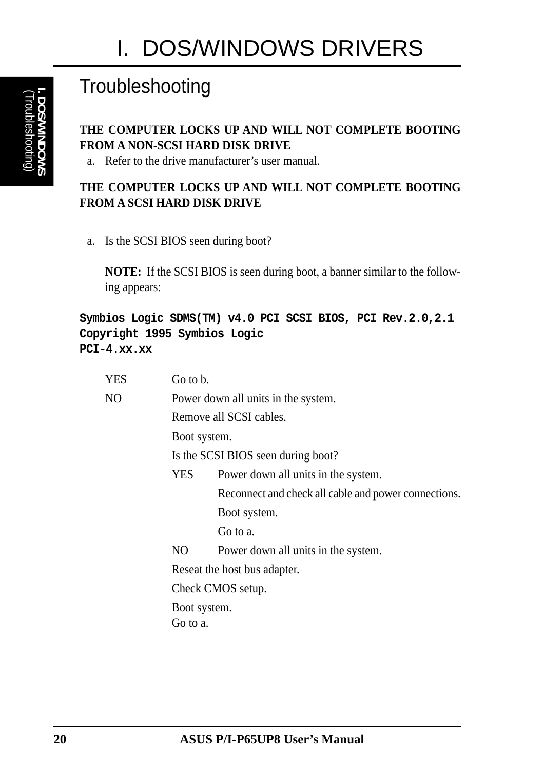# I. DOS/WINDOWS DRIVERS

## Troubleshooting

**THE COMPUTER LOCKS UP AND WILL NOT COMPLETE BOOTING FROM A NON-SCSI HARD DISK DRIVE**

a. Refer to the drive manufacturer's user manual.

**THE COMPUTER LOCKS UP AND WILL NOT COMPLETE BOOTING FROM A SCSI HARD DISK DRIVE**

a. Is the SCSI BIOS seen during boot?

**NOTE:** If the SCSI BIOS is seen during boot, a banner similar to the following appears:

```
Symbios Logic SDMS(TM) v4.0 PCI SCSI BIOS, PCI Rev.2.0,2.1
Copyright 1995 Symbios Logic
PCI-4.xx.xx
```

YES Go to b.

NO Power down all units in the system.
Remove all SCSI cables.
Boot system.
Is the SCSI BIOS seen during boot?

- YES Power down all units in the system.
  Reconnect and check all cable and power connections.
  Boot system.
  Go to a.
- NO Power down all units in the system.

Reseat the host bus adapter.
Check CMOS setup.
Boot system.
Go to a.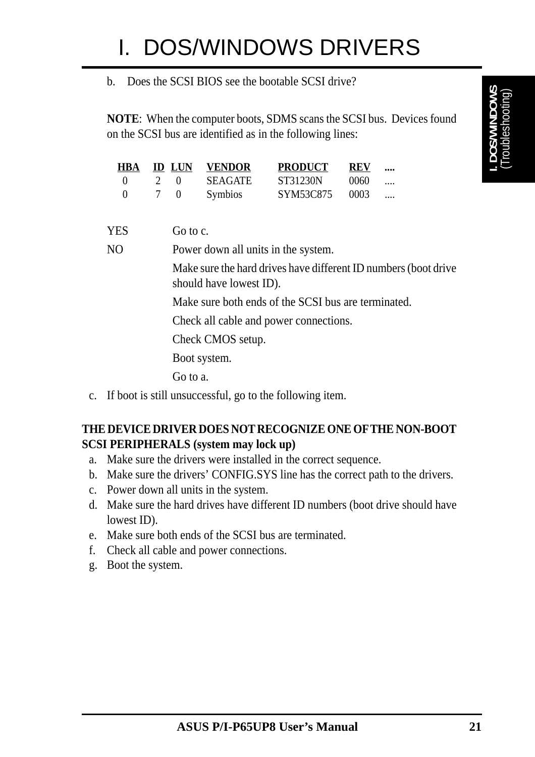# I. DOS/WINDOWS DRIVERS

b. Does the SCSI BIOS see the bootable SCSI drive?

**NOTE**: When the computer boots, SDMS scans the SCSI bus. Devices found on the SCSI bus are identified as in the following lines:

| HBA | ID | LUN | VENDOR | PRODUCT | REV | .... |
|---|---|---|---|---|---|---|
| 0 | 2 | 0 | SEAGATE | ST31230N | 0060 | .... |
| 0 | 7 | 0 | Symbios | SYM53C875 | 0003 | .... |

YES Go to c.

NO Power down all units in the system.

Make sure the hard drives have different ID numbers (boot drive should have lowest ID).

Make sure both ends of the SCSI bus are terminated.

Check all cable and power connections.

Check CMOS setup.

Boot system.

Go to a.

c. If boot is still unsuccessful, go to the following item.

**THE DEVICE DRIVER DOES NOT RECOGNIZE ONE OF THE NON-BOOT SCSI PERIPHERALS (system may lock up)**

a. Make sure the drivers were installed in the correct sequence.
b. Make sure the drivers' CONFIG.SYS line has the correct path to the drivers.
c. Power down all units in the system.
d. Make sure the hard drives have different ID numbers (boot drive should have lowest ID).
e. Make sure both ends of the SCSI bus are terminated.
f. Check all cable and power connections.
g. Boot the system.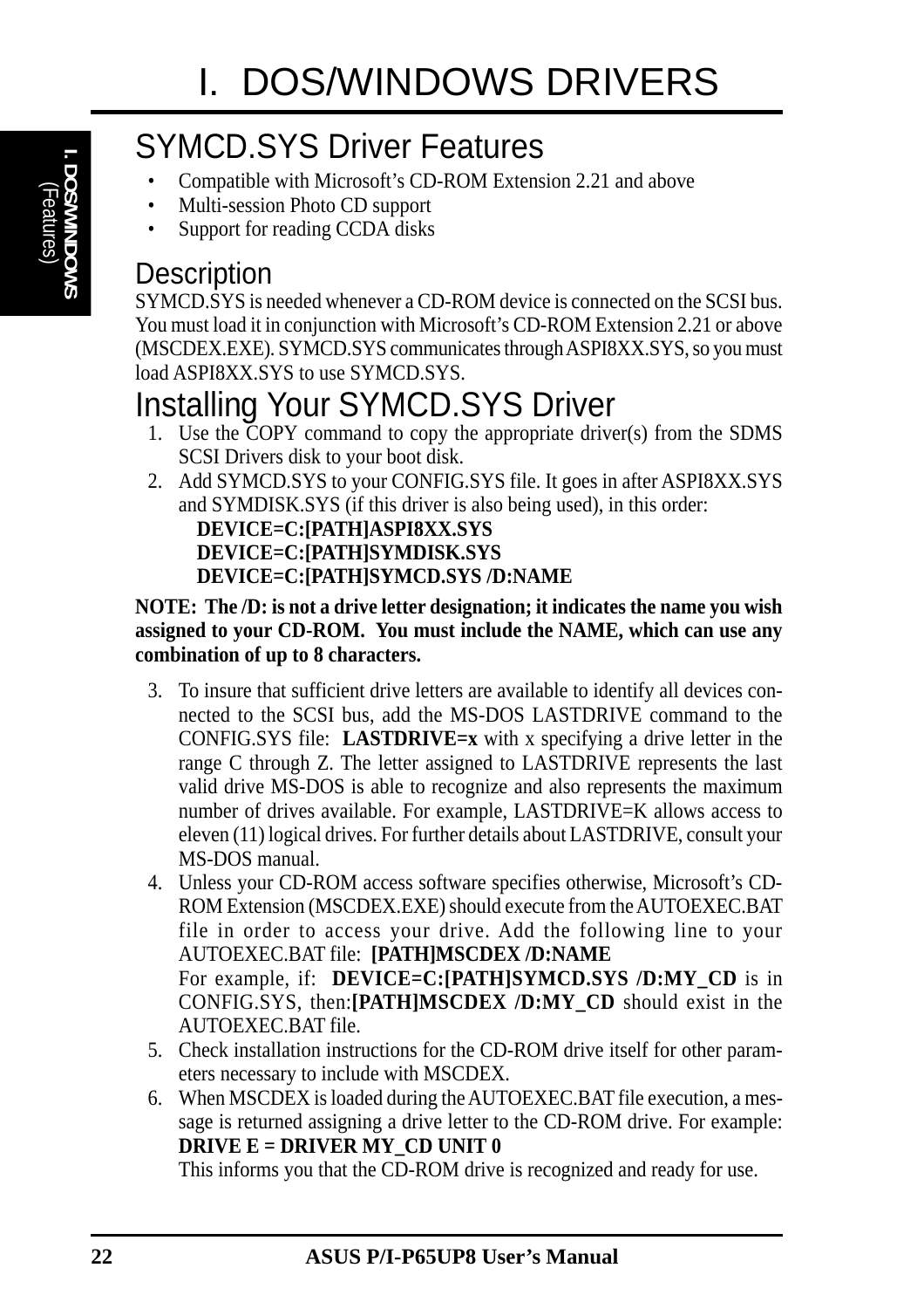# I. DOS/WINDOWS DRIVERS

## SYMCD.SYS Driver Features

- Compatible with Microsoft's CD-ROM Extension 2.21 and above
- Multi-session Photo CD support
- Support for reading CCDA disks

### Description

SYMCD.SYS is needed whenever a CD-ROM device is connected on the SCSI bus. You must load it in conjunction with Microsoft's CD-ROM Extension 2.21 or above (MSCDEX.EXE). SYMCD.SYS communicates through ASPI8XX.SYS, so you must load ASPI8XX.SYS to use SYMCD.SYS.

## Installing Your SYMCD.SYS Driver

1. Use the COPY command to copy the appropriate driver(s) from the SDMS SCSI Drivers disk to your boot disk.
2. Add SYMCD.SYS to your CONFIG.SYS file. It goes in after ASPI8XX.SYS and SYMDISK.SYS (if this driver is also being used), in this order:
   **DEVICE=C:[PATH]ASPI8XX.SYS**
   **DEVICE=C:[PATH]SYMDISK.SYS**
   **DEVICE=C:[PATH]SYMCD.SYS /D:NAME**

**NOTE: The /D: is not a drive letter designation; it indicates the name you wish assigned to your CD-ROM. You must include the NAME, which can use any combination of up to 8 characters.**

3. To insure that sufficient drive letters are available to identify all devices connected to the SCSI bus, add the MS-DOS LASTDRIVE command to the CONFIG.SYS file: **LASTDRIVE=x** with x specifying a drive letter in the range C through Z. The letter assigned to LASTDRIVE represents the last valid drive MS-DOS is able to recognize and also represents the maximum number of drives available. For example, LASTDRIVE=K allows access to eleven (11) logical drives. For further details about LASTDRIVE, consult your MS-DOS manual.
4. Unless your CD-ROM access software specifies otherwise, Microsoft's CD-ROM Extension (MSCDEX.EXE) should execute from the AUTOEXEC.BAT file in order to access your drive. Add the following line to your AUTOEXEC.BAT file: **[PATH]MSCDEX /D:NAME**
   For example, if: **DEVICE=C:[PATH]SYMCD.SYS /D:MY_CD** is in CONFIG.SYS, then:**[PATH]MSCDEX /D:MY_CD** should exist in the AUTOEXEC.BAT file.
5. Check installation instructions for the CD-ROM drive itself for other parameters necessary to include with MSCDEX.
6. When MSCDEX is loaded during the AUTOEXEC.BAT file execution, a message is returned assigning a drive letter to the CD-ROM drive. For example: **DRIVE E = DRIVER MY_CD UNIT 0**
   This informs you that the CD-ROM drive is recognized and ready for use.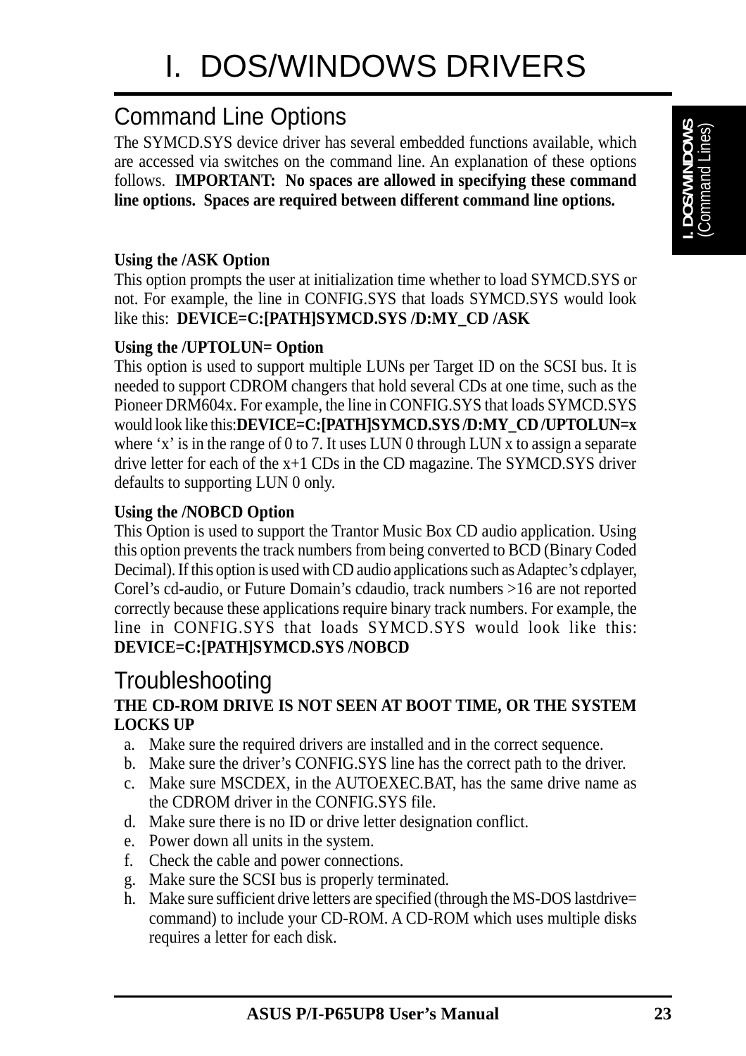# I. DOS/WINDOWS DRIVERS

## Command Line Options

The SYMCD.SYS device driver has several embedded functions available, which are accessed via switches on the command line. An explanation of these options follows. **IMPORTANT: No spaces are allowed in specifying these command line options. Spaces are required between different command line options.**

**Using the /ASK Option**

This option prompts the user at initialization time whether to load SYMCD.SYS or not. For example, the line in CONFIG.SYS that loads SYMCD.SYS would look like this: **DEVICE=C:[PATH]SYMCD.SYS /D:MY_CD /ASK**

**Using the /UPTOLUN= Option**

This option is used to support multiple LUNs per Target ID on the SCSI bus. It is needed to support CDROM changers that hold several CDs at one time, such as the Pioneer DRM604x. For example, the line in CONFIG.SYS that loads SYMCD.SYS would look like this:**DEVICE=C:[PATH]SYMCD.SYS /D:MY_CD /UPTOLUN=x** where 'x' is in the range of 0 to 7. It uses LUN 0 through LUN x to assign a separate drive letter for each of the x+1 CDs in the CD magazine. The SYMCD.SYS driver defaults to supporting LUN 0 only.

**Using the /NOBCD Option**

This Option is used to support the Trantor Music Box CD audio application. Using this option prevents the track numbers from being converted to BCD (Binary Coded Decimal). If this option is used with CD audio applications such as Adaptec's cdplayer, Corel's cd-audio, or Future Domain's cdaudio, track numbers >16 are not reported correctly because these applications require binary track numbers. For example, the line in CONFIG.SYS that loads SYMCD.SYS would look like this: **DEVICE=C:[PATH]SYMCD.SYS /NOBCD**

## Troubleshooting

**THE CD-ROM DRIVE IS NOT SEEN AT BOOT TIME, OR THE SYSTEM LOCKS UP**

a. Make sure the required drivers are installed and in the correct sequence.
b. Make sure the driver's CONFIG.SYS line has the correct path to the driver.
c. Make sure MSCDEX, in the AUTOEXEC.BAT, has the same drive name as the CDROM driver in the CONFIG.SYS file.
d. Make sure there is no ID or drive letter designation conflict.
e. Power down all units in the system.
f. Check the cable and power connections.
g. Make sure the SCSI bus is properly terminated.
h. Make sure sufficient drive letters are specified (through the MS-DOS lastdrive= command) to include your CD-ROM. A CD-ROM which uses multiple disks requires a letter for each disk.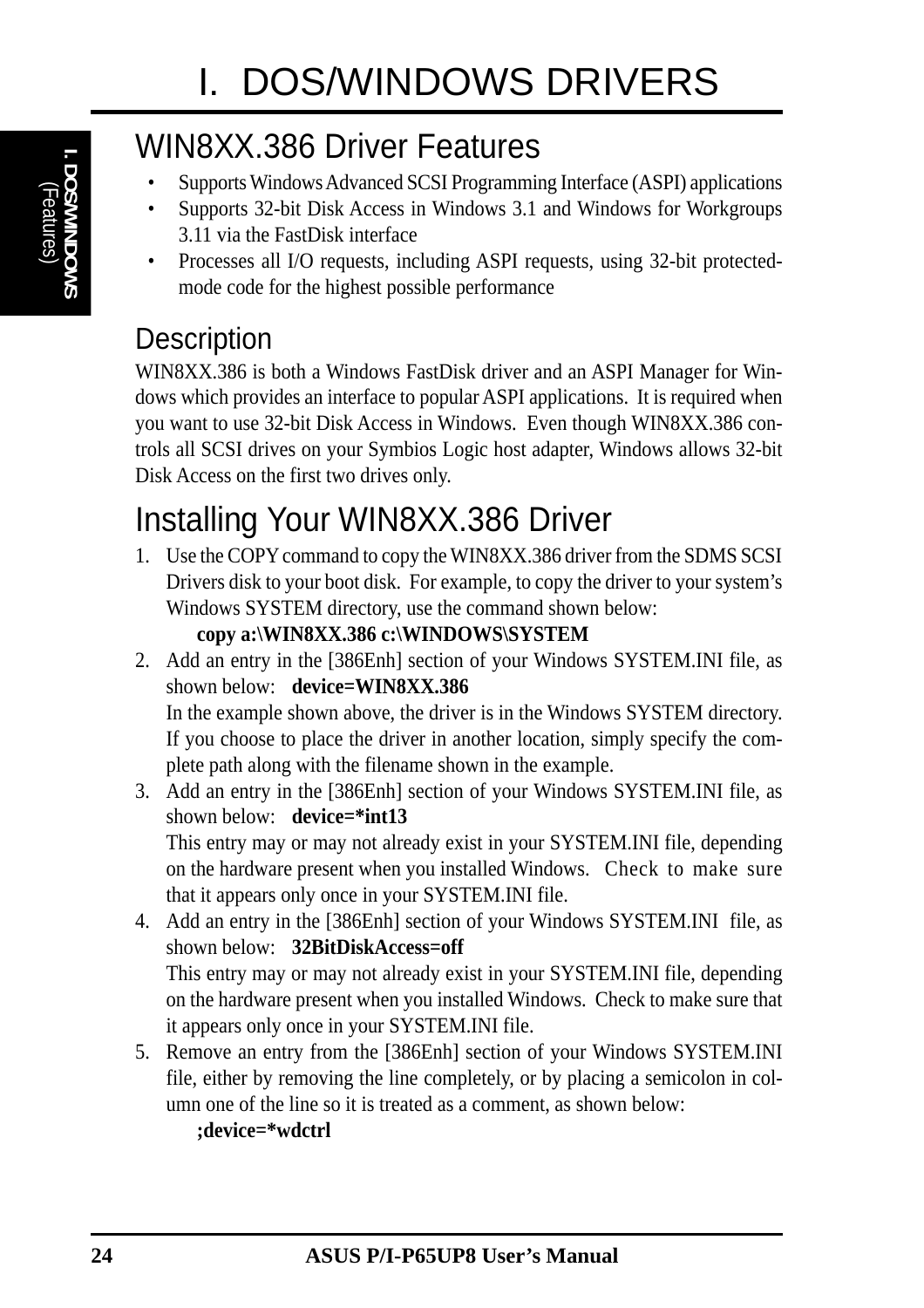# I. DOS/WINDOWS DRIVERS

## WIN8XX.386 Driver Features

- Supports Windows Advanced SCSI Programming Interface (ASPI) applications
- Supports 32-bit Disk Access in Windows 3.1 and Windows for Workgroups 3.11 via the FastDisk interface
- Processes all I/O requests, including ASPI requests, using 32-bit protected-mode code for the highest possible performance

### Description

WIN8XX.386 is both a Windows FastDisk driver and an ASPI Manager for Windows which provides an interface to popular ASPI applications. It is required when you want to use 32-bit Disk Access in Windows. Even though WIN8XX.386 controls all SCSI drives on your Symbios Logic host adapter, Windows allows 32-bit Disk Access on the first two drives only.

## Installing Your WIN8XX.386 Driver

1. Use the COPY command to copy the WIN8XX.386 driver from the SDMS SCSI Drivers disk to your boot disk. For example, to copy the driver to your system's Windows SYSTEM directory, use the command shown below:
   **copy a:\WIN8XX.386 c:\WINDOWS\SYSTEM**
2. Add an entry in the [386Enh] section of your Windows SYSTEM.INI file, as shown below: **device=WIN8XX.386**
   In the example shown above, the driver is in the Windows SYSTEM directory. If you choose to place the driver in another location, simply specify the complete path along with the filename shown in the example.
3. Add an entry in the [386Enh] section of your Windows SYSTEM.INI file, as shown below: **device=*int13**
   This entry may or may not already exist in your SYSTEM.INI file, depending on the hardware present when you installed Windows. Check to make sure that it appears only once in your SYSTEM.INI file.
4. Add an entry in the [386Enh] section of your Windows SYSTEM.INI file, as shown below: **32BitDiskAccess=off**
   This entry may or may not already exist in your SYSTEM.INI file, depending on the hardware present when you installed Windows. Check to make sure that it appears only once in your SYSTEM.INI file.
5. Remove an entry from the [386Enh] section of your Windows SYSTEM.INI file, either by removing the line completely, or by placing a semicolon in column one of the line so it is treated as a comment, as shown below:
   **;device=*wdctrl**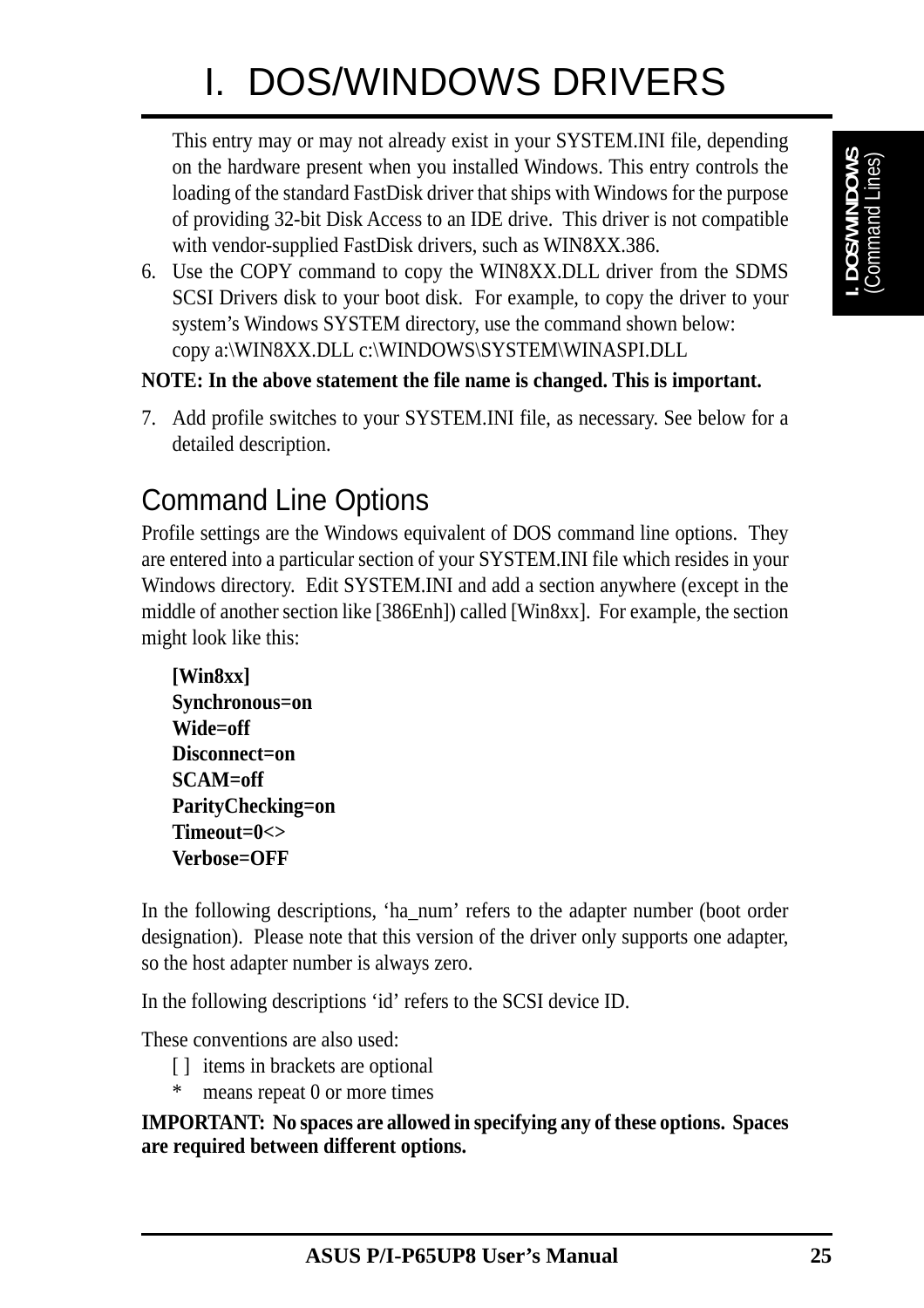# I. DOS/WINDOWS DRIVERS

This entry may or may not already exist in your SYSTEM.INI file, depending on the hardware present when you installed Windows. This entry controls the loading of the standard FastDisk driver that ships with Windows for the purpose of providing 32-bit Disk Access to an IDE drive. This driver is not compatible with vendor-supplied FastDisk drivers, such as WIN8XX.386.

6. Use the COPY command to copy the WIN8XX.DLL driver from the SDMS SCSI Drivers disk to your boot disk. For example, to copy the driver to your system's Windows SYSTEM directory, use the command shown below:
   copy a:\WIN8XX.DLL c:\WINDOWS\SYSTEM\WINASPI.DLL

**NOTE: In the above statement the file name is changed. This is important.**

7. Add profile switches to your SYSTEM.INI file, as necessary. See below for a detailed description.

## Command Line Options

Profile settings are the Windows equivalent of DOS command line options. They are entered into a particular section of your SYSTEM.INI file which resides in your Windows directory. Edit SYSTEM.INI and add a section anywhere (except in the middle of another section like [386Enh]) called [Win8xx]. For example, the section might look like this:

**[Win8xx]**
**Synchronous=on**
**Wide=off**
**Disconnect=on**
**SCAM=off**
**ParityChecking=on**
**Timeout=0<>**
**Verbose=OFF**

In the following descriptions, 'ha_num' refers to the adapter number (boot order designation). Please note that this version of the driver only supports one adapter, so the host adapter number is always zero.

In the following descriptions 'id' refers to the SCSI device ID.

These conventions are also used:

[ ] items in brackets are optional
* means repeat 0 or more times

**IMPORTANT: No spaces are allowed in specifying any of these options. Spaces are required between different options.**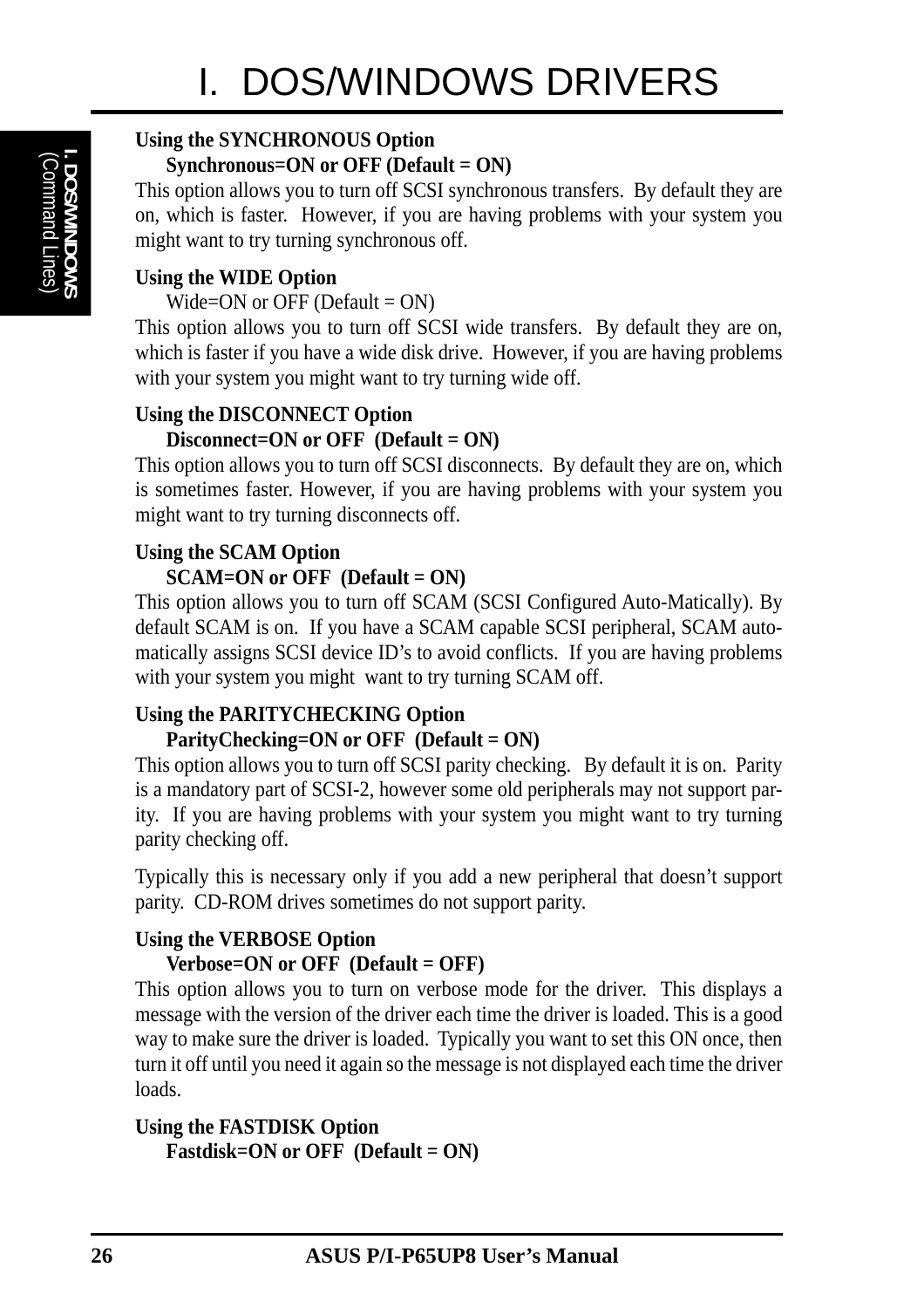**Using the SYNCHRONOUS Option**

**Synchronous=ON or OFF (Default = ON)**

This option allows you to turn off SCSI synchronous transfers. By default they are on, which is faster. However, if you are having problems with your system you might want to try turning synchronous off.

**Using the WIDE Option**

Wide=ON or OFF (Default = ON)

This option allows you to turn off SCSI wide transfers. By default they are on, which is faster if you have a wide disk drive. However, if you are having problems with your system you might want to try turning wide off.

**Using the DISCONNECT Option**

**Disconnect=ON or OFF (Default = ON)**

This option allows you to turn off SCSI disconnects. By default they are on, which is sometimes faster. However, if you are having problems with your system you might want to try turning disconnects off.

**Using the SCAM Option**

**SCAM=ON or OFF (Default = ON)**

This option allows you to turn off SCAM (SCSI Configured Auto-Matically). By default SCAM is on. If you have a SCAM capable SCSI peripheral, SCAM automatically assigns SCSI device ID's to avoid conflicts. If you are having problems with your system you might want to try turning SCAM off.

**Using the PARITYCHECKING Option**

**ParityChecking=ON or OFF (Default = ON)**

This option allows you to turn off SCSI parity checking. By default it is on. Parity is a mandatory part of SCSI-2, however some old peripherals may not support parity. If you are having problems with your system you might want to try turning parity checking off.

Typically this is necessary only if you add a new peripheral that doesn't support parity. CD-ROM drives sometimes do not support parity.

**Using the VERBOSE Option**

**Verbose=ON or OFF (Default = OFF)**

This option allows you to turn on verbose mode for the driver. This displays a message with the version of the driver each time the driver is loaded. This is a good way to make sure the driver is loaded. Typically you want to set this ON once, then turn it off until you need it again so the message is not displayed each time the driver loads.

**Using the FASTDISK Option**

**Fastdisk=ON or OFF (Default = ON)**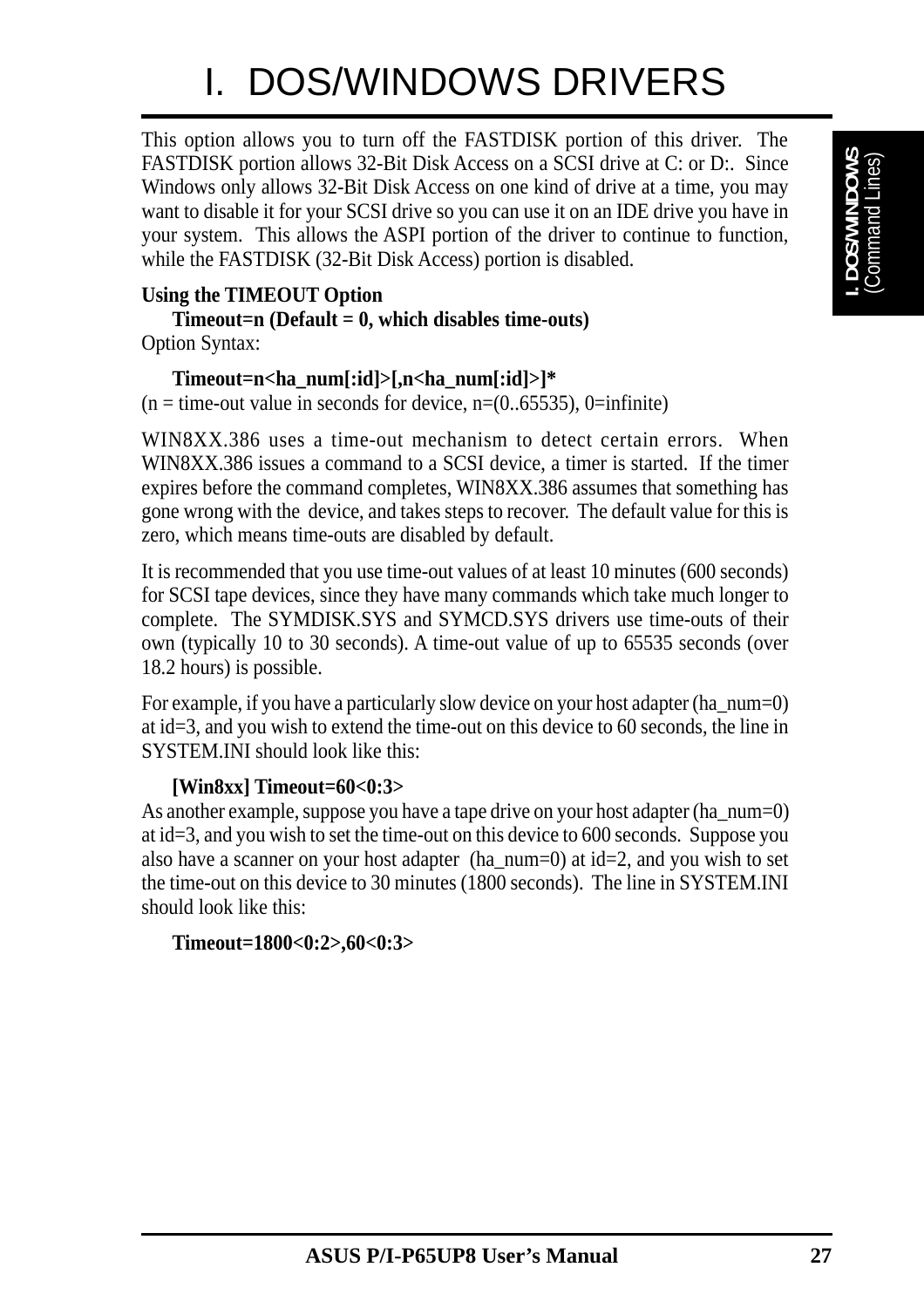# I. DOS/WINDOWS DRIVERS

This option allows you to turn off the FASTDISK portion of this driver. The FASTDISK portion allows 32-Bit Disk Access on a SCSI drive at C: or D:. Since Windows only allows 32-Bit Disk Access on one kind of drive at a time, you may want to disable it for your SCSI drive so you can use it on an IDE drive you have in your system. This allows the ASPI portion of the driver to continue to function, while the FASTDISK (32-Bit Disk Access) portion is disabled.

**Using the TIMEOUT Option**

**Timeout=n (Default = 0, which disables time-outs)**

Option Syntax:

**Timeout=n<ha_num[:id]>[,n<ha_num[:id]>]***

(n = time-out value in seconds for device, n=(0..65535), 0=infinite)

WIN8XX.386 uses a time-out mechanism to detect certain errors. When WIN8XX.386 issues a command to a SCSI device, a timer is started. If the timer expires before the command completes, WIN8XX.386 assumes that something has gone wrong with the device, and takes steps to recover. The default value for this is zero, which means time-outs are disabled by default.

It is recommended that you use time-out values of at least 10 minutes (600 seconds) for SCSI tape devices, since they have many commands which take much longer to complete. The SYMDISK.SYS and SYMCD.SYS drivers use time-outs of their own (typically 10 to 30 seconds). A time-out value of up to 65535 seconds (over 18.2 hours) is possible.

For example, if you have a particularly slow device on your host adapter (ha_num=0) at id=3, and you wish to extend the time-out on this device to 60 seconds, the line in SYSTEM.INI should look like this:

**[Win8xx] Timeout=60<0:3>**

As another example, suppose you have a tape drive on your host adapter (ha_num=0) at id=3, and you wish to set the time-out on this device to 600 seconds. Suppose you also have a scanner on your host adapter (ha_num=0) at id=2, and you wish to set the time-out on this device to 30 minutes (1800 seconds). The line in SYSTEM.INI should look like this:

**Timeout=1800<0:2>,60<0:3>**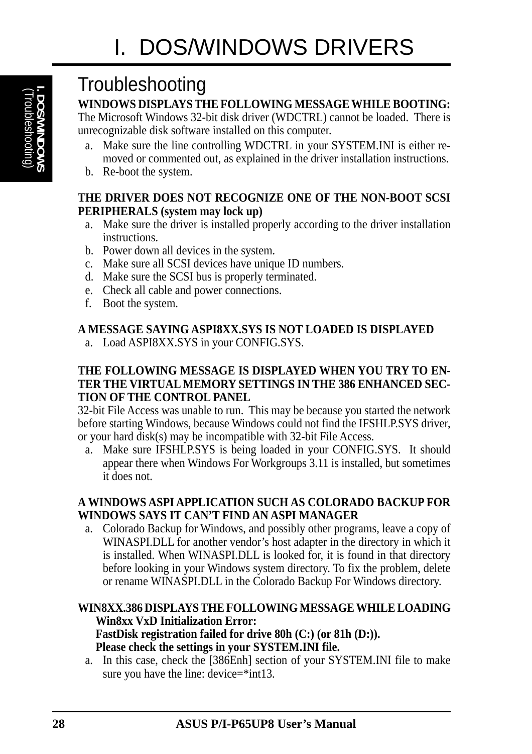# I. DOS/WINDOWS DRIVERS

## Troubleshooting

**WINDOWS DISPLAYS THE FOLLOWING MESSAGE WHILE BOOTING:**
The Microsoft Windows 32-bit disk driver (WDCTRL) cannot be loaded. There is unrecognizable disk software installed on this computer.

a. Make sure the line controlling WDCTRL in your SYSTEM.INI is either removed or commented out, as explained in the driver installation instructions.
b. Re-boot the system.

**THE DRIVER DOES NOT RECOGNIZE ONE OF THE NON-BOOT SCSI PERIPHERALS (system may lock up)**

a. Make sure the driver is installed properly according to the driver installation instructions.
b. Power down all devices in the system.
c. Make sure all SCSI devices have unique ID numbers.
d. Make sure the SCSI bus is properly terminated.
e. Check all cable and power connections.
f. Boot the system.

**A MESSAGE SAYING ASPI8XX.SYS IS NOT LOADED IS DISPLAYED**

a. Load ASPI8XX.SYS in your CONFIG.SYS.

**THE FOLLOWING MESSAGE IS DISPLAYED WHEN YOU TRY TO ENTER THE VIRTUAL MEMORY SETTINGS IN THE 386 ENHANCED SECTION OF THE CONTROL PANEL**
32-bit File Access was unable to run. This may be because you started the network before starting Windows, because Windows could not find the IFSHLP.SYS driver, or your hard disk(s) may be incompatible with 32-bit File Access.

a. Make sure IFSHLP.SYS is being loaded in your CONFIG.SYS. It should appear there when Windows For Workgroups 3.11 is installed, but sometimes it does not.

**A WINDOWS ASPI APPLICATION SUCH AS COLORADO BACKUP FOR WINDOWS SAYS IT CAN'T FIND AN ASPI MANAGER**

a. Colorado Backup for Windows, and possibly other programs, leave a copy of WINASPI.DLL for another vendor's host adapter in the directory in which it is installed. When WINASPI.DLL is looked for, it is found in that directory before looking in your Windows system directory. To fix the problem, delete or rename WINASPI.DLL in the Colorado Backup For Windows directory.

**WIN8XX.386 DISPLAYS THE FOLLOWING MESSAGE WHILE LOADING**
**Win8xx VxD Initialization Error:**
**FastDisk registration failed for drive 80h (C:) (or 81h (D:)).**
**Please check the settings in your SYSTEM.INI file.**

a. In this case, check the [386Enh] section of your SYSTEM.INI file to make sure you have the line: device=*int13.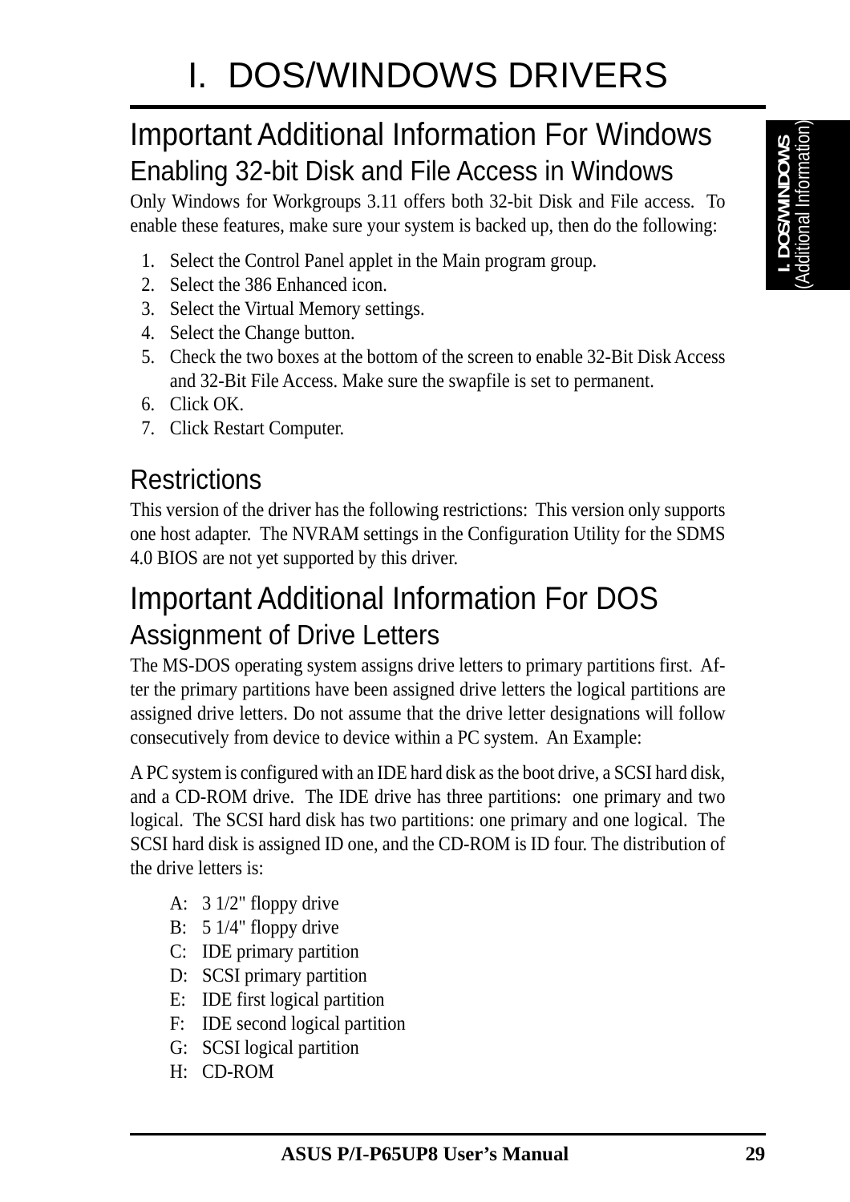# I. DOS/WINDOWS DRIVERS

## Important Additional Information For Windows

### Enabling 32-bit Disk and File Access in Windows

Only Windows for Workgroups 3.11 offers both 32-bit Disk and File access. To enable these features, make sure your system is backed up, then do the following:

1. Select the Control Panel applet in the Main program group.
2. Select the 386 Enhanced icon.
3. Select the Virtual Memory settings.
4. Select the Change button.
5. Check the two boxes at the bottom of the screen to enable 32-Bit Disk Access and 32-Bit File Access. Make sure the swapfile is set to permanent.
6. Click OK.
7. Click Restart Computer.

### Restrictions

This version of the driver has the following restrictions: This version only supports one host adapter. The NVRAM settings in the Configuration Utility for the SDMS 4.0 BIOS are not yet supported by this driver.

## Important Additional Information For DOS

### Assignment of Drive Letters

The MS-DOS operating system assigns drive letters to primary partitions first. After the primary partitions have been assigned drive letters the logical partitions are assigned drive letters. Do not assume that the drive letter designations will follow consecutively from device to device within a PC system. An Example:

A PC system is configured with an IDE hard disk as the boot drive, a SCSI hard disk, and a CD-ROM drive. The IDE drive has three partitions: one primary and two logical. The SCSI hard disk has two partitions: one primary and one logical. The SCSI hard disk is assigned ID one, and the CD-ROM is ID four. The distribution of the drive letters is:

A: 3 1/2" floppy drive
B: 5 1/4" floppy drive
C: IDE primary partition
D: SCSI primary partition
E: IDE first logical partition
F: IDE second logical partition
G: SCSI logical partition
H: CD-ROM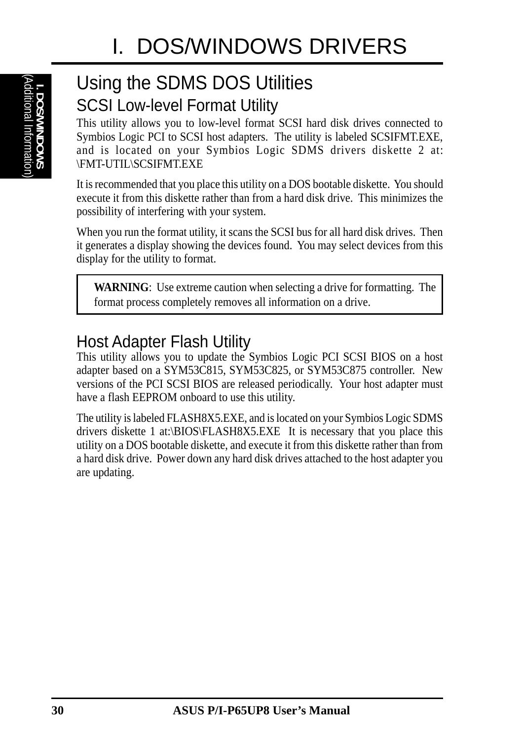# I. DOS/WINDOWS DRIVERS

## Using the SDMS DOS Utilities

### SCSI Low-level Format Utility

This utility allows you to low-level format SCSI hard disk drives connected to Symbios Logic PCI to SCSI host adapters. The utility is labeled SCSIFMT.EXE, and is located on your Symbios Logic SDMS drivers diskette 2 at: \FMT-UTIL\SCSIFMT.EXE

It is recommended that you place this utility on a DOS bootable diskette. You should execute it from this diskette rather than from a hard disk drive. This minimizes the possibility of interfering with your system.

When you run the format utility, it scans the SCSI bus for all hard disk drives. Then it generates a display showing the devices found. You may select devices from this display for the utility to format.

> **WARNING**: Use extreme caution when selecting a drive for formatting. The format process completely removes all information on a drive.

### Host Adapter Flash Utility

This utility allows you to update the Symbios Logic PCI SCSI BIOS on a host adapter based on a SYM53C815, SYM53C825, or SYM53C875 controller. New versions of the PCI SCSI BIOS are released periodically. Your host adapter must have a flash EEPROM onboard to use this utility.

The utility is labeled FLASH8X5.EXE, and is located on your Symbios Logic SDMS drivers diskette 1 at:\BIOS\FLASH8X5.EXE It is necessary that you place this utility on a DOS bootable diskette, and execute it from this diskette rather than from a hard disk drive. Power down any hard disk drives attached to the host adapter you are updating.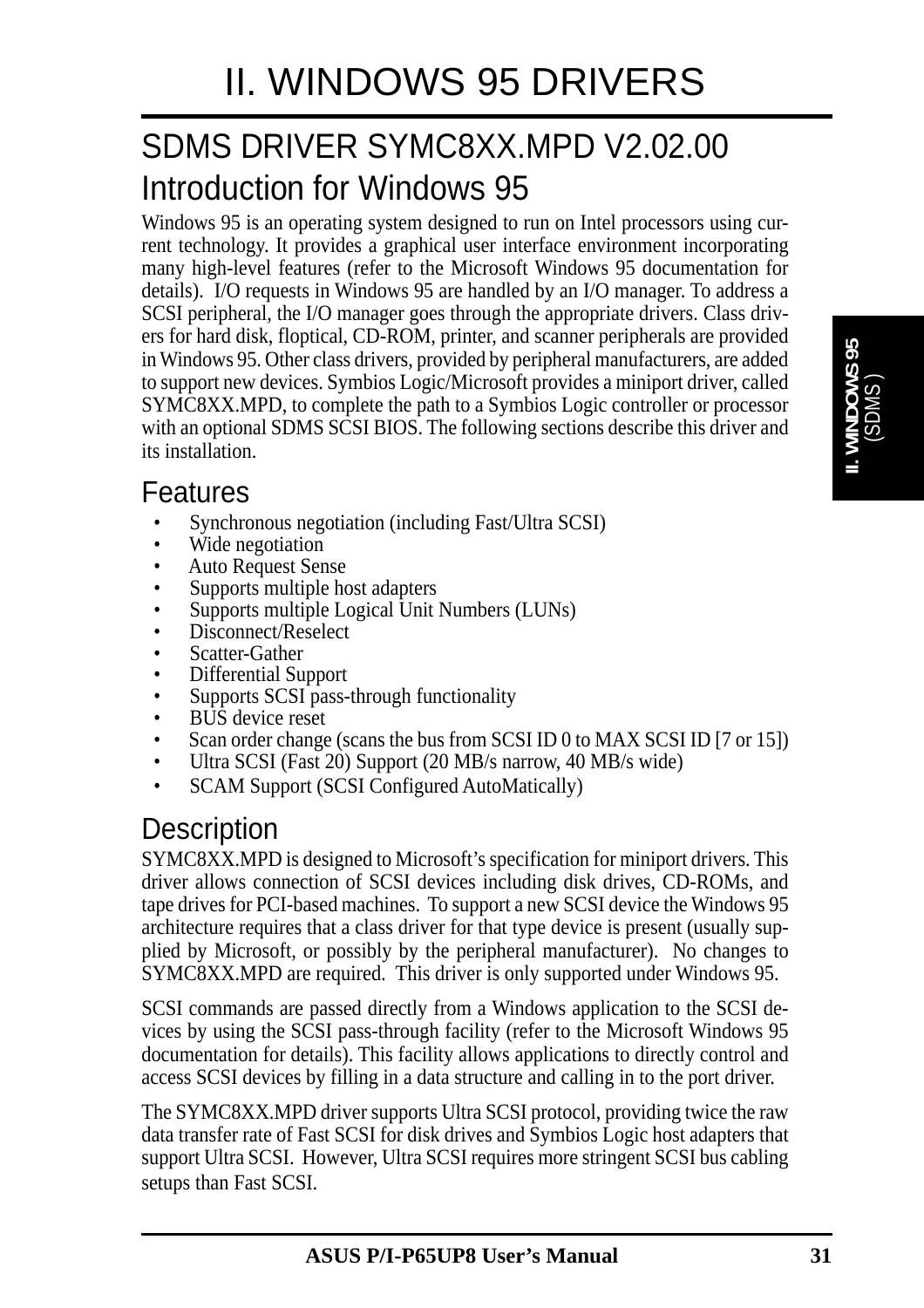# II. WINDOWS 95 DRIVERS

## SDMS DRIVER SYMC8XX.MPD V2.02.00

## Introduction for Windows 95

Windows 95 is an operating system designed to run on Intel processors using current technology. It provides a graphical user interface environment incorporating many high-level features (refer to the Microsoft Windows 95 documentation for details). I/O requests in Windows 95 are handled by an I/O manager. To address a SCSI peripheral, the I/O manager goes through the appropriate drivers. Class drivers for hard disk, floptical, CD-ROM, printer, and scanner peripherals are provided in Windows 95. Other class drivers, provided by peripheral manufacturers, are added to support new devices. Symbios Logic/Microsoft provides a miniport driver, called SYMC8XX.MPD, to complete the path to a Symbios Logic controller or processor with an optional SDMS SCSI BIOS. The following sections describe this driver and its installation.

### Features

- Synchronous negotiation (including Fast/Ultra SCSI)
- Wide negotiation
- Auto Request Sense
- Supports multiple host adapters
- Supports multiple Logical Unit Numbers (LUNs)
- Disconnect/Reselect
- Scatter-Gather
- Differential Support
- Supports SCSI pass-through functionality
- BUS device reset
- Scan order change (scans the bus from SCSI ID 0 to MAX SCSI ID [7 or 15])
- Ultra SCSI (Fast 20) Support (20 MB/s narrow, 40 MB/s wide)
- SCAM Support (SCSI Configured AutoMatically)

### Description

SYMC8XX.MPD is designed to Microsoft's specification for miniport drivers. This driver allows connection of SCSI devices including disk drives, CD-ROMs, and tape drives for PCI-based machines. To support a new SCSI device the Windows 95 architecture requires that a class driver for that type device is present (usually supplied by Microsoft, or possibly by the peripheral manufacturer). No changes to SYMC8XX.MPD are required. This driver is only supported under Windows 95.

SCSI commands are passed directly from a Windows application to the SCSI devices by using the SCSI pass-through facility (refer to the Microsoft Windows 95 documentation for details). This facility allows applications to directly control and access SCSI devices by filling in a data structure and calling in to the port driver.

The SYMC8XX.MPD driver supports Ultra SCSI protocol, providing twice the raw data transfer rate of Fast SCSI for disk drives and Symbios Logic host adapters that support Ultra SCSI. However, Ultra SCSI requires more stringent SCSI bus cabling setups than Fast SCSI.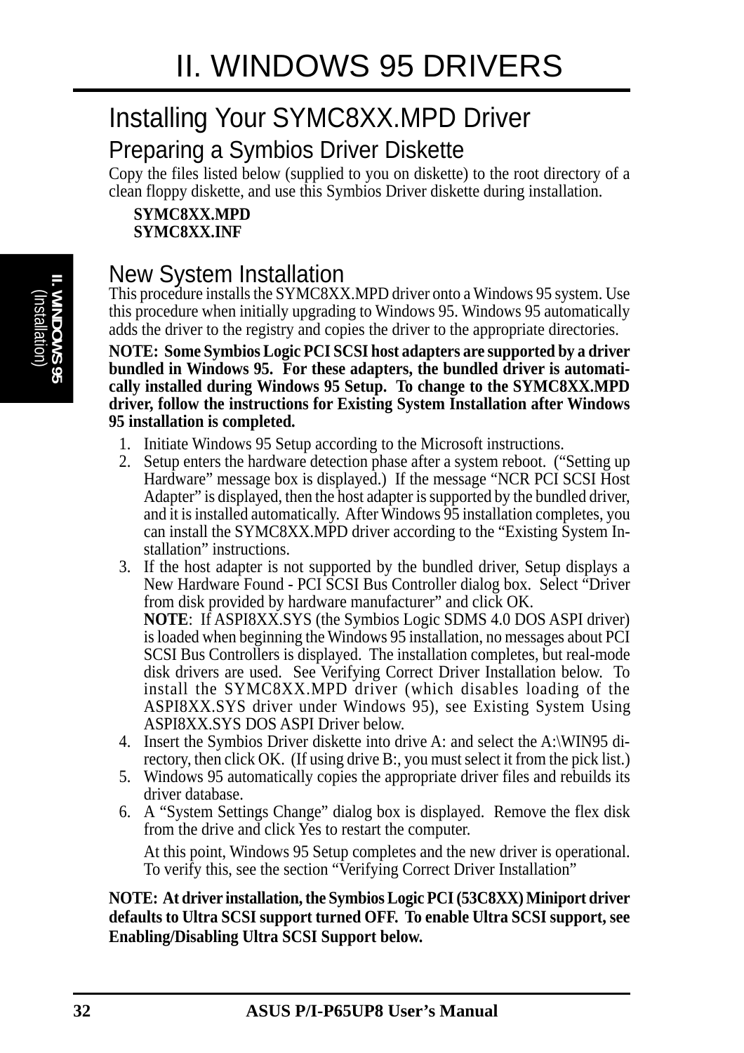# Installing Your SYMC8XX.MPD Driver

## Preparing a Symbios Driver Diskette

Copy the files listed below (supplied to you on diskette) to the root directory of a clean floppy diskette, and use this Symbios Driver diskette during installation.

**SYMC8XX.MPD**
**SYMC8XX.INF**

## New System Installation

This procedure installs the SYMC8XX.MPD driver onto a Windows 95 system. Use this procedure when initially upgrading to Windows 95. Windows 95 automatically adds the driver to the registry and copies the driver to the appropriate directories.

**NOTE: Some Symbios Logic PCI SCSI host adapters are supported by a driver bundled in Windows 95. For these adapters, the bundled driver is automatically installed during Windows 95 Setup. To change to the SYMC8XX.MPD driver, follow the instructions for Existing System Installation after Windows 95 installation is completed.**

1. Initiate Windows 95 Setup according to the Microsoft instructions.
2. Setup enters the hardware detection phase after a system reboot. ("Setting up Hardware" message box is displayed.) If the message "NCR PCI SCSI Host Adapter" is displayed, then the host adapter is supported by the bundled driver, and it is installed automatically. After Windows 95 installation completes, you can install the SYMC8XX.MPD driver according to the "Existing System Installation" instructions.
3. If the host adapter is not supported by the bundled driver, Setup displays a New Hardware Found - PCI SCSI Bus Controller dialog box. Select "Driver from disk provided by hardware manufacturer" and click OK.
   **NOTE**: If ASPI8XX.SYS (the Symbios Logic SDMS 4.0 DOS ASPI driver) is loaded when beginning the Windows 95 installation, no messages about PCI SCSI Bus Controllers is displayed. The installation completes, but real-mode disk drivers are used. See Verifying Correct Driver Installation below. To install the SYMC8XX.MPD driver (which disables loading of the ASPI8XX.SYS driver under Windows 95), see Existing System Using ASPI8XX.SYS DOS ASPI Driver below.
4. Insert the Symbios Driver diskette into drive A: and select the A:\WIN95 directory, then click OK. (If using drive B:, you must select it from the pick list.)
5. Windows 95 automatically copies the appropriate driver files and rebuilds its driver database.
6. A "System Settings Change" dialog box is displayed. Remove the flex disk from the drive and click Yes to restart the computer.

   At this point, Windows 95 Setup completes and the new driver is operational. To verify this, see the section "Verifying Correct Driver Installation"

**NOTE: At driver installation, the Symbios Logic PCI (53C8XX) Miniport driver defaults to Ultra SCSI support turned OFF. To enable Ultra SCSI support, see Enabling/Disabling Ultra SCSI Support below.**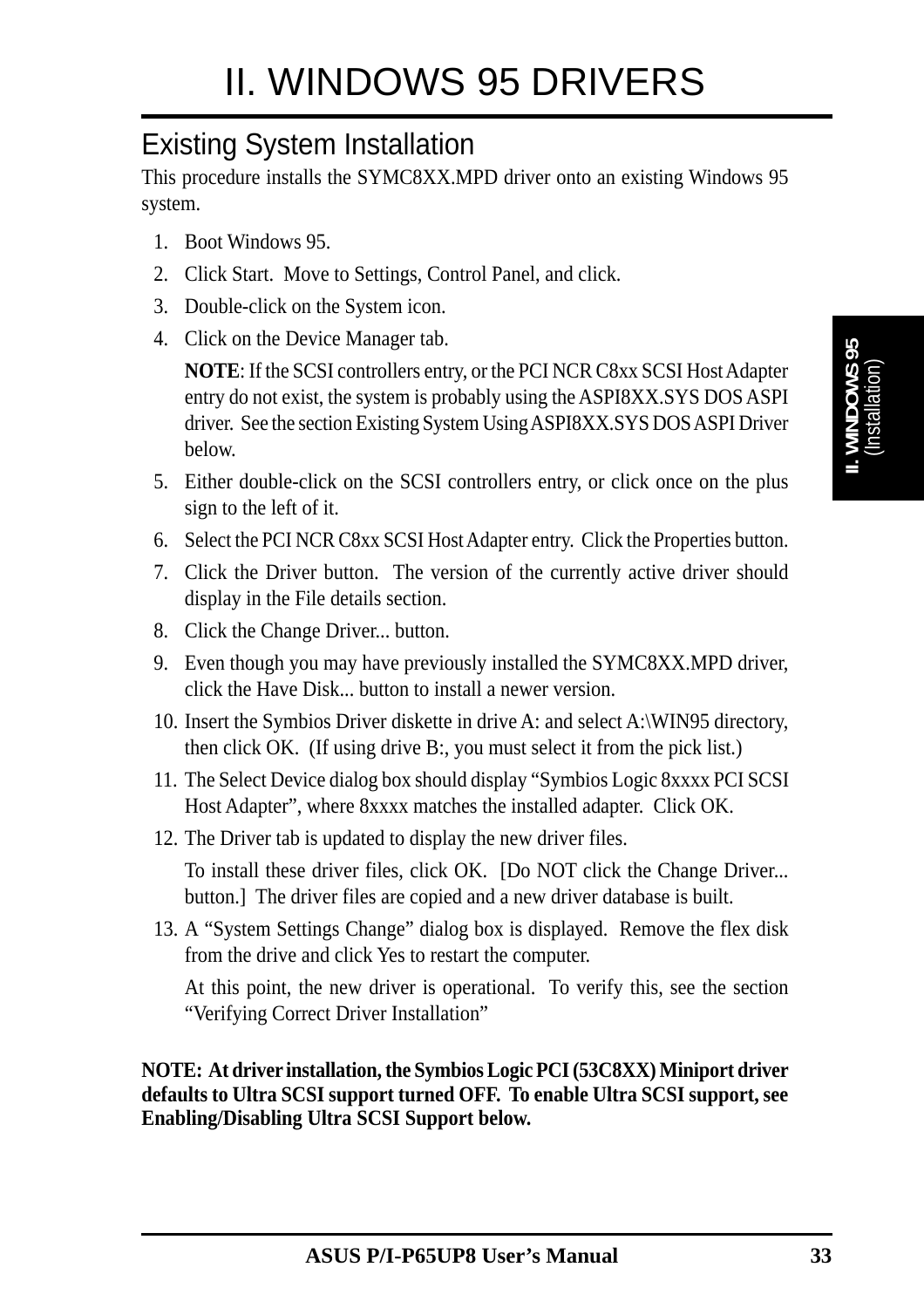# II. WINDOWS 95 DRIVERS

## Existing System Installation

This procedure installs the SYMC8XX.MPD driver onto an existing Windows 95 system.

1. Boot Windows 95.
2. Click Start. Move to Settings, Control Panel, and click.
3. Double-click on the System icon.
4. Click on the Device Manager tab.

   **NOTE**: If the SCSI controllers entry, or the PCI NCR C8xx SCSI Host Adapter entry do not exist, the system is probably using the ASPI8XX.SYS DOS ASPI driver. See the section Existing System Using ASPI8XX.SYS DOS ASPI Driver below.
5. Either double-click on the SCSI controllers entry, or click once on the plus sign to the left of it.
6. Select the PCI NCR C8xx SCSI Host Adapter entry. Click the Properties button.
7. Click the Driver button. The version of the currently active driver should display in the File details section.
8. Click the Change Driver... button.
9. Even though you may have previously installed the SYMC8XX.MPD driver, click the Have Disk... button to install a newer version.
10. Insert the Symbios Driver diskette in drive A: and select A:\WIN95 directory, then click OK. (If using drive B:, you must select it from the pick list.)
11. The Select Device dialog box should display "Symbios Logic 8xxxx PCI SCSI Host Adapter", where 8xxxx matches the installed adapter. Click OK.
12. The Driver tab is updated to display the new driver files.

    To install these driver files, click OK. [Do NOT click the Change Driver... button.] The driver files are copied and a new driver database is built.
13. A "System Settings Change" dialog box is displayed. Remove the flex disk from the drive and click Yes to restart the computer.

    At this point, the new driver is operational. To verify this, see the section "Verifying Correct Driver Installation"

**NOTE: At driver installation, the Symbios Logic PCI (53C8XX) Miniport driver defaults to Ultra SCSI support turned OFF. To enable Ultra SCSI support, see Enabling/Disabling Ultra SCSI Support below.**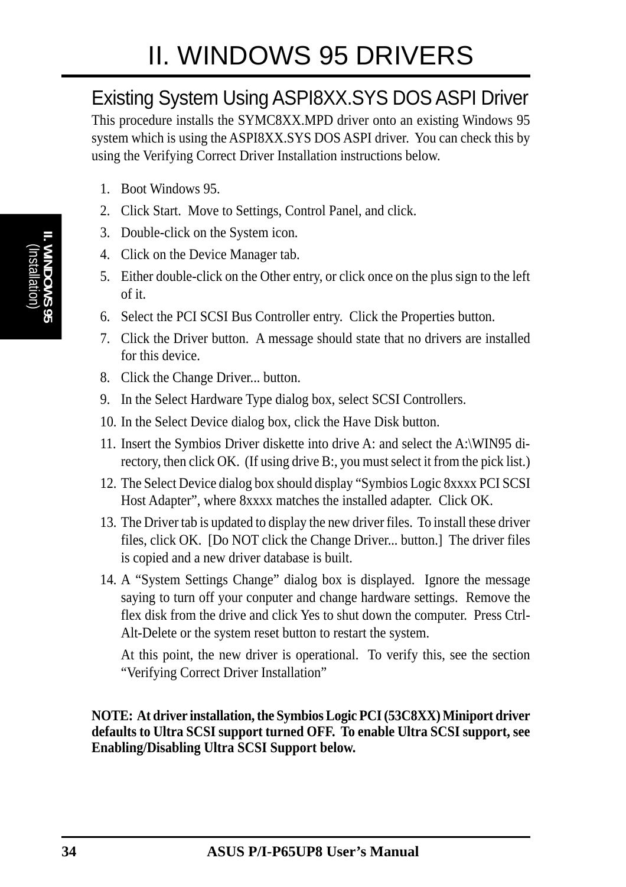# II. WINDOWS 95 DRIVERS

## Existing System Using ASPI8XX.SYS DOS ASPI Driver

This procedure installs the SYMC8XX.MPD driver onto an existing Windows 95 system which is using the ASPI8XX.SYS DOS ASPI driver. You can check this by using the Verifying Correct Driver Installation instructions below.

1. Boot Windows 95.
2. Click Start. Move to Settings, Control Panel, and click.
3. Double-click on the System icon.
4. Click on the Device Manager tab.
5. Either double-click on the Other entry, or click once on the plus sign to the left of it.
6. Select the PCI SCSI Bus Controller entry. Click the Properties button.
7. Click the Driver button. A message should state that no drivers are installed for this device.
8. Click the Change Driver... button.
9. In the Select Hardware Type dialog box, select SCSI Controllers.
10. In the Select Device dialog box, click the Have Disk button.
11. Insert the Symbios Driver diskette into drive A: and select the A:\WIN95 directory, then click OK. (If using drive B:, you must select it from the pick list.)
12. The Select Device dialog box should display “Symbios Logic 8xxxx PCI SCSI Host Adapter”, where 8xxxx matches the installed adapter. Click OK.
13. The Driver tab is updated to display the new driver files. To install these driver files, click OK. [Do NOT click the Change Driver... button.] The driver files is copied and a new driver database is built.
14. A “System Settings Change” dialog box is displayed. Ignore the message saying to turn off your conputer and change hardware settings. Remove the flex disk from the drive and click Yes to shut down the computer. Press Ctrl-Alt-Delete or the system reset button to restart the system.

    At this point, the new driver is operational. To verify this, see the section “Verifying Correct Driver Installation”

**NOTE: At driver installation, the Symbios Logic PCI (53C8XX) Miniport driver defaults to Ultra SCSI support turned OFF. To enable Ultra SCSI support, see Enabling/Disabling Ultra SCSI Support below.**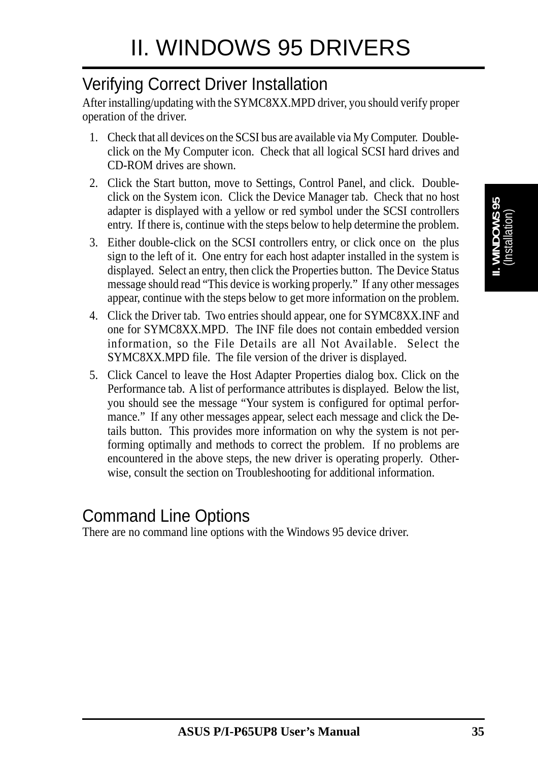# II. WINDOWS 95 DRIVERS

## Verifying Correct Driver Installation

After installing/updating with the SYMC8XX.MPD driver, you should verify proper operation of the driver.

1. Check that all devices on the SCSI bus are available via My Computer. Double-click on the My Computer icon. Check that all logical SCSI hard drives and CD-ROM drives are shown.
2. Click the Start button, move to Settings, Control Panel, and click. Double-click on the System icon. Click the Device Manager tab. Check that no host adapter is displayed with a yellow or red symbol under the SCSI controllers entry. If there is, continue with the steps below to help determine the problem.
3. Either double-click on the SCSI controllers entry, or click once on the plus sign to the left of it. One entry for each host adapter installed in the system is displayed. Select an entry, then click the Properties button. The Device Status message should read "This device is working properly." If any other messages appear, continue with the steps below to get more information on the problem.
4. Click the Driver tab. Two entries should appear, one for SYMC8XX.INF and one for SYMC8XX.MPD. The INF file does not contain embedded version information, so the File Details are all Not Available. Select the SYMC8XX.MPD file. The file version of the driver is displayed.
5. Click Cancel to leave the Host Adapter Properties dialog box. Click on the Performance tab. A list of performance attributes is displayed. Below the list, you should see the message "Your system is configured for optimal performance." If any other messages appear, select each message and click the Details button. This provides more information on why the system is not performing optimally and methods to correct the problem. If no problems are encountered in the above steps, the new driver is operating properly. Otherwise, consult the section on Troubleshooting for additional information.

## Command Line Options

There are no command line options with the Windows 95 device driver.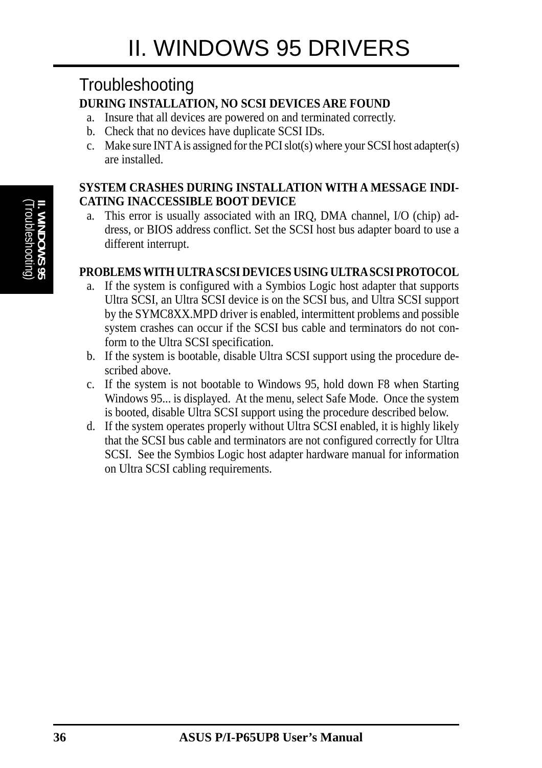## Troubleshooting

**DURING INSTALLATION, NO SCSI DEVICES ARE FOUND**

a. Insure that all devices are powered on and terminated correctly.
b. Check that no devices have duplicate SCSI IDs.
c. Make sure INT A is assigned for the PCI slot(s) where your SCSI host adapter(s) are installed.

**SYSTEM CRASHES DURING INSTALLATION WITH A MESSAGE INDICATING INACCESSIBLE BOOT DEVICE**

a. This error is usually associated with an IRQ, DMA channel, I/O (chip) address, or BIOS address conflict. Set the SCSI host bus adapter board to use a different interrupt.

**PROBLEMS WITH ULTRA SCSI DEVICES USING ULTRA SCSI PROTOCOL**

a. If the system is configured with a Symbios Logic host adapter that supports Ultra SCSI, an Ultra SCSI device is on the SCSI bus, and Ultra SCSI support by the SYMC8XX.MPD driver is enabled, intermittent problems and possible system crashes can occur if the SCSI bus cable and terminators do not conform to the Ultra SCSI specification.
b. If the system is bootable, disable Ultra SCSI support using the procedure described above.
c. If the system is not bootable to Windows 95, hold down F8 when Starting Windows 95... is displayed. At the menu, select Safe Mode. Once the system is booted, disable Ultra SCSI support using the procedure described below.
d. If the system operates properly without Ultra SCSI enabled, it is highly likely that the SCSI bus cable and terminators are not configured correctly for Ultra SCSI. See the Symbios Logic host adapter hardware manual for information on Ultra SCSI cabling requirements.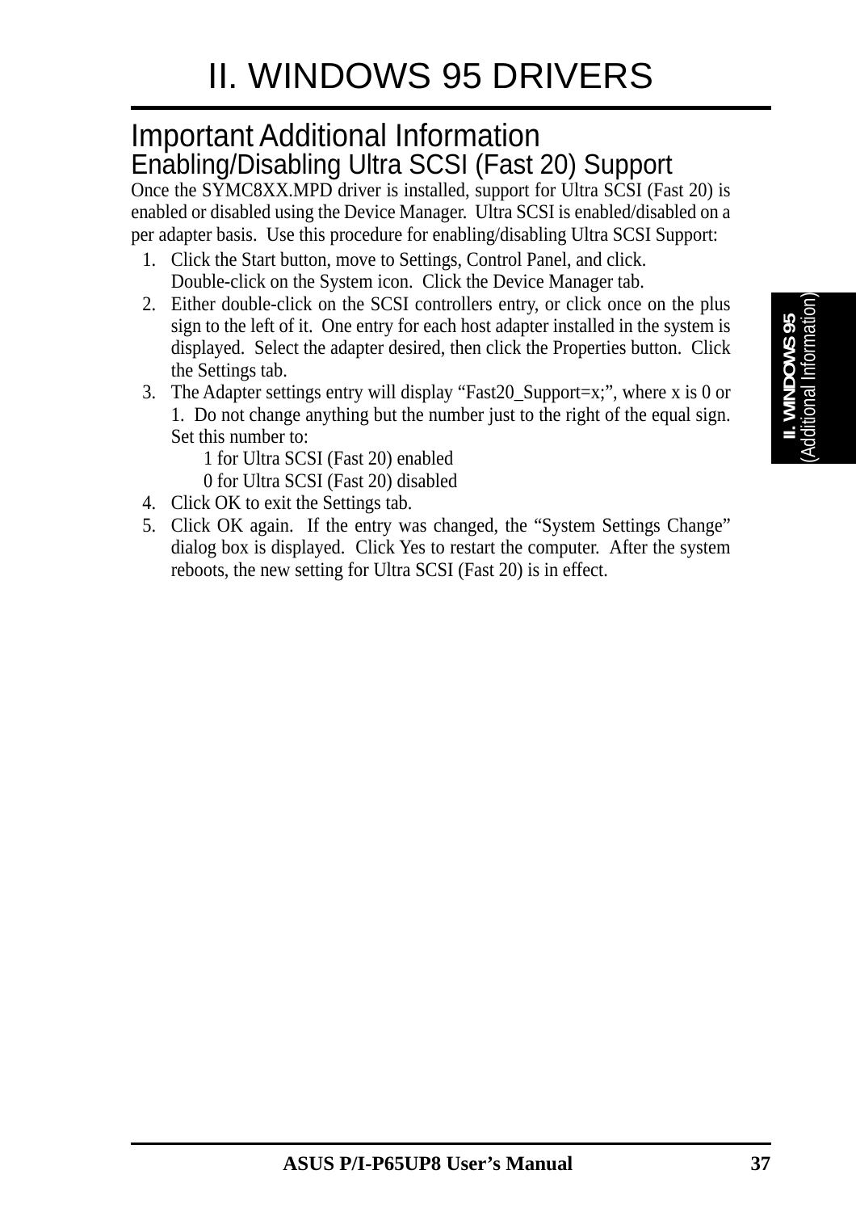# II. WINDOWS 95 DRIVERS

## Important Additional Information

### Enabling/Disabling Ultra SCSI (Fast 20) Support

Once the SYMC8XX.MPD driver is installed, support for Ultra SCSI (Fast 20) is enabled or disabled using the Device Manager. Ultra SCSI is enabled/disabled on a per adapter basis. Use this procedure for enabling/disabling Ultra SCSI Support:

1. Click the Start button, move to Settings, Control Panel, and click. Double-click on the System icon. Click the Device Manager tab.
2. Either double-click on the SCSI controllers entry, or click once on the plus sign to the left of it. One entry for each host adapter installed in the system is displayed. Select the adapter desired, then click the Properties button. Click the Settings tab.
3. The Adapter settings entry will display "Fast20_Support=x;", where x is 0 or 1. Do not change anything but the number just to the right of the equal sign. Set this number to:
   - 1 for Ultra SCSI (Fast 20) enabled
   - 0 for Ultra SCSI (Fast 20) disabled
4. Click OK to exit the Settings tab.
5. Click OK again. If the entry was changed, the "System Settings Change" dialog box is displayed. Click Yes to restart the computer. After the system reboots, the new setting for Ultra SCSI (Fast 20) is in effect.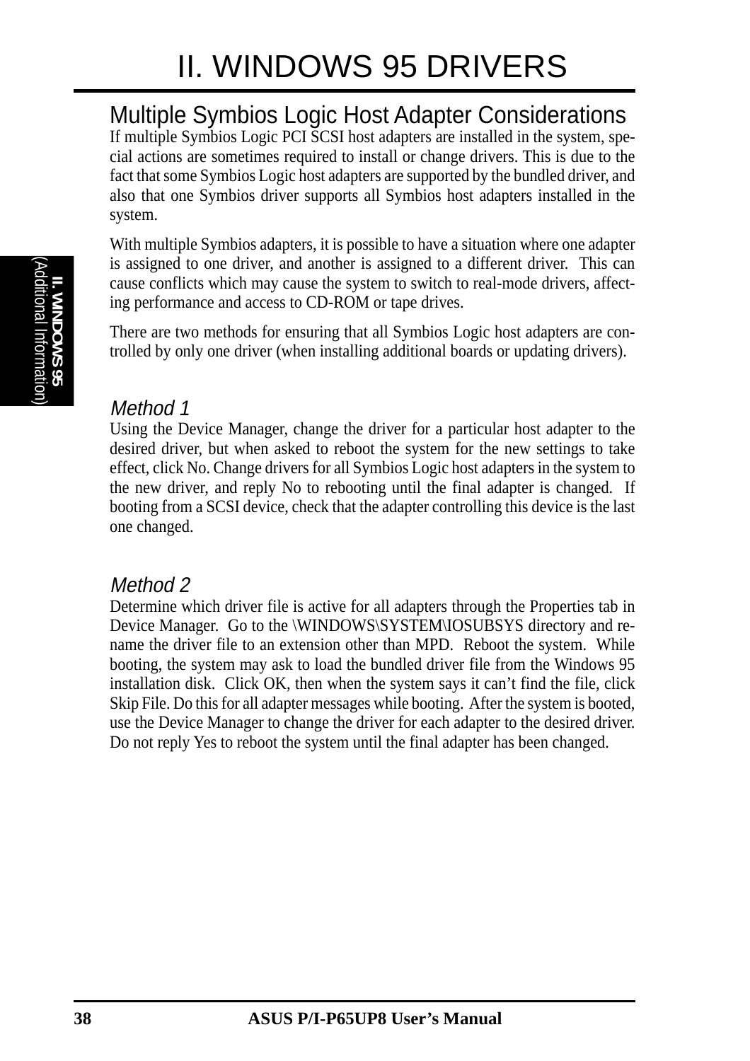## Multiple Symbios Logic Host Adapter Considerations

If multiple Symbios Logic PCI SCSI host adapters are installed in the system, special actions are sometimes required to install or change drivers. This is due to the fact that some Symbios Logic host adapters are supported by the bundled driver, and also that one Symbios driver supports all Symbios host adapters installed in the system.

With multiple Symbios adapters, it is possible to have a situation where one adapter is assigned to one driver, and another is assigned to a different driver. This can cause conflicts which may cause the system to switch to real-mode drivers, affecting performance and access to CD-ROM or tape drives.

There are two methods for ensuring that all Symbios Logic host adapters are controlled by only one driver (when installing additional boards or updating drivers).

### *Method 1*

Using the Device Manager, change the driver for a particular host adapter to the desired driver, but when asked to reboot the system for the new settings to take effect, click No. Change drivers for all Symbios Logic host adapters in the system to the new driver, and reply No to rebooting until the final adapter is changed. If booting from a SCSI device, check that the adapter controlling this device is the last one changed.

### *Method 2*

Determine which driver file is active for all adapters through the Properties tab in Device Manager. Go to the \WINDOWS\SYSTEM\IOSUBSYS directory and rename the driver file to an extension other than MPD. Reboot the system. While booting, the system may ask to load the bundled driver file from the Windows 95 installation disk. Click OK, then when the system says it can't find the file, click Skip File. Do this for all adapter messages while booting. After the system is booted, use the Device Manager to change the driver for each adapter to the desired driver. Do not reply Yes to reboot the system until the final adapter has been changed.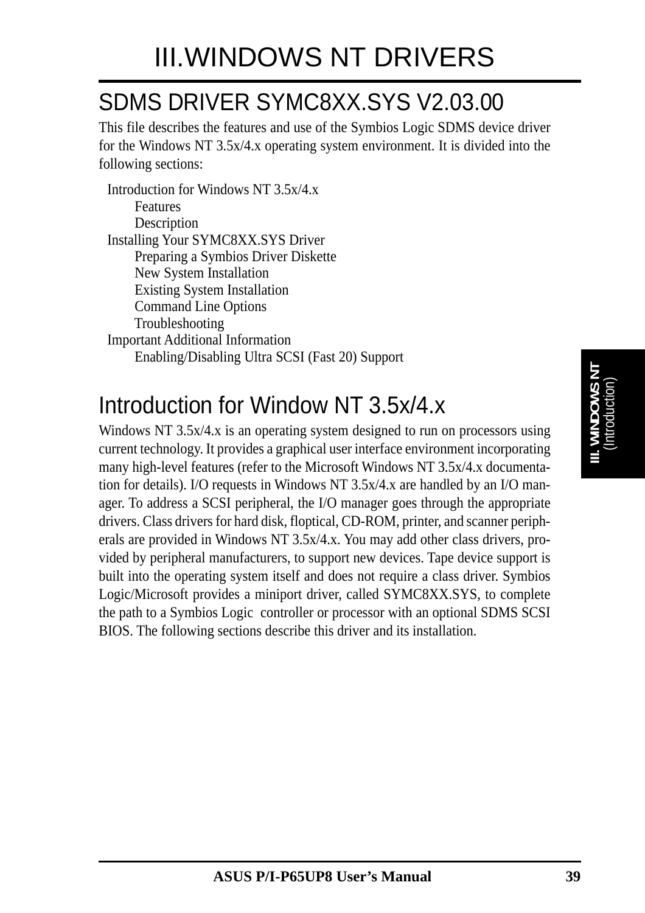# III.WINDOWS NT DRIVERS

## SDMS DRIVER SYMC8XX.SYS V2.03.00

This file describes the features and use of the Symbios Logic SDMS device driver for the Windows NT 3.5x/4.x operating system environment. It is divided into the following sections:

- Introduction for Windows NT 3.5x/4.x
  - Features
  - Description
- Installing Your SYMC8XX.SYS Driver
  - Preparing a Symbios Driver Diskette
  - New System Installation
  - Existing System Installation
  - Command Line Options
  - Troubleshooting
- Important Additional Information
  - Enabling/Disabling Ultra SCSI (Fast 20) Support

## Introduction for Window NT 3.5x/4.x

Windows NT 3.5x/4.x is an operating system designed to run on processors using current technology. It provides a graphical user interface environment incorporating many high-level features (refer to the Microsoft Windows NT 3.5x/4.x documentation for details). I/O requests in Windows NT 3.5x/4.x are handled by an I/O manager. To address a SCSI peripheral, the I/O manager goes through the appropriate drivers. Class drivers for hard disk, floptical, CD-ROM, printer, and scanner peripherals are provided in Windows NT 3.5x/4.x. You may add other class drivers, provided by peripheral manufacturers, to support new devices. Tape device support is built into the operating system itself and does not require a class driver. Symbios Logic/Microsoft provides a miniport driver, called SYMC8XX.SYS, to complete the path to a Symbios Logic controller or processor with an optional SDMS SCSI BIOS. The following sections describe this driver and its installation.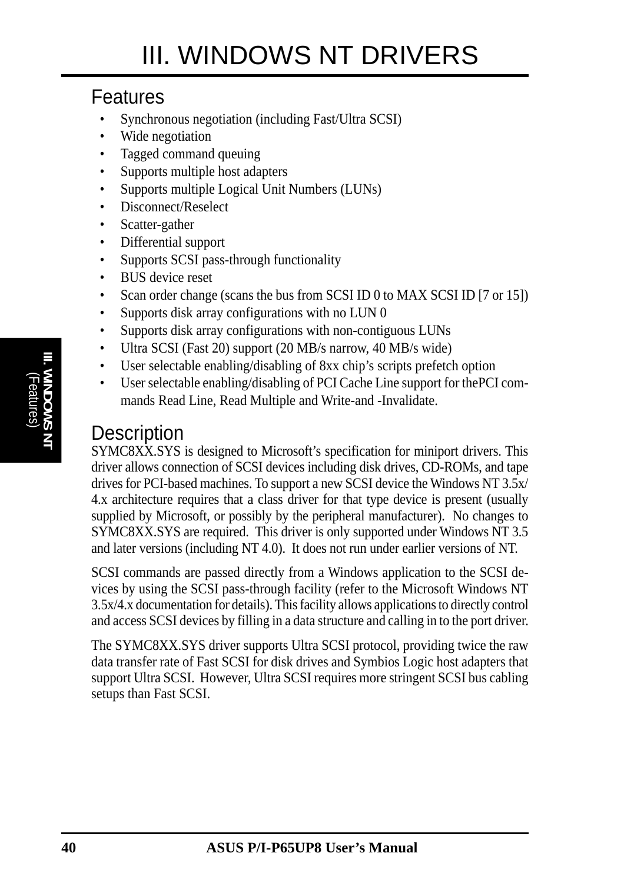# III. WINDOWS NT DRIVERS

## Features

- Synchronous negotiation (including Fast/Ultra SCSI)
- Wide negotiation
- Tagged command queuing
- Supports multiple host adapters
- Supports multiple Logical Unit Numbers (LUNs)
- Disconnect/Reselect
- Scatter-gather
- Differential support
- Supports SCSI pass-through functionality
- BUS device reset
- Scan order change (scans the bus from SCSI ID 0 to MAX SCSI ID [7 or 15])
- Supports disk array configurations with no LUN 0
- Supports disk array configurations with non-contiguous LUNs
- Ultra SCSI (Fast 20) support (20 MB/s narrow, 40 MB/s wide)
- User selectable enabling/disabling of 8xx chip's scripts prefetch option
- User selectable enabling/disabling of PCI Cache Line support for thePCI commands Read Line, Read Multiple and Write-and -Invalidate.

## Description

SYMC8XX.SYS is designed to Microsoft's specification for miniport drivers. This driver allows connection of SCSI devices including disk drives, CD-ROMs, and tape drives for PCI-based machines. To support a new SCSI device the Windows NT 3.5x/4.x architecture requires that a class driver for that type device is present (usually supplied by Microsoft, or possibly by the peripheral manufacturer). No changes to SYMC8XX.SYS are required. This driver is only supported under Windows NT 3.5 and later versions (including NT 4.0). It does not run under earlier versions of NT.

SCSI commands are passed directly from a Windows application to the SCSI devices by using the SCSI pass-through facility (refer to the Microsoft Windows NT 3.5x/4.x documentation for details). This facility allows applications to directly control and access SCSI devices by filling in a data structure and calling in to the port driver.

The SYMC8XX.SYS driver supports Ultra SCSI protocol, providing twice the raw data transfer rate of Fast SCSI for disk drives and Symbios Logic host adapters that support Ultra SCSI. However, Ultra SCSI requires more stringent SCSI bus cabling setups than Fast SCSI.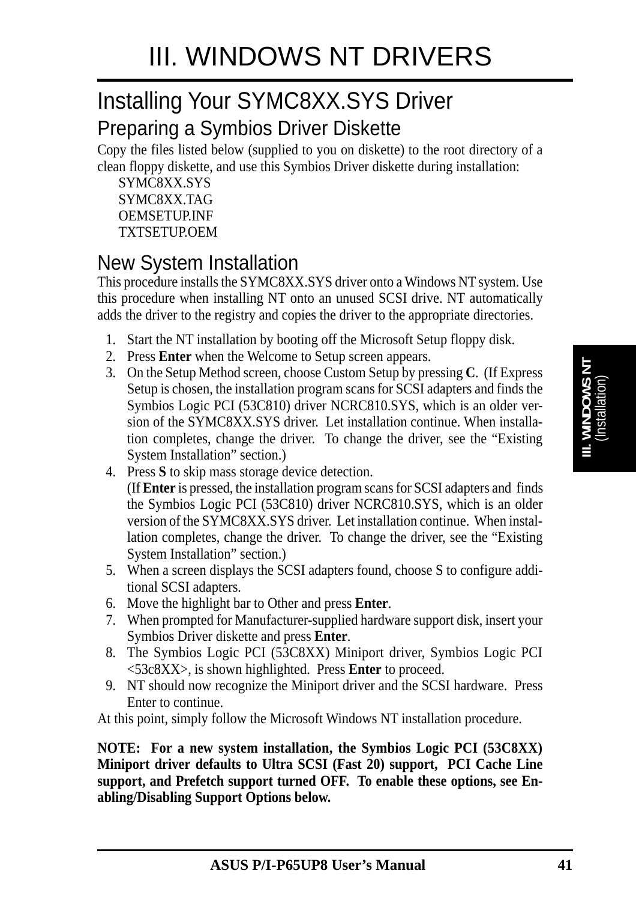# III. WINDOWS NT DRIVERS

## Installing Your SYMC8XX.SYS Driver

### Preparing a Symbios Driver Diskette

Copy the files listed below (supplied to you on diskette) to the root directory of a clean floppy diskette, and use this Symbios Driver diskette during installation:

SYMC8XX.SYS
SYMC8XX.TAG
OEMSETUP.INF
TXTSETUP.OEM

### New System Installation

This procedure installs the SYMC8XX.SYS driver onto a Windows NT system. Use this procedure when installing NT onto an unused SCSI drive. NT automatically adds the driver to the registry and copies the driver to the appropriate directories.

1. Start the NT installation by booting off the Microsoft Setup floppy disk.
2. Press **Enter** when the Welcome to Setup screen appears.
3. On the Setup Method screen, choose Custom Setup by pressing **C**. (If Express Setup is chosen, the installation program scans for SCSI adapters and finds the Symbios Logic PCI (53C810) driver NCRC810.SYS, which is an older version of the SYMC8XX.SYS driver. Let installation continue. When installation completes, change the driver. To change the driver, see the "Existing System Installation" section.)
4. Press **S** to skip mass storage device detection.
   (If **Enter** is pressed, the installation program scans for SCSI adapters and finds the Symbios Logic PCI (53C810) driver NCRC810.SYS, which is an older version of the SYMC8XX.SYS driver. Let installation continue. When installation completes, change the driver. To change the driver, see the "Existing System Installation" section.)
5. When a screen displays the SCSI adapters found, choose S to configure additional SCSI adapters.
6. Move the highlight bar to Other and press **Enter**.
7. When prompted for Manufacturer-supplied hardware support disk, insert your Symbios Driver diskette and press **Enter**.
8. The Symbios Logic PCI (53C8XX) Miniport driver, Symbios Logic PCI <53c8XX>, is shown highlighted. Press **Enter** to proceed.
9. NT should now recognize the Miniport driver and the SCSI hardware. Press Enter to continue.

At this point, simply follow the Microsoft Windows NT installation procedure.

**NOTE: For a new system installation, the Symbios Logic PCI (53C8XX) Miniport driver defaults to Ultra SCSI (Fast 20) support, PCI Cache Line support, and Prefetch support turned OFF. To enable these options, see Enabling/Disabling Support Options below.**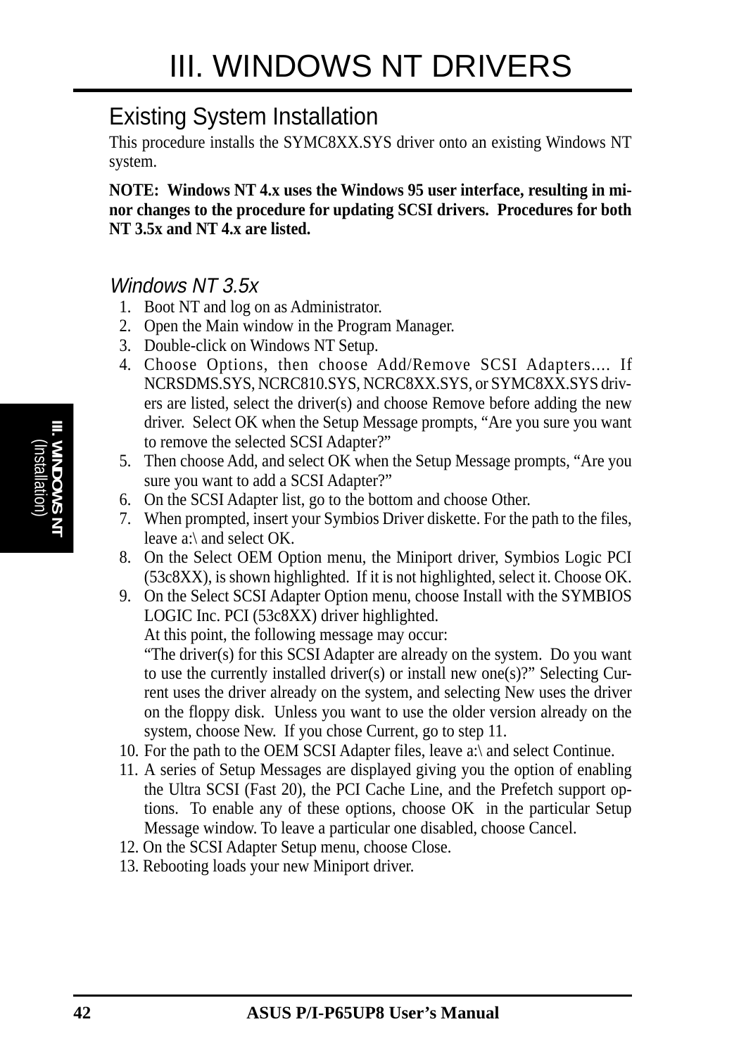# III. WINDOWS NT DRIVERS

## Existing System Installation

This procedure installs the SYMC8XX.SYS driver onto an existing Windows NT system.

**NOTE: Windows NT 4.x uses the Windows 95 user interface, resulting in minor changes to the procedure for updating SCSI drivers. Procedures for both NT 3.5x and NT 4.x are listed.**

### *Windows NT 3.5x*

1. Boot NT and log on as Administrator.
2. Open the Main window in the Program Manager.
3. Double-click on Windows NT Setup.
4. Choose Options, then choose Add/Remove SCSI Adapters.... If NCRSDMS.SYS, NCRC810.SYS, NCRC8XX.SYS, or SYMC8XX.SYS drivers are listed, select the driver(s) and choose Remove before adding the new driver. Select OK when the Setup Message prompts, "Are you sure you want to remove the selected SCSI Adapter?"
5. Then choose Add, and select OK when the Setup Message prompts, "Are you sure you want to add a SCSI Adapter?"
6. On the SCSI Adapter list, go to the bottom and choose Other.
7. When prompted, insert your Symbios Driver diskette. For the path to the files, leave a:\ and select OK.
8. On the Select OEM Option menu, the Miniport driver, Symbios Logic PCI (53c8XX), is shown highlighted. If it is not highlighted, select it. Choose OK.
9. On the Select SCSI Adapter Option menu, choose Install with the SYMBIOS LOGIC Inc. PCI (53c8XX) driver highlighted.
   At this point, the following message may occur:
   "The driver(s) for this SCSI Adapter are already on the system. Do you want to use the currently installed driver(s) or install new one(s)?" Selecting Current uses the driver already on the system, and selecting New uses the driver on the floppy disk. Unless you want to use the older version already on the system, choose New. If you chose Current, go to step 11.
10. For the path to the OEM SCSI Adapter files, leave a:\ and select Continue.
11. A series of Setup Messages are displayed giving you the option of enabling the Ultra SCSI (Fast 20), the PCI Cache Line, and the Prefetch support options. To enable any of these options, choose OK in the particular Setup Message window. To leave a particular one disabled, choose Cancel.
12. On the SCSI Adapter Setup menu, choose Close.
13. Rebooting loads your new Miniport driver.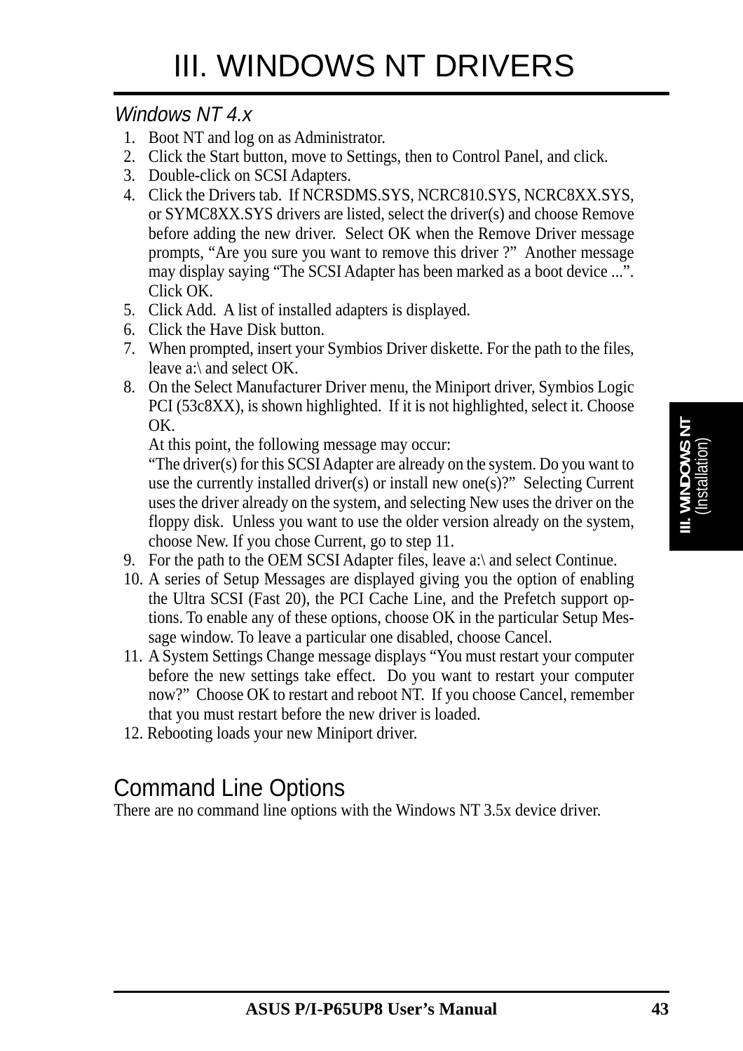# III. WINDOWS NT DRIVERS

*Windows NT 4.x*

1. Boot NT and log on as Administrator.
2. Click the Start button, move to Settings, then to Control Panel, and click.
3. Double-click on SCSI Adapters.
4. Click the Drivers tab. If NCRSDMS.SYS, NCRC810.SYS, NCRC8XX.SYS, or SYMC8XX.SYS drivers are listed, select the driver(s) and choose Remove before adding the new driver. Select OK when the Remove Driver message prompts, "Are you sure you want to remove this driver ?" Another message may display saying "The SCSI Adapter has been marked as a boot device ...". Click OK.
5. Click Add. A list of installed adapters is displayed.
6. Click the Have Disk button.
7. When prompted, insert your Symbios Driver diskette. For the path to the files, leave a:\ and select OK.
8. On the Select Manufacturer Driver menu, the Miniport driver, Symbios Logic PCI (53c8XX), is shown highlighted. If it is not highlighted, select it. Choose OK.
   At this point, the following message may occur:
   "The driver(s) for this SCSI Adapter are already on the system. Do you want to use the currently installed driver(s) or install new one(s)?" Selecting Current uses the driver already on the system, and selecting New uses the driver on the floppy disk. Unless you want to use the older version already on the system, choose New. If you chose Current, go to step 11.
9. For the path to the OEM SCSI Adapter files, leave a:\ and select Continue.
10. A series of Setup Messages are displayed giving you the option of enabling the Ultra SCSI (Fast 20), the PCI Cache Line, and the Prefetch support options. To enable any of these options, choose OK in the particular Setup Message window. To leave a particular one disabled, choose Cancel.
11. A System Settings Change message displays "You must restart your computer before the new settings take effect. Do you want to restart your computer now?" Choose OK to restart and reboot NT. If you choose Cancel, remember that you must restart before the new driver is loaded.
12. Rebooting loads your new Miniport driver.

## Command Line Options

There are no command line options with the Windows NT 3.5x device driver.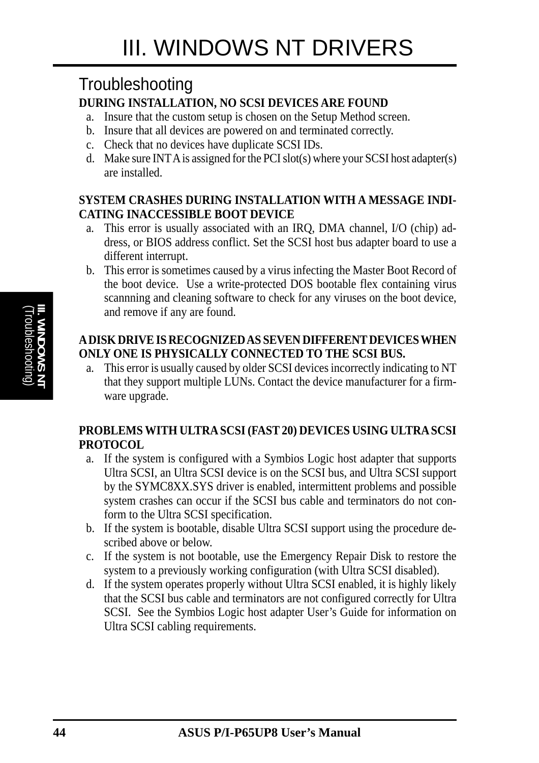# III. WINDOWS NT DRIVERS

## Troubleshooting

**DURING INSTALLATION, NO SCSI DEVICES ARE FOUND**

a. Insure that the custom setup is chosen on the Setup Method screen.
b. Insure that all devices are powered on and terminated correctly.
c. Check that no devices have duplicate SCSI IDs.
d. Make sure INT A is assigned for the PCI slot(s) where your SCSI host adapter(s) are installed.

**SYSTEM CRASHES DURING INSTALLATION WITH A MESSAGE INDICATING INACCESSIBLE BOOT DEVICE**

a. This error is usually associated with an IRQ, DMA channel, I/O (chip) address, or BIOS address conflict. Set the SCSI host bus adapter board to use a different interrupt.
b. This error is sometimes caused by a virus infecting the Master Boot Record of the boot device. Use a write-protected DOS bootable flex containing virus scannning and cleaning software to check for any viruses on the boot device, and remove if any are found.

**A DISK DRIVE IS RECOGNIZED AS SEVEN DIFFERENT DEVICES WHEN ONLY ONE IS PHYSICALLY CONNECTED TO THE SCSI BUS.**

a. This error is usually caused by older SCSI devices incorrectly indicating to NT that they support multiple LUNs. Contact the device manufacturer for a firmware upgrade.

**PROBLEMS WITH ULTRA SCSI (FAST 20) DEVICES USING ULTRA SCSI PROTOCOL**

a. If the system is configured with a Symbios Logic host adapter that supports Ultra SCSI, an Ultra SCSI device is on the SCSI bus, and Ultra SCSI support by the SYMC8XX.SYS driver is enabled, intermittent problems and possible system crashes can occur if the SCSI bus cable and terminators do not conform to the Ultra SCSI specification.
b. If the system is bootable, disable Ultra SCSI support using the procedure described above or below.
c. If the system is not bootable, use the Emergency Repair Disk to restore the system to a previously working configuration (with Ultra SCSI disabled).
d. If the system operates properly without Ultra SCSI enabled, it is highly likely that the SCSI bus cable and terminators are not configured correctly for Ultra SCSI. See the Symbios Logic host adapter User's Guide for information on Ultra SCSI cabling requirements.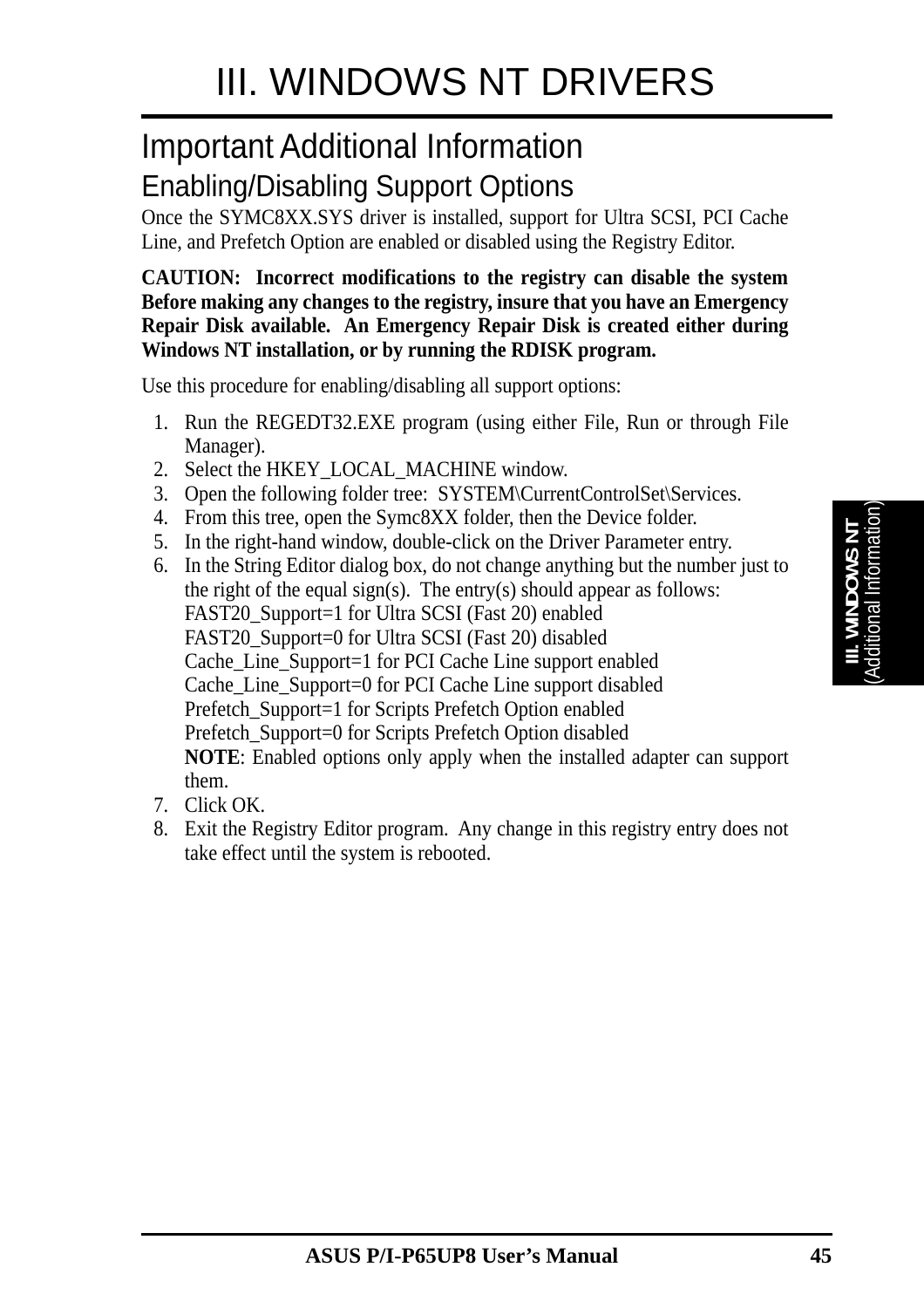# III. WINDOWS NT DRIVERS

## Important Additional Information

### Enabling/Disabling Support Options

Once the SYMC8XX.SYS driver is installed, support for Ultra SCSI, PCI Cache Line, and Prefetch Option are enabled or disabled using the Registry Editor.

**CAUTION: Incorrect modifications to the registry can disable the system Before making any changes to the registry, insure that you have an Emergency Repair Disk available. An Emergency Repair Disk is created either during Windows NT installation, or by running the RDISK program.**

Use this procedure for enabling/disabling all support options:

1. Run the REGEDT32.EXE program (using either File, Run or through File Manager).
2. Select the HKEY_LOCAL_MACHINE window.
3. Open the following folder tree: SYSTEM\CurrentControlSet\Services.
4. From this tree, open the Symc8XX folder, then the Device folder.
5. In the right-hand window, double-click on the Driver Parameter entry.
6. In the String Editor dialog box, do not change anything but the number just to the right of the equal sign(s). The entry(s) should appear as follows:
   FAST20_Support=1 for Ultra SCSI (Fast 20) enabled
   FAST20_Support=0 for Ultra SCSI (Fast 20) disabled
   Cache_Line_Support=1 for PCI Cache Line support enabled
   Cache_Line_Support=0 for PCI Cache Line support disabled
   Prefetch_Support=1 for Scripts Prefetch Option enabled
   Prefetch_Support=0 for Scripts Prefetch Option disabled
   **NOTE**: Enabled options only apply when the installed adapter can support them.
7. Click OK.
8. Exit the Registry Editor program. Any change in this registry entry does not take effect until the system is rebooted.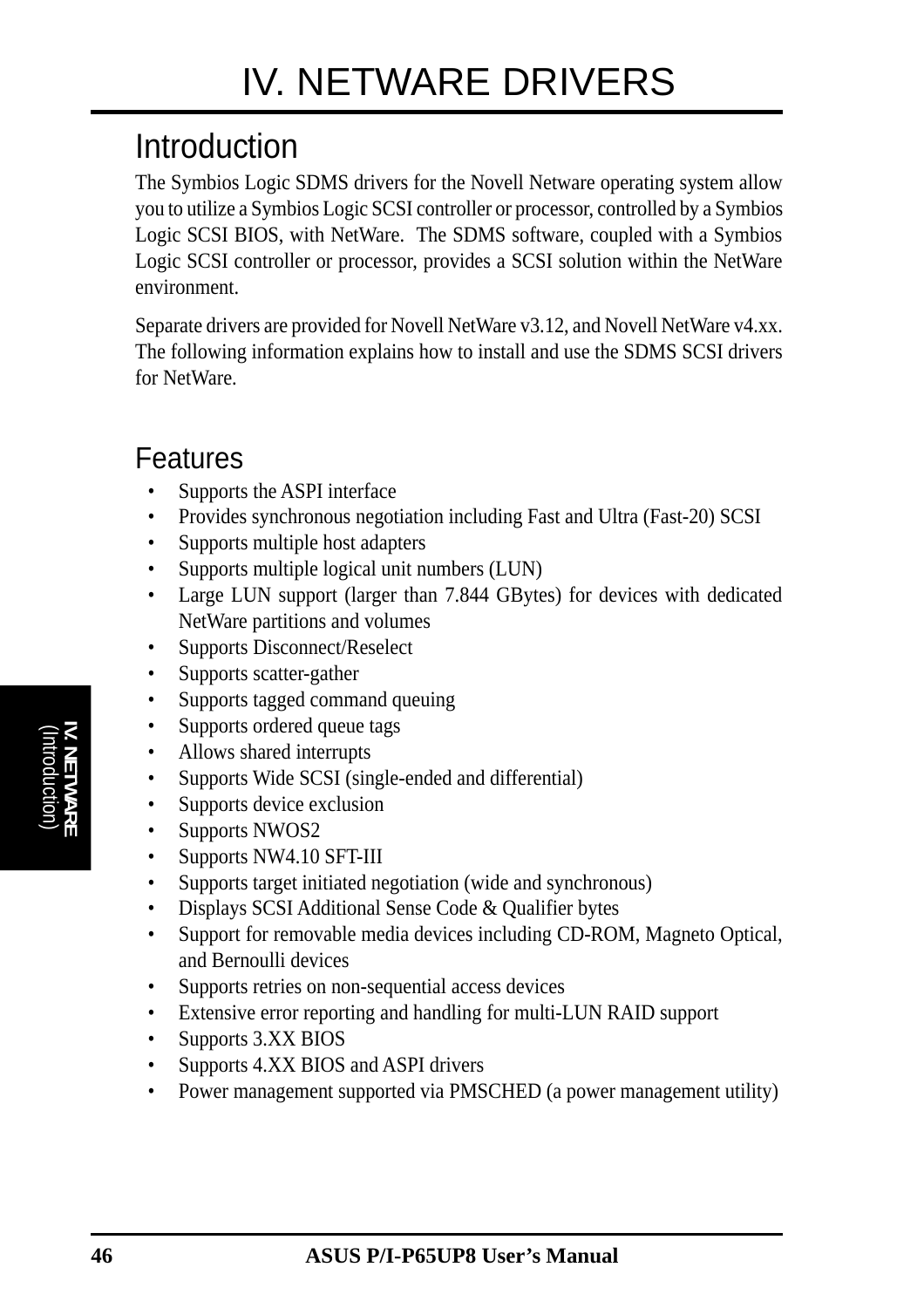# IV. NETWARE DRIVERS

## Introduction

The Symbios Logic SDMS drivers for the Novell Netware operating system allow you to utilize a Symbios Logic SCSI controller or processor, controlled by a Symbios Logic SCSI BIOS, with NetWare. The SDMS software, coupled with a Symbios Logic SCSI controller or processor, provides a SCSI solution within the NetWare environment.

Separate drivers are provided for Novell NetWare v3.12, and Novell NetWare v4.xx. The following information explains how to install and use the SDMS SCSI drivers for NetWare.

## Features

- Supports the ASPI interface
- Provides synchronous negotiation including Fast and Ultra (Fast-20) SCSI
- Supports multiple host adapters
- Supports multiple logical unit numbers (LUN)
- Large LUN support (larger than 7.844 GBytes) for devices with dedicated NetWare partitions and volumes
- Supports Disconnect/Reselect
- Supports scatter-gather
- Supports tagged command queuing
- Supports ordered queue tags
- Allows shared interrupts
- Supports Wide SCSI (single-ended and differential)
- Supports device exclusion
- Supports NWOS2
- Supports NW4.10 SFT-III
- Supports target initiated negotiation (wide and synchronous)
- Displays SCSI Additional Sense Code & Qualifier bytes
- Support for removable media devices including CD-ROM, Magneto Optical, and Bernoulli devices
- Supports retries on non-sequential access devices
- Extensive error reporting and handling for multi-LUN RAID support
- Supports 3.XX BIOS
- Supports 4.XX BIOS and ASPI drivers
- Power management supported via PMSCHED (a power management utility)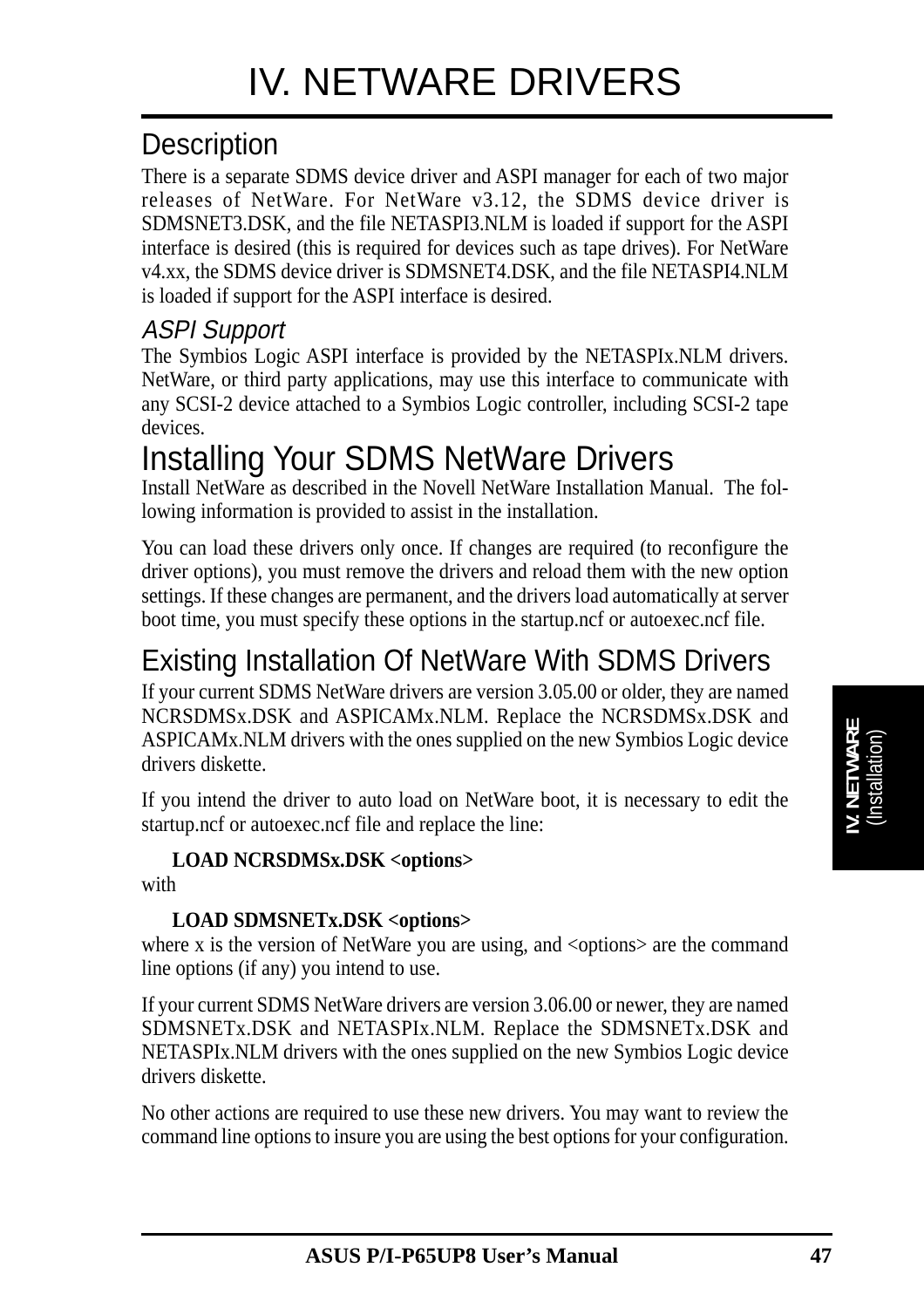# IV. NETWARE DRIVERS

## Description

There is a separate SDMS device driver and ASPI manager for each of two major releases of NetWare. For NetWare v3.12, the SDMS device driver is SDMSNET3.DSK, and the file NETASPI3.NLM is loaded if support for the ASPI interface is desired (this is required for devices such as tape drives). For NetWare v4.xx, the SDMS device driver is SDMSNET4.DSK, and the file NETASPI4.NLM is loaded if support for the ASPI interface is desired.

### *ASPI Support*

The Symbios Logic ASPI interface is provided by the NETASPIx.NLM drivers. NetWare, or third party applications, may use this interface to communicate with any SCSI-2 device attached to a Symbios Logic controller, including SCSI-2 tape devices.

# Installing Your SDMS NetWare Drivers

Install NetWare as described in the Novell NetWare Installation Manual. The following information is provided to assist in the installation.

You can load these drivers only once. If changes are required (to reconfigure the driver options), you must remove the drivers and reload them with the new option settings. If these changes are permanent, and the drivers load automatically at server boot time, you must specify these options in the startup.ncf or autoexec.ncf file.

## Existing Installation Of NetWare With SDMS Drivers

If your current SDMS NetWare drivers are version 3.05.00 or older, they are named NCRSDMSx.DSK and ASPICAMx.NLM. Replace the NCRSDMSx.DSK and ASPICAMx.NLM drivers with the ones supplied on the new Symbios Logic device drivers diskette.

If you intend the driver to auto load on NetWare boot, it is necessary to edit the startup.ncf or autoexec.ncf file and replace the line:

**LOAD NCRSDMSx.DSK <options>**

with

**LOAD SDMSNETx.DSK <options>**

where x is the version of NetWare you are using, and <options> are the command line options (if any) you intend to use.

If your current SDMS NetWare drivers are version 3.06.00 or newer, they are named SDMSNETx.DSK and NETASPIx.NLM. Replace the SDMSNETx.DSK and NETASPIx.NLM drivers with the ones supplied on the new Symbios Logic device drivers diskette.

No other actions are required to use these new drivers. You may want to review the command line options to insure you are using the best options for your configuration.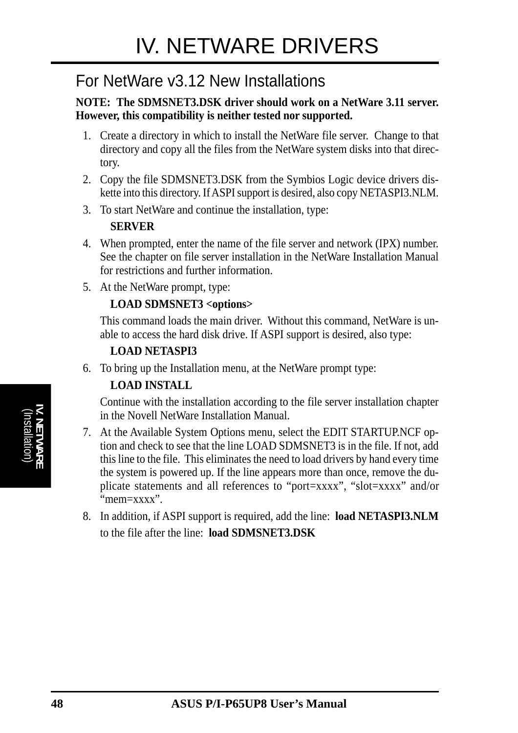# IV. NETWARE DRIVERS

## For NetWare v3.12 New Installations

**NOTE: The SDMSNET3.DSK driver should work on a NetWare 3.11 server. However, this compatibility is neither tested nor supported.**

1. Create a directory in which to install the NetWare file server. Change to that directory and copy all the files from the NetWare system disks into that directory.
2. Copy the file SDMSNET3.DSK from the Symbios Logic device drivers diskette into this directory. If ASPI support is desired, also copy NETASPI3.NLM.
3. To start NetWare and continue the installation, type:

   **SERVER**
4. When prompted, enter the name of the file server and network (IPX) number. See the chapter on file server installation in the NetWare Installation Manual for restrictions and further information.
5. At the NetWare prompt, type:

   **LOAD SDMSNET3 <options>**

   This command loads the main driver. Without this command, NetWare is unable to access the hard disk drive. If ASPI support is desired, also type:

   **LOAD NETASPI3**
6. To bring up the Installation menu, at the NetWare prompt type:

   **LOAD INSTALL**

   Continue with the installation according to the file server installation chapter in the Novell NetWare Installation Manual.
7. At the Available System Options menu, select the EDIT STARTUP.NCF option and check to see that the line LOAD SDMSNET3 is in the file. If not, add this line to the file. This eliminates the need to load drivers by hand every time the system is powered up. If the line appears more than once, remove the duplicate statements and all references to “port=xxxx”, “slot=xxxx” and/or “mem=xxxx”.
8. In addition, if ASPI support is required, add the line: **load NETASPI3.NLM** to the file after the line: **load SDMSNET3.DSK**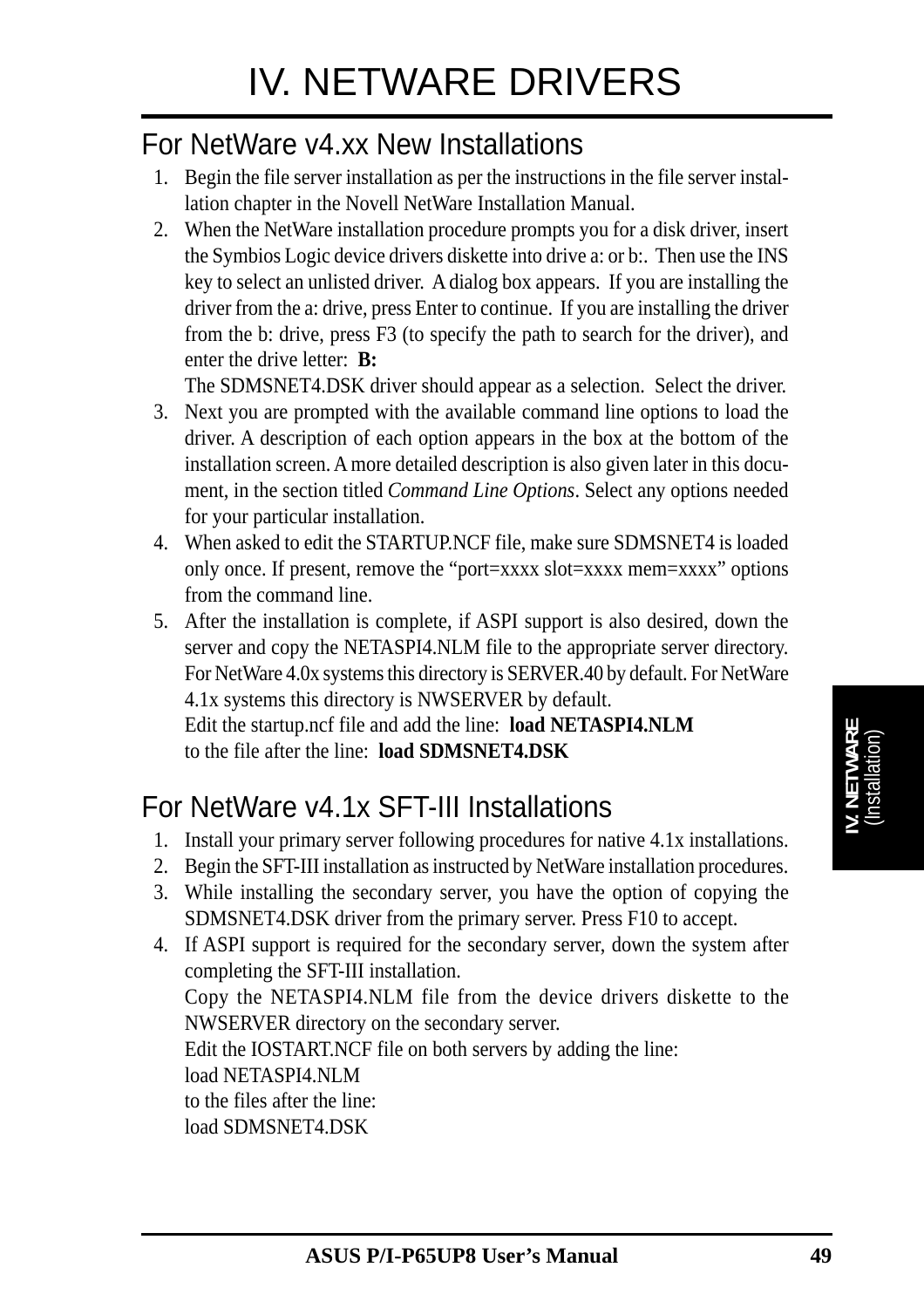# IV. NETWARE DRIVERS

## For NetWare v4.xx New Installations

1. Begin the file server installation as per the instructions in the file server installation chapter in the Novell NetWare Installation Manual.
2. When the NetWare installation procedure prompts you for a disk driver, insert the Symbios Logic device drivers diskette into drive a: or b:. Then use the INS key to select an unlisted driver. A dialog box appears. If you are installing the driver from the a: drive, press Enter to continue. If you are installing the driver from the b: drive, press F3 (to specify the path to search for the driver), and enter the drive letter: **B:**
   The SDMSNET4.DSK driver should appear as a selection. Select the driver.
3. Next you are prompted with the available command line options to load the driver. A description of each option appears in the box at the bottom of the installation screen. A more detailed description is also given later in this document, in the section titled *Command Line Options*. Select any options needed for your particular installation.
4. When asked to edit the STARTUP.NCF file, make sure SDMSNET4 is loaded only once. If present, remove the "port=xxxx slot=xxxx mem=xxxx" options from the command line.
5. After the installation is complete, if ASPI support is also desired, down the server and copy the NETASPI4.NLM file to the appropriate server directory. For NetWare 4.0x systems this directory is SERVER.40 by default. For NetWare 4.1x systems this directory is NWSERVER by default.
   Edit the startup.ncf file and add the line: **load NETASPI4.NLM**
   to the file after the line: **load SDMSNET4.DSK**

## For NetWare v4.1x SFT-III Installations

1. Install your primary server following procedures for native 4.1x installations.
2. Begin the SFT-III installation as instructed by NetWare installation procedures.
3. While installing the secondary server, you have the option of copying the SDMSNET4.DSK driver from the primary server. Press F10 to accept.
4. If ASPI support is required for the secondary server, down the system after completing the SFT-III installation.
   Copy the NETASPI4.NLM file from the device drivers diskette to the NWSERVER directory on the secondary server.
   Edit the IOSTART.NCF file on both servers by adding the line:
   load NETASPI4.NLM
   to the files after the line:
   load SDMSNET4.DSK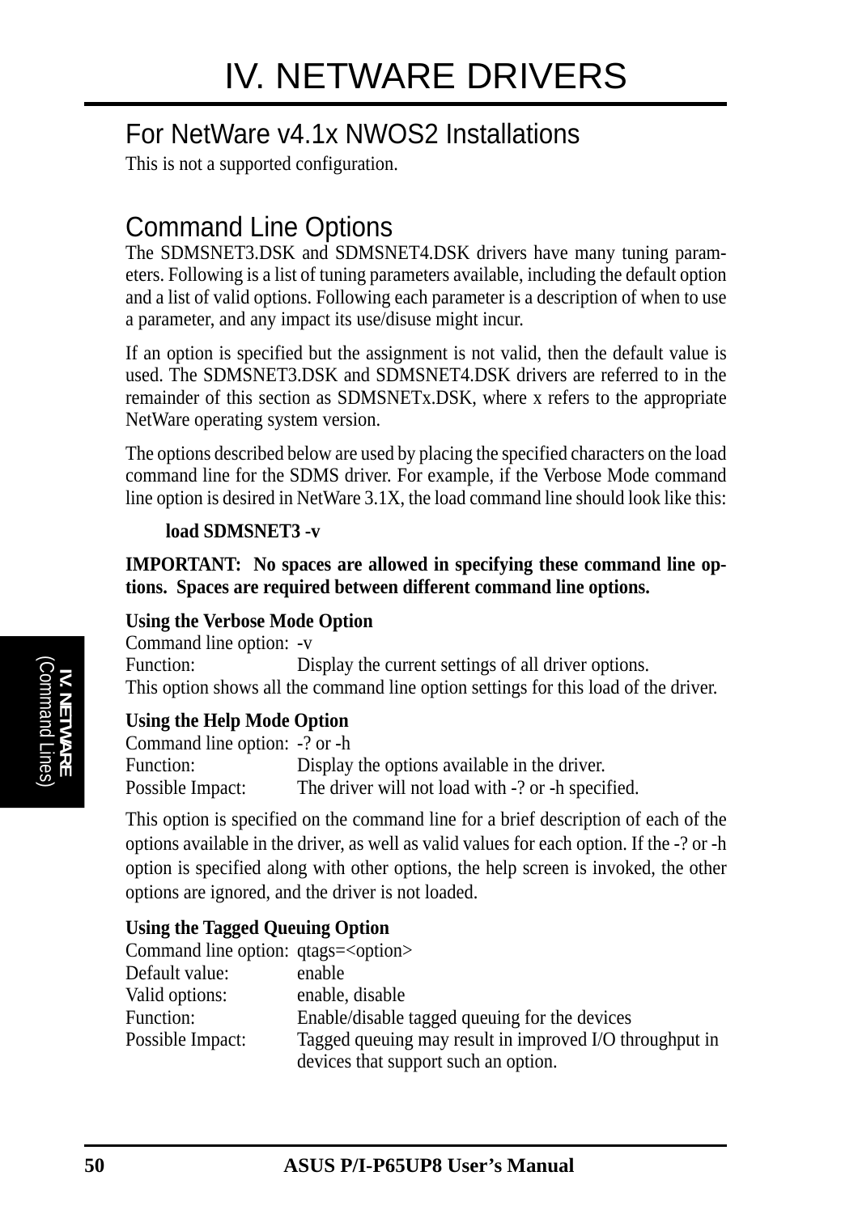# IV. NETWARE DRIVERS

## For NetWare v4.1x NWOS2 Installations

This is not a supported configuration.

## Command Line Options

The SDMSNET3.DSK and SDMSNET4.DSK drivers have many tuning parameters. Following is a list of tuning parameters available, including the default option and a list of valid options. Following each parameter is a description of when to use a parameter, and any impact its use/disuse might incur.

If an option is specified but the assignment is not valid, then the default value is used. The SDMSNET3.DSK and SDMSNET4.DSK drivers are referred to in the remainder of this section as SDMSNETx.DSK, where x refers to the appropriate NetWare operating system version.

The options described below are used by placing the specified characters on the load command line for the SDMS driver. For example, if the Verbose Mode command line option is desired in NetWare 3.1X, the load command line should look like this:

**load SDMSNET3 -v**

**IMPORTANT: No spaces are allowed in specifying these command line options. Spaces are required between different command line options.**

**Using the Verbose Mode Option**

Command line option: -v
Function: Display the current settings of all driver options.
This option shows all the command line option settings for this load of the driver.

**Using the Help Mode Option**

Command line option: -? or -h
Function: Display the options available in the driver.
Possible Impact: The driver will not load with -? or -h specified.

This option is specified on the command line for a brief description of each of the options available in the driver, as well as valid values for each option. If the -? or -h option is specified along with other options, the help screen is invoked, the other options are ignored, and the driver is not loaded.

**Using the Tagged Queuing Option**

Command line option: qtags=<option>
Default value: enable
Valid options: enable, disable
Function: Enable/disable tagged queuing for the devices
Possible Impact: Tagged queuing may result in improved I/O throughput in devices that support such an option.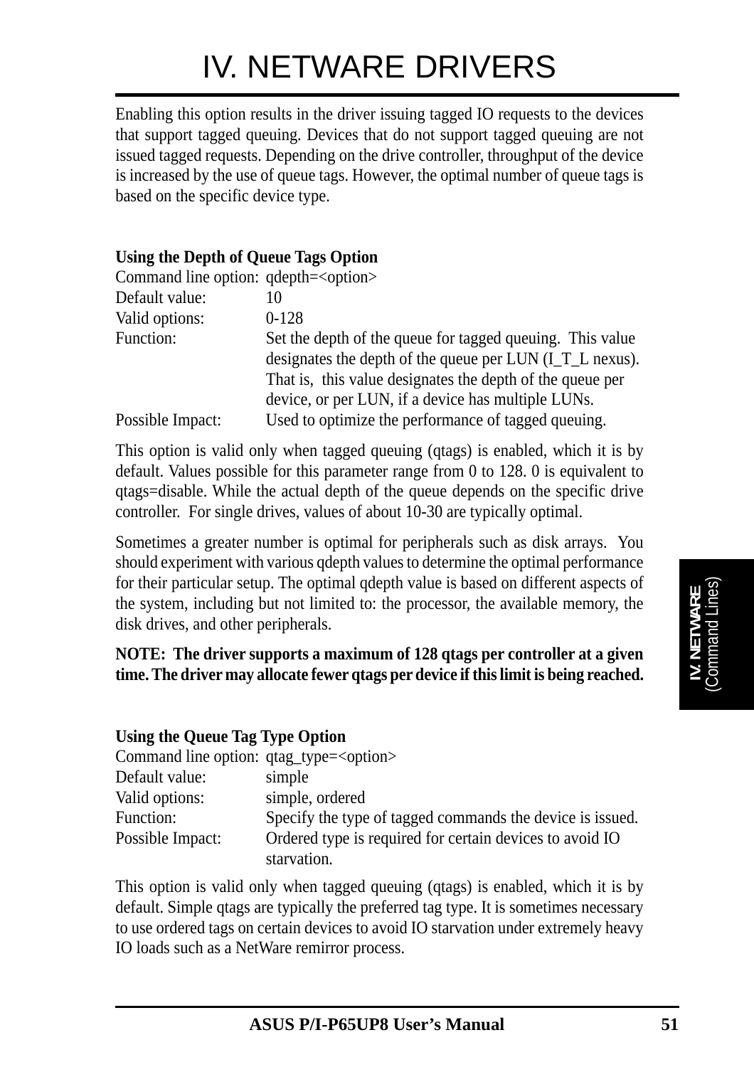Enabling this option results in the driver issuing tagged IO requests to the devices that support tagged queuing. Devices that do not support tagged queuing are not issued tagged requests. Depending on the drive controller, throughput of the device is increased by the use of queue tags. However, the optimal number of queue tags is based on the specific device type.

**Using the Depth of Queue Tags Option**

| | |
|---|---|
| Command line option: | qdepth=<option> |
| Default value: | 10 |
| Valid options: | 0-128 |
| Function: | Set the depth of the queue for tagged queuing. This value designates the depth of the queue per LUN (I_T_L nexus). That is, this value designates the depth of the queue per device, or per LUN, if a device has multiple LUNs. |
| Possible Impact: | Used to optimize the performance of tagged queuing. |

This option is valid only when tagged queuing (qtags) is enabled, which it is by default. Values possible for this parameter range from 0 to 128. 0 is equivalent to qtags=disable. While the actual depth of the queue depends on the specific drive controller. For single drives, values of about 10-30 are typically optimal.

Sometimes a greater number is optimal for peripherals such as disk arrays. You should experiment with various qdepth values to determine the optimal performance for their particular setup. The optimal qdepth value is based on different aspects of the system, including but not limited to: the processor, the available memory, the disk drives, and other peripherals.

**NOTE: The driver supports a maximum of 128 qtags per controller at a given time. The driver may allocate fewer qtags per device if this limit is being reached.**

**Using the Queue Tag Type Option**

| | |
|---|---|
| Command line option: | qtag_type=<option> |
| Default value: | simple |
| Valid options: | simple, ordered |
| Function: | Specify the type of tagged commands the device is issued. |
| Possible Impact: | Ordered type is required for certain devices to avoid IO starvation. |

This option is valid only when tagged queuing (qtags) is enabled, which it is by default. Simple qtags are typically the preferred tag type. It is sometimes necessary to use ordered tags on certain devices to avoid IO starvation under extremely heavy IO loads such as a NetWare remirror process.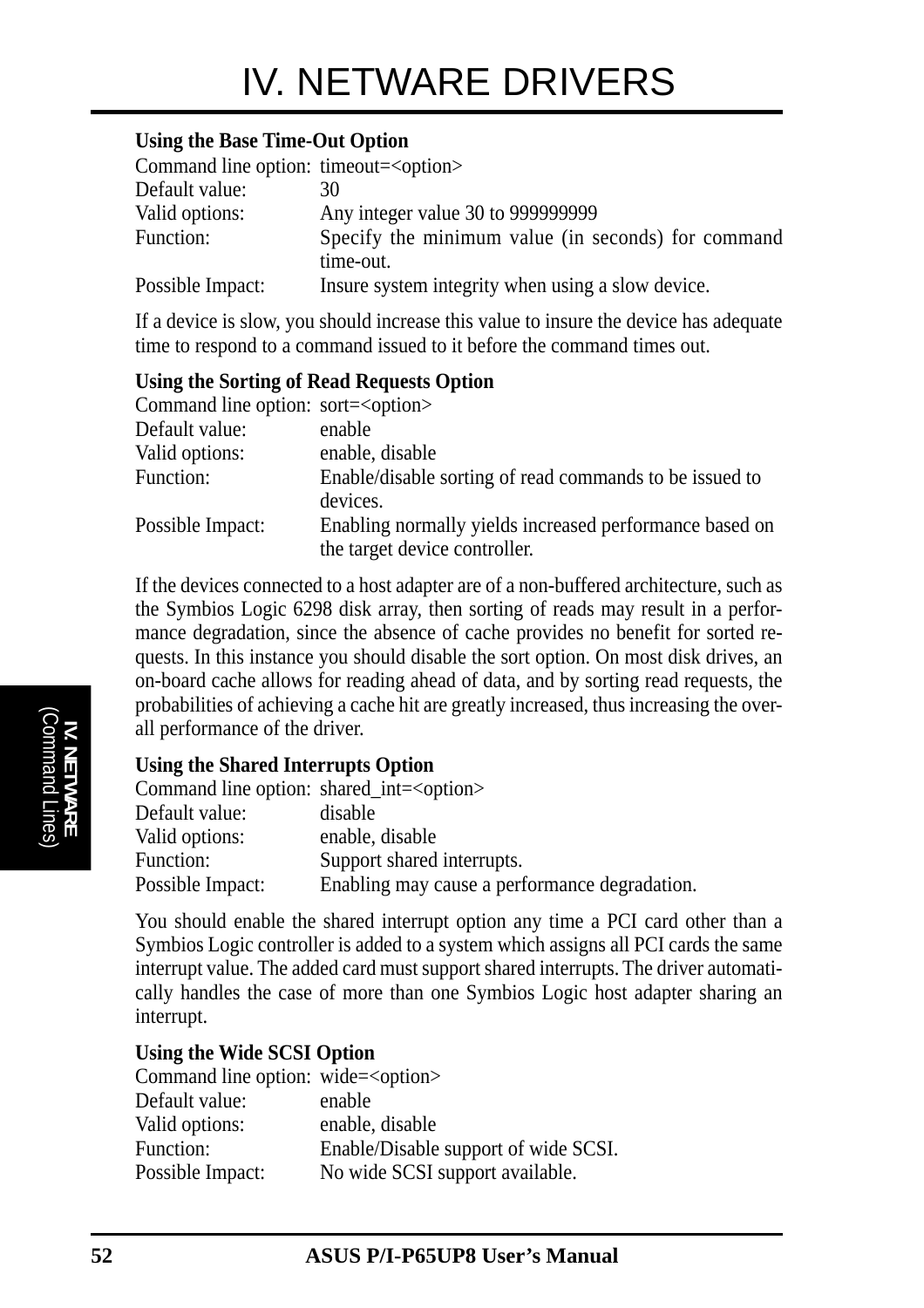#### Using the Base Time-Out Option

| | |
|---|---|
| Command line option: | timeout=<option> |
| Default value: | 30 |
| Valid options: | Any integer value 30 to 999999999 |
| Function: | Specify the minimum value (in seconds) for command time-out. |
| Possible Impact: | Insure system integrity when using a slow device. |

If a device is slow, you should increase this value to insure the device has adequate time to respond to a command issued to it before the command times out.

#### Using the Sorting of Read Requests Option

| | |
|---|---|
| Command line option: | sort=<option> |
| Default value: | enable |
| Valid options: | enable, disable |
| Function: | Enable/disable sorting of read commands to be issued to devices. |
| Possible Impact: | Enabling normally yields increased performance based on the target device controller. |

If the devices connected to a host adapter are of a non-buffered architecture, such as the Symbios Logic 6298 disk array, then sorting of reads may result in a performance degradation, since the absence of cache provides no benefit for sorted requests. In this instance you should disable the sort option. On most disk drives, an on-board cache allows for reading ahead of data, and by sorting read requests, the probabilities of achieving a cache hit are greatly increased, thus increasing the overall performance of the driver.

#### Using the Shared Interrupts Option

| | |
|---|---|
| Command line option: | shared_int=<option> |
| Default value: | disable |
| Valid options: | enable, disable |
| Function: | Support shared interrupts. |
| Possible Impact: | Enabling may cause a performance degradation. |

You should enable the shared interrupt option any time a PCI card other than a Symbios Logic controller is added to a system which assigns all PCI cards the same interrupt value. The added card must support shared interrupts. The driver automatically handles the case of more than one Symbios Logic host adapter sharing an interrupt.

#### Using the Wide SCSI Option

| | |
|---|---|
| Command line option: | wide=<option> |
| Default value: | enable |
| Valid options: | enable, disable |
| Function: | Enable/Disable support of wide SCSI. |
| Possible Impact: | No wide SCSI support available. |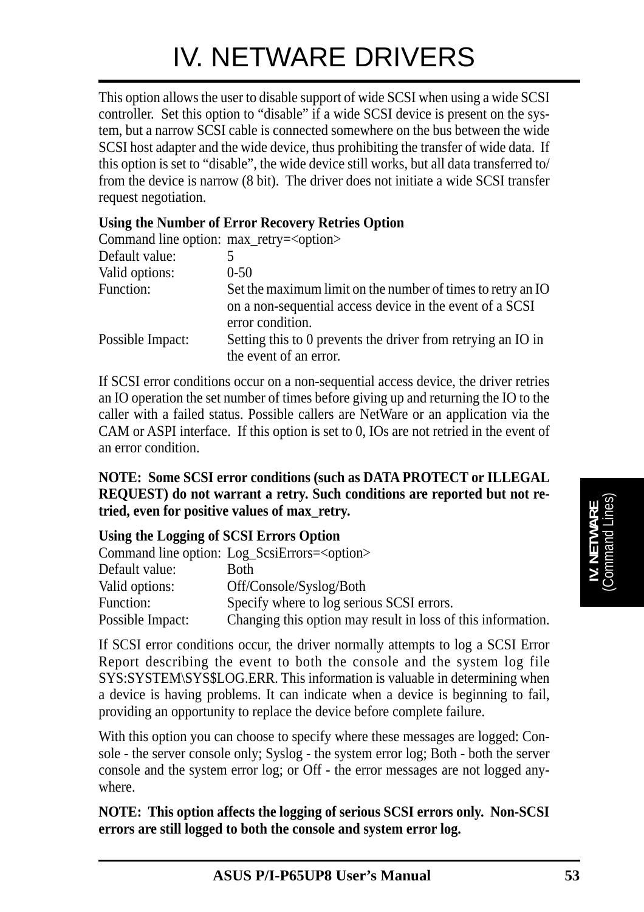# IV. NETWARE DRIVERS

This option allows the user to disable support of wide SCSI when using a wide SCSI controller. Set this option to "disable" if a wide SCSI device is present on the system, but a narrow SCSI cable is connected somewhere on the bus between the wide SCSI host adapter and the wide device, thus prohibiting the transfer of wide data. If this option is set to "disable", the wide device still works, but all data transferred to/from the device is narrow (8 bit). The driver does not initiate a wide SCSI transfer request negotiation.

**Using the Number of Error Recovery Retries Option**

| | |
|---|---|
| Command line option: | max_retry=<option> |
| Default value: | 5 |
| Valid options: | 0-50 |
| Function: | Set the maximum limit on the number of times to retry an IO on a non-sequential access device in the event of a SCSI error condition. |
| Possible Impact: | Setting this to 0 prevents the driver from retrying an IO in the event of an error. |

If SCSI error conditions occur on a non-sequential access device, the driver retries an IO operation the set number of times before giving up and returning the IO to the caller with a failed status. Possible callers are NetWare or an application via the CAM or ASPI interface. If this option is set to 0, IOs are not retried in the event of an error condition.

**NOTE: Some SCSI error conditions (such as DATA PROTECT or ILLEGAL REQUEST) do not warrant a retry. Such conditions are reported but not retried, even for positive values of max_retry.**

**Using the Logging of SCSI Errors Option**

| | |
|---|---|
| Command line option: | Log_ScsiErrors=<option> |
| Default value: | Both |
| Valid options: | Off/Console/Syslog/Both |
| Function: | Specify where to log serious SCSI errors. |
| Possible Impact: | Changing this option may result in loss of this information. |

If SCSI error conditions occur, the driver normally attempts to log a SCSI Error Report describing the event to both the console and the system log file SYS:SYSTEM\SYS$LOG.ERR. This information is valuable in determining when a device is having problems. It can indicate when a device is beginning to fail, providing an opportunity to replace the device before complete failure.

With this option you can choose to specify where these messages are logged: Console - the server console only; Syslog - the system error log; Both - both the server console and the system error log; or Off - the error messages are not logged anywhere.

**NOTE: This option affects the logging of serious SCSI errors only. Non-SCSI errors are still logged to both the console and system error log.**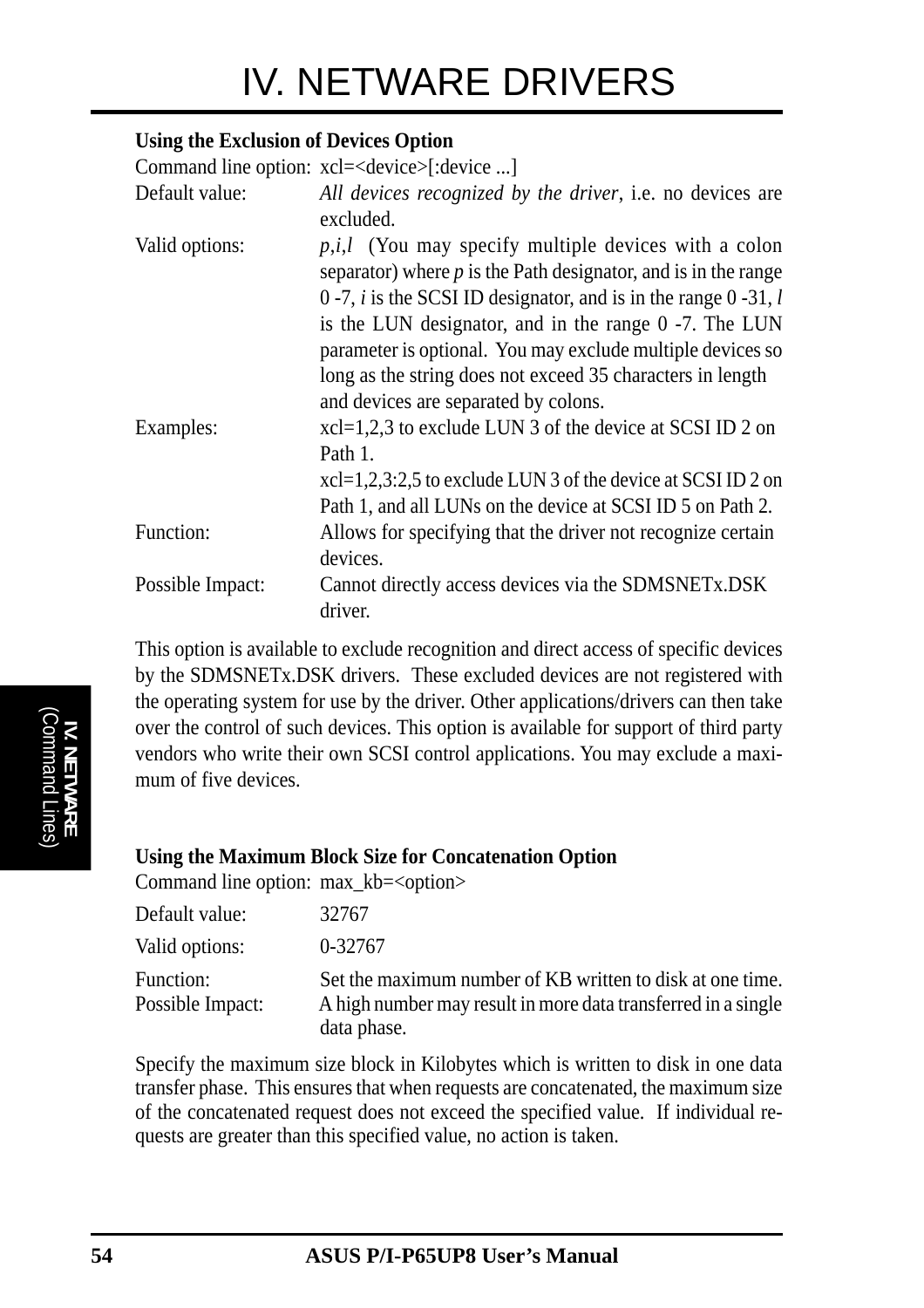### Using the Exclusion of Devices Option

| | |
|---|---|
| Command line option: | xcl=<device>[:device ...] |
| Default value: | *All devices recognized by the driver*, i.e. no devices are excluded. |
| Valid options: | *p,i,l* (You may specify multiple devices with a colon separator) where *p* is the Path designator, and is in the range 0 -7, *i* is the SCSI ID designator, and is in the range 0 -31, *l* is the LUN designator, and in the range 0 -7. The LUN parameter is optional. You may exclude multiple devices so long as the string does not exceed 35 characters in length and devices are separated by colons. |
| Examples: | xcl=1,2,3 to exclude LUN 3 of the device at SCSI ID 2 on Path 1.<br>xcl=1,2,3:2,5 to exclude LUN 3 of the device at SCSI ID 2 on Path 1, and all LUNs on the device at SCSI ID 5 on Path 2. |
| Function: | Allows for specifying that the driver not recognize certain devices. |
| Possible Impact: | Cannot directly access devices via the SDMSNETx.DSK driver. |

This option is available to exclude recognition and direct access of specific devices by the SDMSNETx.DSK drivers. These excluded devices are not registered with the operating system for use by the driver. Other applications/drivers can then take over the control of such devices. This option is available for support of third party vendors who write their own SCSI control applications. You may exclude a maximum of five devices.

### Using the Maximum Block Size for Concatenation Option

| | |
|---|---|
| Command line option: | max_kb=<option> |
| Default value: | 32767 |
| Valid options: | 0-32767 |
| Function: | Set the maximum number of KB written to disk at one time. |
| Possible Impact: | A high number may result in more data transferred in a single data phase. |

Specify the maximum size block in Kilobytes which is written to disk in one data transfer phase. This ensures that when requests are concatenated, the maximum size of the concatenated request does not exceed the specified value. If individual requests are greater than this specified value, no action is taken.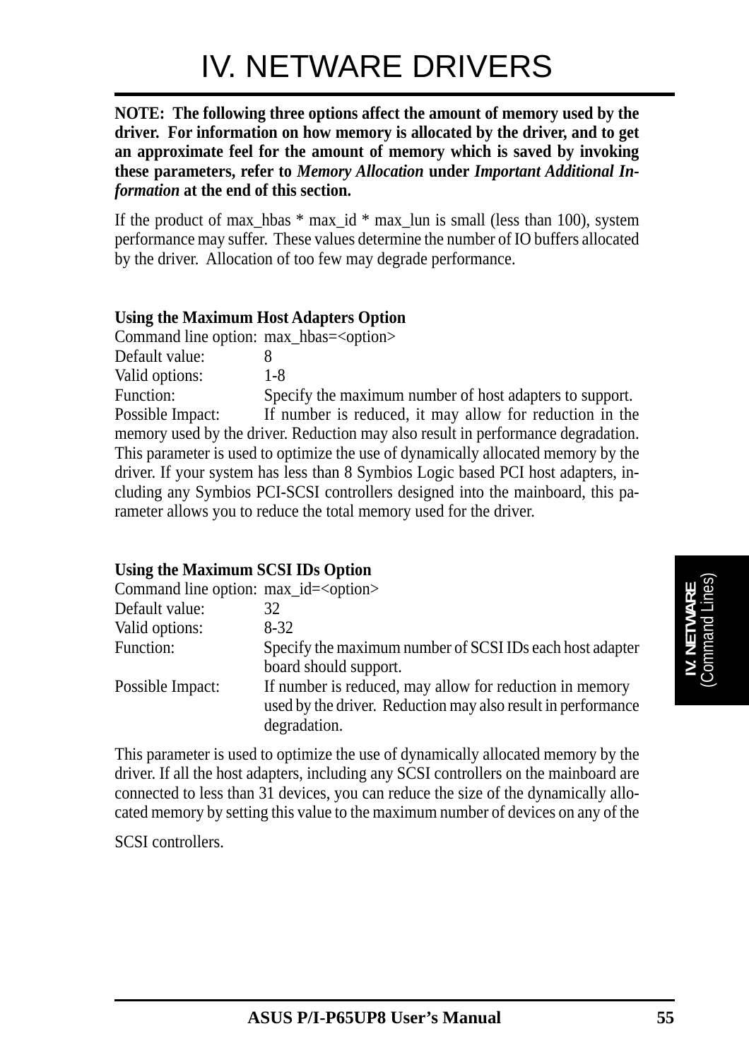# IV. NETWARE DRIVERS

**NOTE: The following three options affect the amount of memory used by the driver. For information on how memory is allocated by the driver, and to get an approximate feel for the amount of memory which is saved by invoking these parameters, refer to *Memory Allocation* under *Important Additional Information* at the end of this section.**

If the product of max_hbas * max_id * max_lun is small (less than 100), system performance may suffer. These values determine the number of IO buffers allocated by the driver. Allocation of too few may degrade performance.

**Using the Maximum Host Adapters Option**

Command line option: max_hbas=<option>
Default value: 8
Valid options: 1-8
Function: Specify the maximum number of host adapters to support.
Possible Impact: If number is reduced, it may allow for reduction in the memory used by the driver. Reduction may also result in performance degradation. This parameter is used to optimize the use of dynamically allocated memory by the driver. If your system has less than 8 Symbios Logic based PCI host adapters, including any Symbios PCI-SCSI controllers designed into the mainboard, this parameter allows you to reduce the total memory used for the driver.

**Using the Maximum SCSI IDs Option**

Command line option: max_id=<option>
Default value: 32
Valid options: 8-32
Function: Specify the maximum number of SCSI IDs each host adapter board should support.
Possible Impact: If number is reduced, may allow for reduction in memory used by the driver. Reduction may also result in performance degradation.

This parameter is used to optimize the use of dynamically allocated memory by the driver. If all the host adapters, including any SCSI controllers on the mainboard are connected to less than 31 devices, you can reduce the size of the dynamically allocated memory by setting this value to the maximum number of devices on any of the SCSI controllers.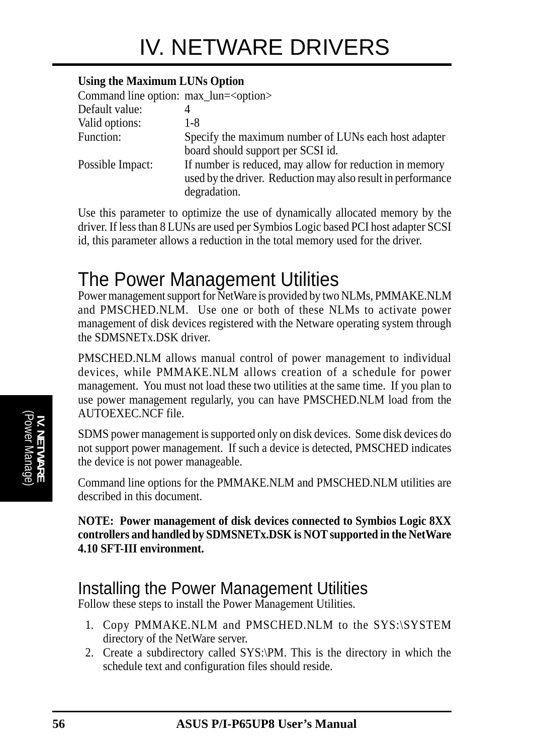**Using the Maximum LUNs Option**

| | |
|---|---|
| Command line option: | max_lun=<option> |
| Default value: | 4 |
| Valid options: | 1-8 |
| Function: | Specify the maximum number of LUNs each host adapter board should support per SCSI id. |
| Possible Impact: | If number is reduced, may allow for reduction in memory used by the driver. Reduction may also result in performance degradation. |

Use this parameter to optimize the use of dynamically allocated memory by the driver. If less than 8 LUNs are used per Symbios Logic based PCI host adapter SCSI id, this parameter allows a reduction in the total memory used for the driver.

## The Power Management Utilities

Power management support for NetWare is provided by two NLMs, PMMAKE.NLM and PMSCHED.NLM. Use one or both of these NLMs to activate power management of disk devices registered with the Netware operating system through the SDMSNETx.DSK driver.

PMSCHED.NLM allows manual control of power management to individual devices, while PMMAKE.NLM allows creation of a schedule for power management. You must not load these two utilities at the same time. If you plan to use power management regularly, you can have PMSCHED.NLM load from the AUTOEXEC.NCF file.

SDMS power management is supported only on disk devices. Some disk devices do not support power management. If such a device is detected, PMSCHED indicates the device is not power manageable.

Command line options for the PMMAKE.NLM and PMSCHED.NLM utilities are described in this document.

**NOTE: Power management of disk devices connected to Symbios Logic 8XX controllers and handled by SDMSNETx.DSK is NOT supported in the NetWare 4.10 SFT-III environment.**

## Installing the Power Management Utilities

Follow these steps to install the Power Management Utilities.

1. Copy PMMAKE.NLM and PMSCHED.NLM to the SYS:\SYSTEM directory of the NetWare server.
2. Create a subdirectory called SYS:\PM. This is the directory in which the schedule text and configuration files should reside.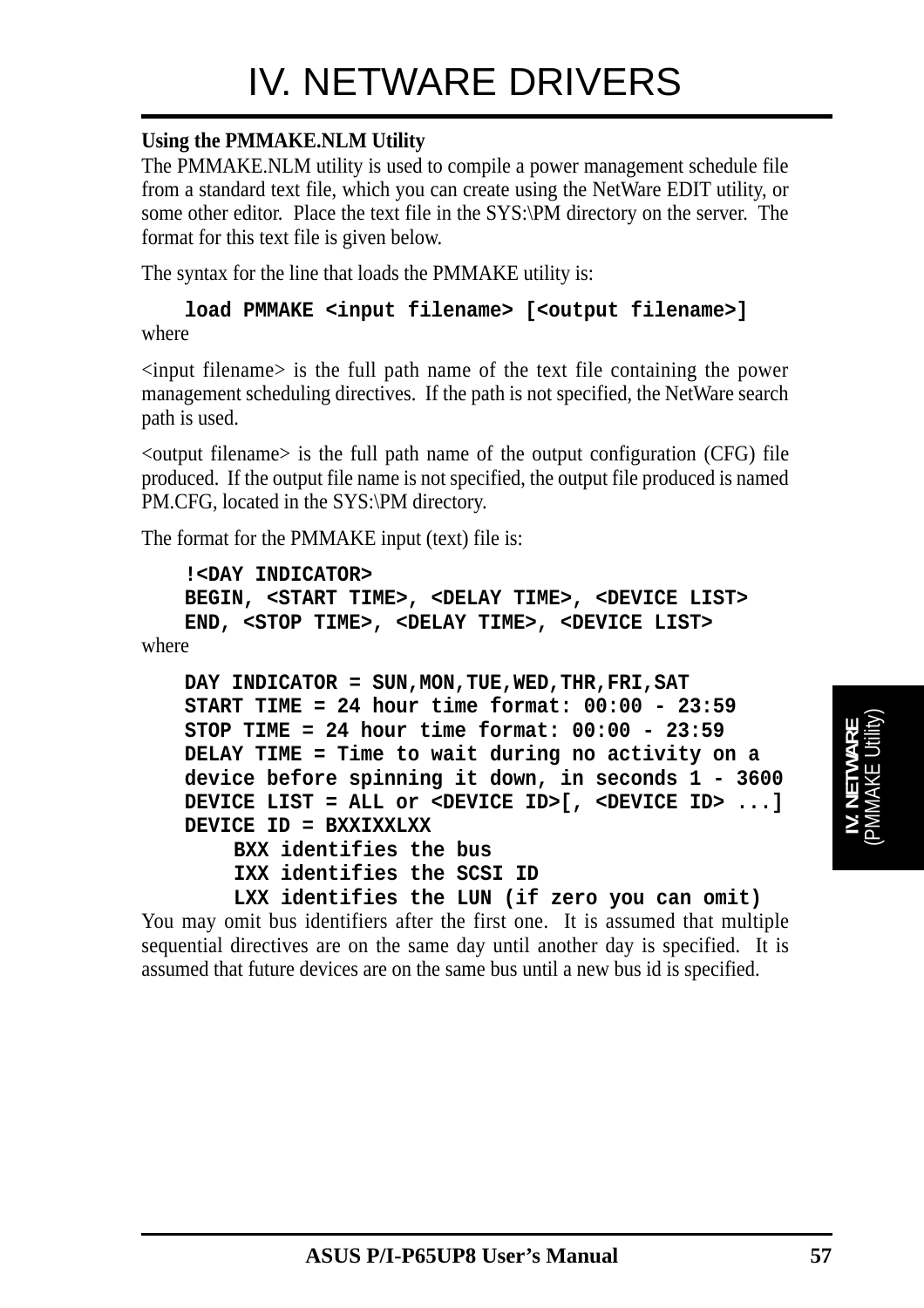# IV. NETWARE DRIVERS

**Using the PMMAKE.NLM Utility**

The PMMAKE.NLM utility is used to compile a power management schedule file from a standard text file, which you can create using the NetWare EDIT utility, or some other editor. Place the text file in the SYS:\PM directory on the server. The format for this text file is given below.

The syntax for the line that loads the PMMAKE utility is:

```
load PMMAKE <input filename> [<output filename>]
```

where

<input filename> is the full path name of the text file containing the power management scheduling directives. If the path is not specified, the NetWare search path is used.

<output filename> is the full path name of the output configuration (CFG) file produced. If the output file name is not specified, the output file produced is named PM.CFG, located in the SYS:\PM directory.

The format for the PMMAKE input (text) file is:

```
!<DAY INDICATOR>
BEGIN, <START TIME>, <DELAY TIME>, <DEVICE LIST>
END, <STOP TIME>, <DELAY TIME>, <DEVICE LIST>
```

where

```
DAY INDICATOR = SUN,MON,TUE,WED,THR,FRI,SAT
START TIME = 24 hour time format: 00:00 - 23:59
STOP TIME = 24 hour time format: 00:00 - 23:59
DELAY TIME = Time to wait during no activity on a
device before spinning it down, in seconds 1 - 3600
DEVICE LIST = ALL or <DEVICE ID>[, <DEVICE ID> ...]
DEVICE ID = BXXIXXLXX
     BXX identifies the bus
     IXX identifies the SCSI ID
     LXX identifies the LUN (if zero you can omit)
```

You may omit bus identifiers after the first one. It is assumed that multiple sequential directives are on the same day until another day is specified. It is assumed that future devices are on the same bus until a new bus id is specified.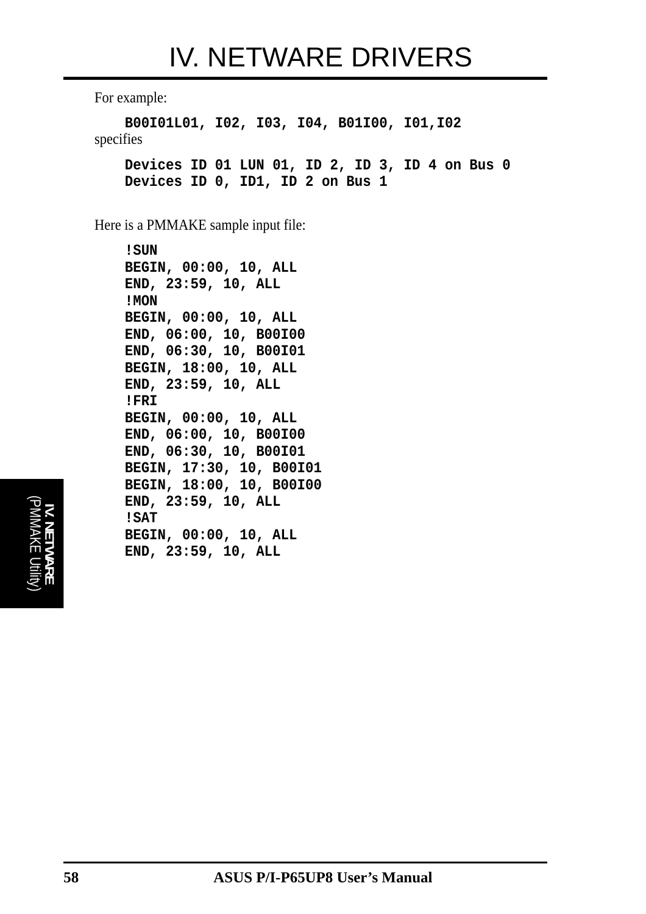For example:

```
B00I01L01, I02, I03, I04, B01I00, I01,I02
```

specifies

```
Devices ID 01 LUN 01, ID 2, ID 3, ID 4 on Bus 0
Devices ID 0, ID1, ID 2 on Bus 1
```

Here is a PMMAKE sample input file:

```
!SUN
BEGIN, 00:00, 10, ALL
END, 23:59, 10, ALL
!MON
BEGIN, 00:00, 10, ALL
END, 06:00, 10, B00I00
END, 06:30, 10, B00I01
BEGIN, 18:00, 10, ALL
END, 23:59, 10, ALL
!FRI
BEGIN, 00:00, 10, ALL
END, 06:00, 10, B00I00
END, 06:30, 10, B00I01
BEGIN, 17:30, 10, B00I01
BEGIN, 18:00, 10, B00I00
END, 23:59, 10, ALL
!SAT
BEGIN, 00:00, 10, ALL
END, 23:59, 10, ALL
```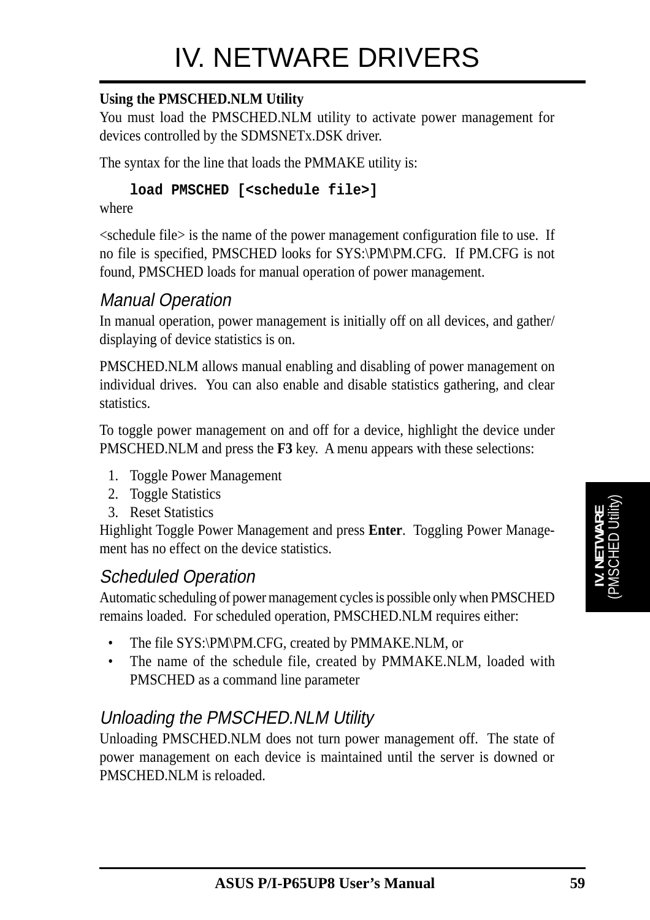**Using the PMSCHED.NLM Utility**

You must load the PMSCHED.NLM utility to activate power management for devices controlled by the SDMSNETx.DSK driver.

The syntax for the line that loads the PMMAKE utility is:

```
load PMSCHED [<schedule file>]
```

where

<schedule file> is the name of the power management configuration file to use. If no file is specified, PMSCHED looks for SYS:\PM\PM.CFG. If PM.CFG is not found, PMSCHED loads for manual operation of power management.

### *Manual Operation*

In manual operation, power management is initially off on all devices, and gather/ displaying of device statistics is on.

PMSCHED.NLM allows manual enabling and disabling of power management on individual drives. You can also enable and disable statistics gathering, and clear statistics.

To toggle power management on and off for a device, highlight the device under PMSCHED.NLM and press the **F3** key. A menu appears with these selections:

1. Toggle Power Management
2. Toggle Statistics
3. Reset Statistics

Highlight Toggle Power Management and press **Enter**. Toggling Power Management has no effect on the device statistics.

### *Scheduled Operation*

Automatic scheduling of power management cycles is possible only when PMSCHED remains loaded. For scheduled operation, PMSCHED.NLM requires either:

- The file SYS:\PM\PM.CFG, created by PMMAKE.NLM, or
- The name of the schedule file, created by PMMAKE.NLM, loaded with PMSCHED as a command line parameter

### *Unloading the PMSCHED.NLM Utility*

Unloading PMSCHED.NLM does not turn power management off. The state of power management on each device is maintained until the server is downed or PMSCHED.NLM is reloaded.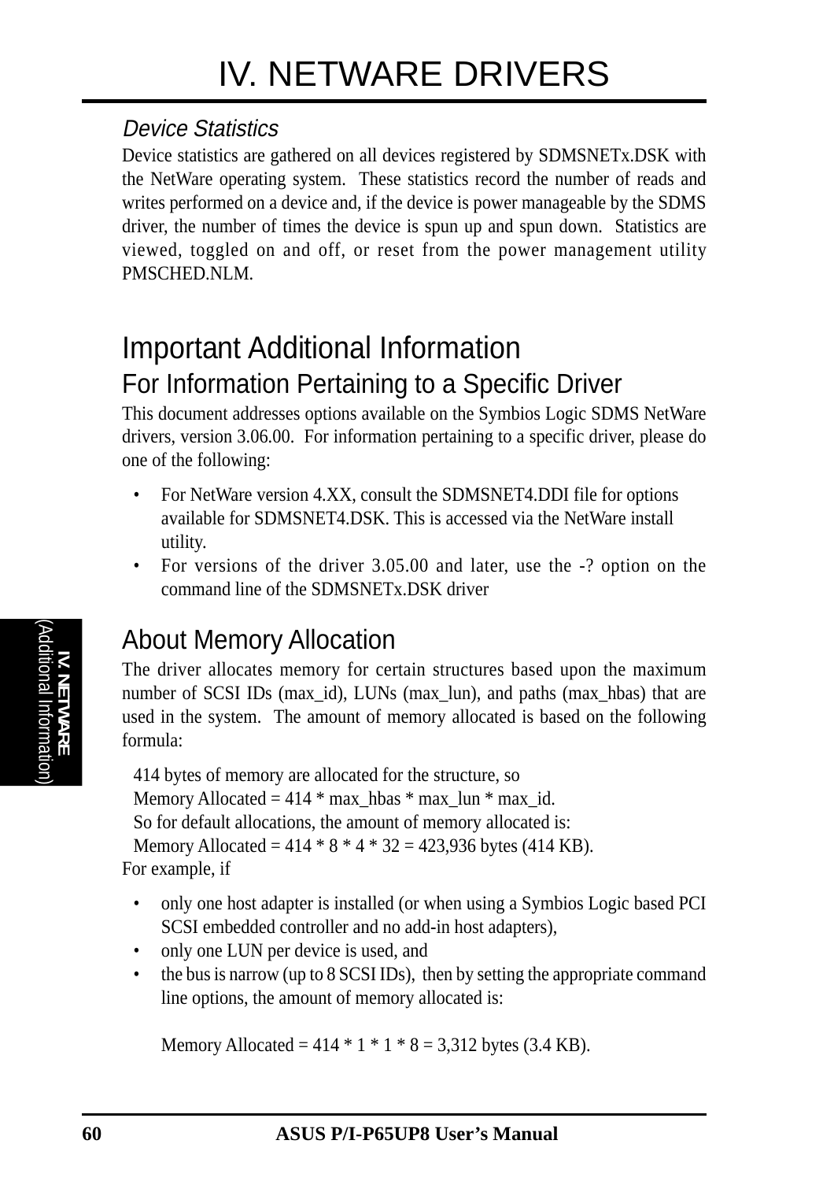### *Device Statistics*

Device statistics are gathered on all devices registered by SDMSNETx.DSK with the NetWare operating system. These statistics record the number of reads and writes performed on a device and, if the device is power manageable by the SDMS driver, the number of times the device is spun up and spun down. Statistics are viewed, toggled on and off, or reset from the power management utility PMSCHED.NLM.

# Important Additional Information

## For Information Pertaining to a Specific Driver

This document addresses options available on the Symbios Logic SDMS NetWare drivers, version 3.06.00. For information pertaining to a specific driver, please do one of the following:

- For NetWare version 4.XX, consult the SDMSNET4.DDI file for options available for SDMSNET4.DSK. This is accessed via the NetWare install utility.
- For versions of the driver 3.05.00 and later, use the -? option on the command line of the SDMSNETx.DSK driver

## About Memory Allocation

The driver allocates memory for certain structures based upon the maximum number of SCSI IDs (max_id), LUNs (max_lun), and paths (max_hbas) that are used in the system. The amount of memory allocated is based on the following formula:

414 bytes of memory are allocated for the structure, so
Memory Allocated = 414 * max_hbas * max_lun * max_id.
So for default allocations, the amount of memory allocated is:
Memory Allocated = 414 * 8 * 4 * 32 = 423,936 bytes (414 KB).

For example, if

- only one host adapter is installed (or when using a Symbios Logic based PCI SCSI embedded controller and no add-in host adapters),
- only one LUN per device is used, and
- the bus is narrow (up to 8 SCSI IDs), then by setting the appropriate command line options, the amount of memory allocated is:

  Memory Allocated = 414 * 1 * 1 * 8 = 3,312 bytes (3.4 KB).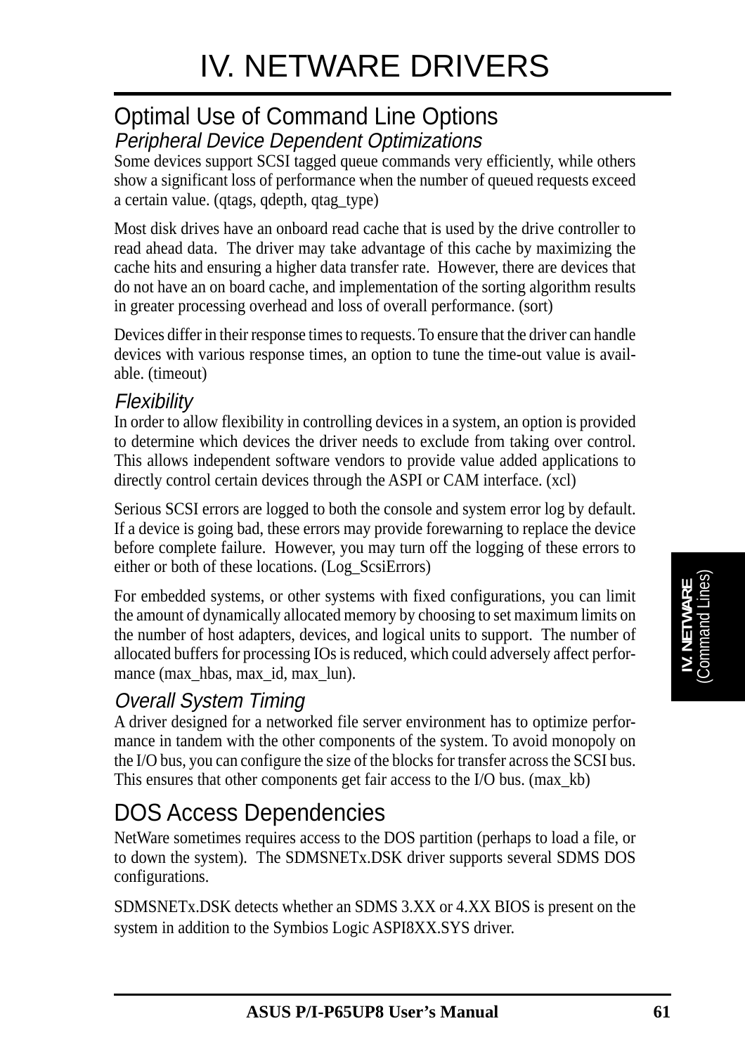# IV. NETWARE DRIVERS

## Optimal Use of Command Line Options

### Peripheral Device Dependent Optimizations

Some devices support SCSI tagged queue commands very efficiently, while others show a significant loss of performance when the number of queued requests exceed a certain value. (qtags, qdepth, qtag_type)

Most disk drives have an onboard read cache that is used by the drive controller to read ahead data. The driver may take advantage of this cache by maximizing the cache hits and ensuring a higher data transfer rate. However, there are devices that do not have an on board cache, and implementation of the sorting algorithm results in greater processing overhead and loss of overall performance. (sort)

Devices differ in their response times to requests. To ensure that the driver can handle devices with various response times, an option to tune the time-out value is available. (timeout)

### Flexibility

In order to allow flexibility in controlling devices in a system, an option is provided to determine which devices the driver needs to exclude from taking over control. This allows independent software vendors to provide value added applications to directly control certain devices through the ASPI or CAM interface. (xcl)

Serious SCSI errors are logged to both the console and system error log by default. If a device is going bad, these errors may provide forewarning to replace the device before complete failure. However, you may turn off the logging of these errors to either or both of these locations. (Log_ScsiErrors)

For embedded systems, or other systems with fixed configurations, you can limit the amount of dynamically allocated memory by choosing to set maximum limits on the number of host adapters, devices, and logical units to support. The number of allocated buffers for processing IOs is reduced, which could adversely affect performance (max_hbas, max_id, max_lun).

### Overall System Timing

A driver designed for a networked file server environment has to optimize performance in tandem with the other components of the system. To avoid monopoly on the I/O bus, you can configure the size of the blocks for transfer across the SCSI bus. This ensures that other components get fair access to the I/O bus. (max_kb)

## DOS Access Dependencies

NetWare sometimes requires access to the DOS partition (perhaps to load a file, or to down the system). The SDMSNETx.DSK driver supports several SDMS DOS configurations.

SDMSNETx.DSK detects whether an SDMS 3.XX or 4.XX BIOS is present on the system in addition to the Symbios Logic ASPI8XX.SYS driver.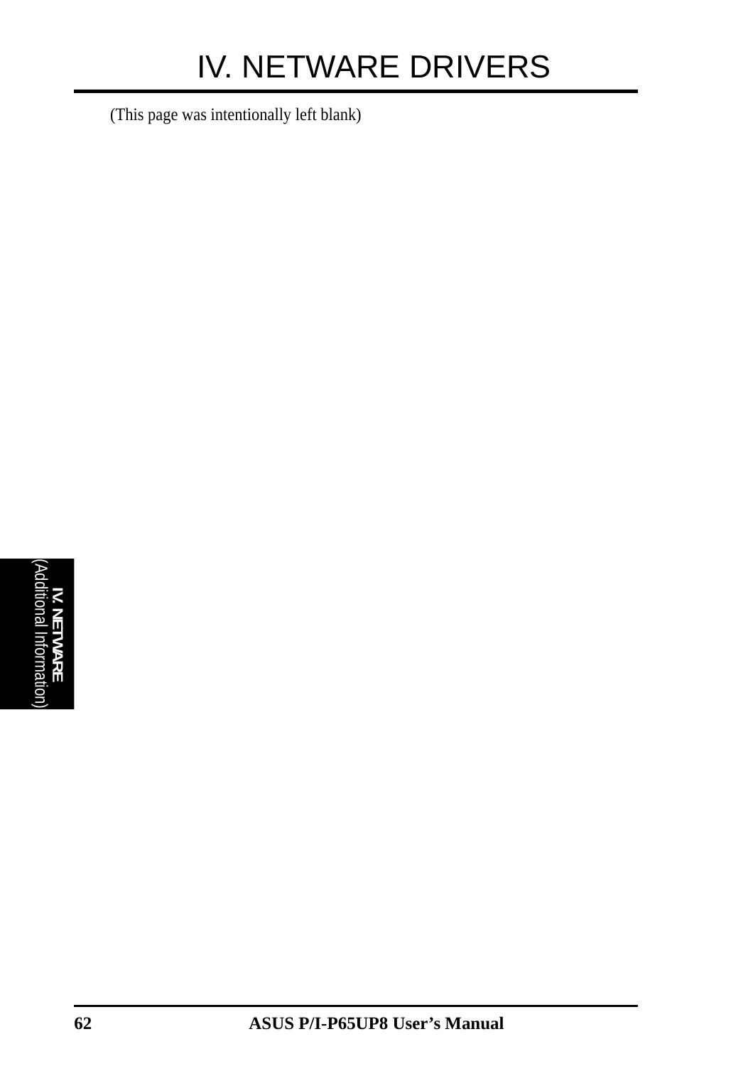# IV. NETWARE DRIVERS

(This page was intentionally left blank)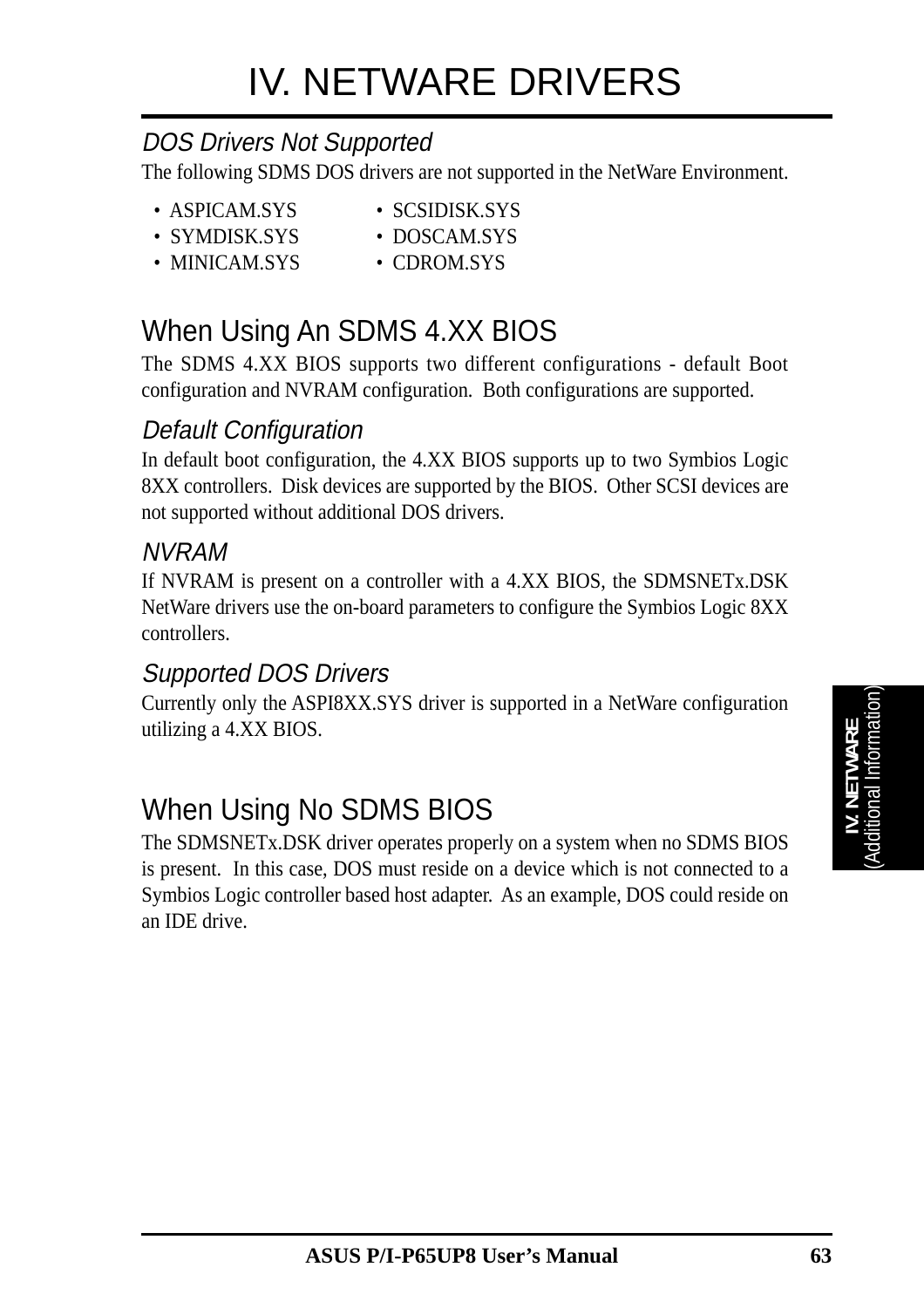# IV. NETWARE DRIVERS

### *DOS Drivers Not Supported*

The following SDMS DOS drivers are not supported in the NetWare Environment.

- ASPICAM.SYS
- SYMDISK.SYS
- MINICAM.SYS
- SCSIDISK.SYS
- DOSCAM.SYS
- CDROM.SYS

## When Using An SDMS 4.XX BIOS

The SDMS 4.XX BIOS supports two different configurations - default Boot configuration and NVRAM configuration. Both configurations are supported.

### *Default Configuration*

In default boot configuration, the 4.XX BIOS supports up to two Symbios Logic 8XX controllers. Disk devices are supported by the BIOS. Other SCSI devices are not supported without additional DOS drivers.

### *NVRAM*

If NVRAM is present on a controller with a 4.XX BIOS, the SDMSNETx.DSK NetWare drivers use the on-board parameters to configure the Symbios Logic 8XX controllers.

### *Supported DOS Drivers*

Currently only the ASPI8XX.SYS driver is supported in a NetWare configuration utilizing a 4.XX BIOS.

## When Using No SDMS BIOS

The SDMSNETx.DSK driver operates properly on a system when no SDMS BIOS is present. In this case, DOS must reside on a device which is not connected to a Symbios Logic controller based host adapter. As an example, DOS could reside on an IDE drive.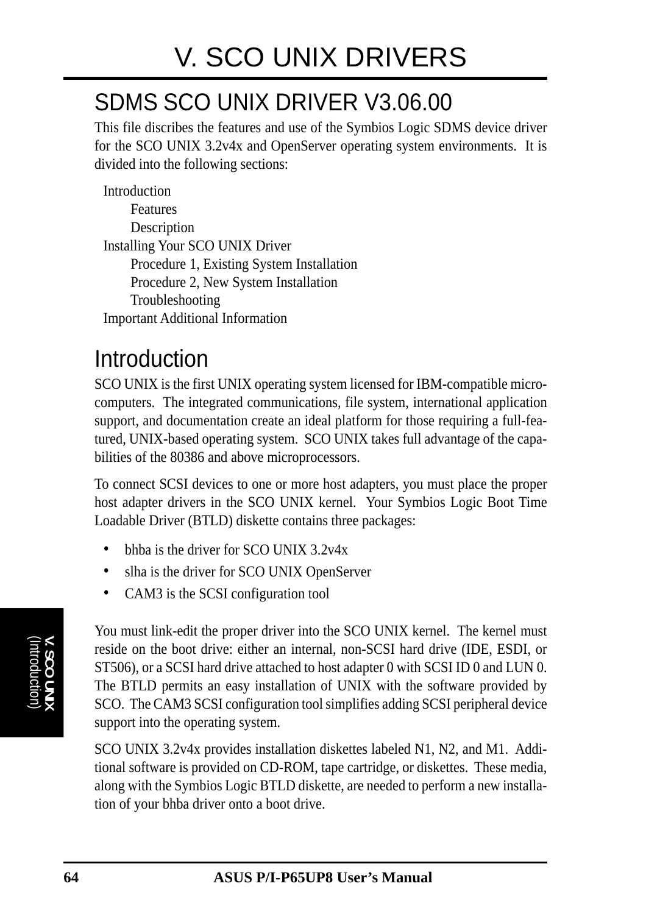# V. SCO UNIX DRIVERS

## SDMS SCO UNIX DRIVER V3.06.00

This file discribes the features and use of the Symbios Logic SDMS device driver for the SCO UNIX 3.2v4x and OpenServer operating system environments. It is divided into the following sections:

- Introduction
  - Features
  - Description
- Installing Your SCO UNIX Driver
  - Procedure 1, Existing System Installation
  - Procedure 2, New System Installation
  - Troubleshooting
- Important Additional Information

## Introduction

SCO UNIX is the first UNIX operating system licensed for IBM-compatible microcomputers. The integrated communications, file system, international application support, and documentation create an ideal platform for those requiring a full-featured, UNIX-based operating system. SCO UNIX takes full advantage of the capabilities of the 80386 and above microprocessors.

To connect SCSI devices to one or more host adapters, you must place the proper host adapter drivers in the SCO UNIX kernel. Your Symbios Logic Boot Time Loadable Driver (BTLD) diskette contains three packages:

- bhba is the driver for SCO UNIX 3.2v4x
- slha is the driver for SCO UNIX OpenServer
- CAM3 is the SCSI configuration tool

You must link-edit the proper driver into the SCO UNIX kernel. The kernel must reside on the boot drive: either an internal, non-SCSI hard drive (IDE, ESDI, or ST506), or a SCSI hard drive attached to host adapter 0 with SCSI ID 0 and LUN 0. The BTLD permits an easy installation of UNIX with the software provided by SCO. The CAM3 SCSI configuration tool simplifies adding SCSI peripheral device support into the operating system.

SCO UNIX 3.2v4x provides installation diskettes labeled N1, N2, and M1. Additional software is provided on CD-ROM, tape cartridge, or diskettes. These media, along with the Symbios Logic BTLD diskette, are needed to perform a new installation of your bhba driver onto a boot drive.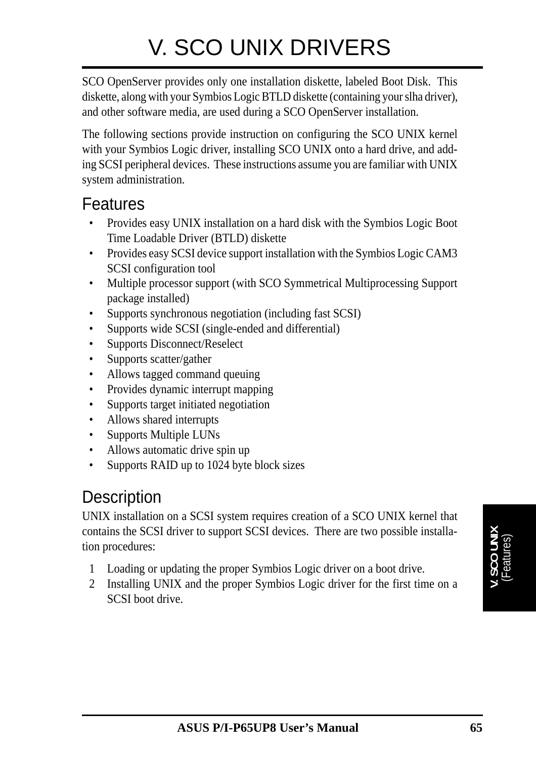# V. SCO UNIX DRIVERS

SCO OpenServer provides only one installation diskette, labeled Boot Disk. This diskette, along with your Symbios Logic BTLD diskette (containing your slha driver), and other software media, are used during a SCO OpenServer installation.

The following sections provide instruction on configuring the SCO UNIX kernel with your Symbios Logic driver, installing SCO UNIX onto a hard drive, and adding SCSI peripheral devices. These instructions assume you are familiar with UNIX system administration.

## Features

- Provides easy UNIX installation on a hard disk with the Symbios Logic Boot Time Loadable Driver (BTLD) diskette
- Provides easy SCSI device support installation with the Symbios Logic CAM3 SCSI configuration tool
- Multiple processor support (with SCO Symmetrical Multiprocessing Support package installed)
- Supports synchronous negotiation (including fast SCSI)
- Supports wide SCSI (single-ended and differential)
- Supports Disconnect/Reselect
- Supports scatter/gather
- Allows tagged command queuing
- Provides dynamic interrupt mapping
- Supports target initiated negotiation
- Allows shared interrupts
- Supports Multiple LUNs
- Allows automatic drive spin up
- Supports RAID up to 1024 byte block sizes

## Description

UNIX installation on a SCSI system requires creation of a SCO UNIX kernel that contains the SCSI driver to support SCSI devices. There are two possible installation procedures:

1. Loading or updating the proper Symbios Logic driver on a boot drive.
2. Installing UNIX and the proper Symbios Logic driver for the first time on a SCSI boot drive.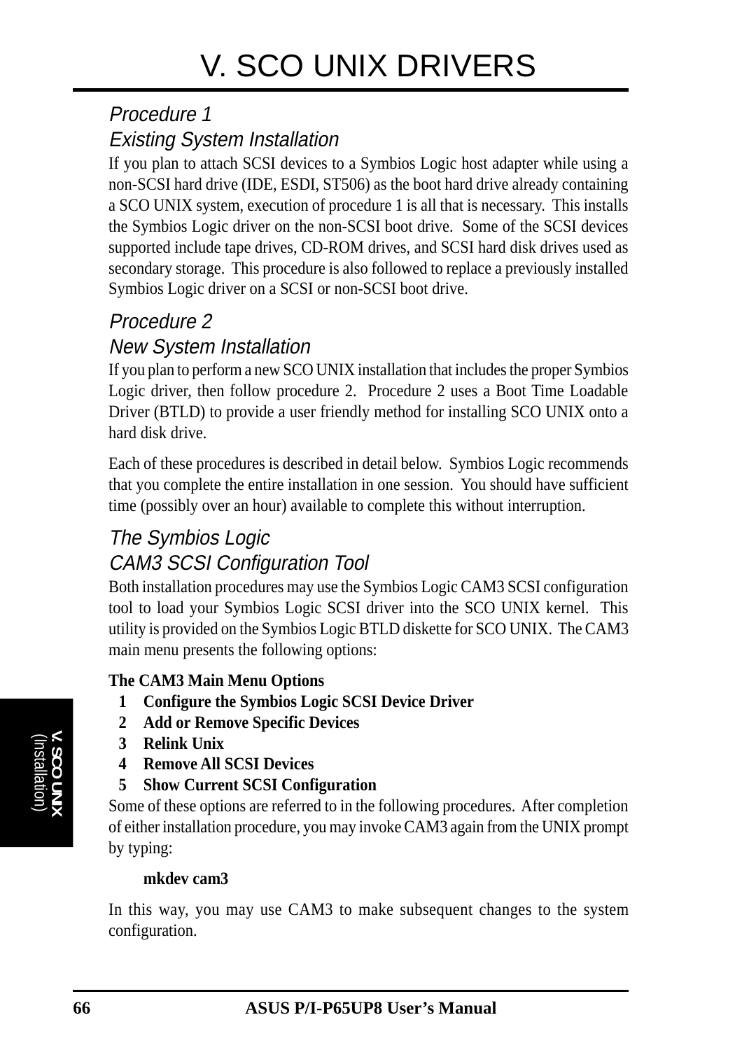# V. SCO UNIX DRIVERS

### *Procedure 1*
### *Existing System Installation*

If you plan to attach SCSI devices to a Symbios Logic host adapter while using a non-SCSI hard drive (IDE, ESDI, ST506) as the boot hard drive already containing a SCO UNIX system, execution of procedure 1 is all that is necessary. This installs the Symbios Logic driver on the non-SCSI boot drive. Some of the SCSI devices supported include tape drives, CD-ROM drives, and SCSI hard disk drives used as secondary storage. This procedure is also followed to replace a previously installed Symbios Logic driver on a SCSI or non-SCSI boot drive.

### *Procedure 2*
### *New System Installation*

If you plan to perform a new SCO UNIX installation that includes the proper Symbios Logic driver, then follow procedure 2. Procedure 2 uses a Boot Time Loadable Driver (BTLD) to provide a user friendly method for installing SCO UNIX onto a hard disk drive.

Each of these procedures is described in detail below. Symbios Logic recommends that you complete the entire installation in one session. You should have sufficient time (possibly over an hour) available to complete this without interruption.

### *The Symbios Logic*
### *CAM3 SCSI Configuration Tool*

Both installation procedures may use the Symbios Logic CAM3 SCSI configuration tool to load your Symbios Logic SCSI driver into the SCO UNIX kernel. This utility is provided on the Symbios Logic BTLD diskette for SCO UNIX. The CAM3 main menu presents the following options:

**The CAM3 Main Menu Options**

1. **Configure the Symbios Logic SCSI Device Driver**
2. **Add or Remove Specific Devices**
3. **Relink Unix**
4. **Remove All SCSI Devices**
5. **Show Current SCSI Configuration**

Some of these options are referred to in the following procedures. After completion of either installation procedure, you may invoke CAM3 again from the UNIX prompt by typing:

**mkdev cam3**

In this way, you may use CAM3 to make subsequent changes to the system configuration.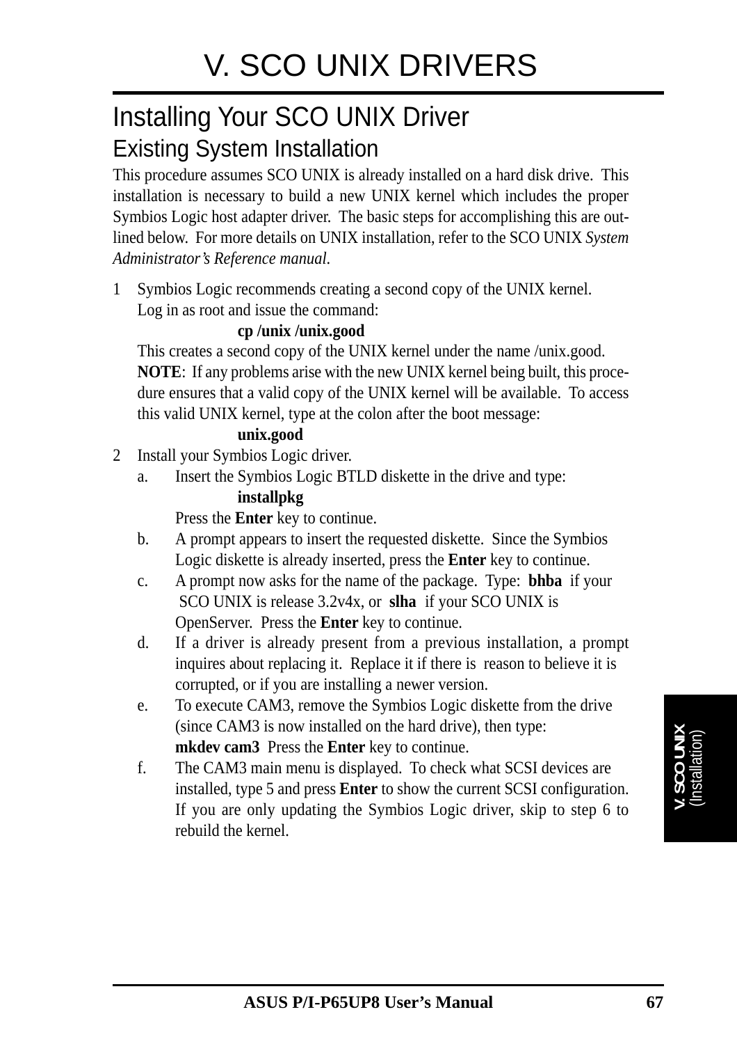# V. SCO UNIX DRIVERS

## Installing Your SCO UNIX Driver

### Existing System Installation

This procedure assumes SCO UNIX is already installed on a hard disk drive. This installation is necessary to build a new UNIX kernel which includes the proper Symbios Logic host adapter driver. The basic steps for accomplishing this are outlined below. For more details on UNIX installation, refer to the SCO UNIX *System Administrator's Reference manual*.

1 Symbios Logic recommends creating a second copy of the UNIX kernel. Log in as root and issue the command:

   **cp /unix /unix.good**

   This creates a second copy of the UNIX kernel under the name /unix.good.
   **NOTE**: If any problems arise with the new UNIX kernel being built, this procedure ensures that a valid copy of the UNIX kernel will be available. To access this valid UNIX kernel, type at the colon after the boot message:

   **unix.good**

2 Install your Symbios Logic driver.

   a. Insert the Symbios Logic BTLD diskette in the drive and type:

      **installpkg**

      Press the **Enter** key to continue.

   b. A prompt appears to insert the requested diskette. Since the Symbios Logic diskette is already inserted, press the **Enter** key to continue.

   c. A prompt now asks for the name of the package. Type: **bhba** if your SCO UNIX is release 3.2v4x, or **slha** if your SCO UNIX is OpenServer. Press the **Enter** key to continue.

   d. If a driver is already present from a previous installation, a prompt inquires about replacing it. Replace it if there is reason to believe it is corrupted, or if you are installing a newer version.

   e. To execute CAM3, remove the Symbios Logic diskette from the drive (since CAM3 is now installed on the hard drive), then type:
      **mkdev cam3** Press the **Enter** key to continue.

   f. The CAM3 main menu is displayed. To check what SCSI devices are installed, type 5 and press **Enter** to show the current SCSI configuration. If you are only updating the Symbios Logic driver, skip to step 6 to rebuild the kernel.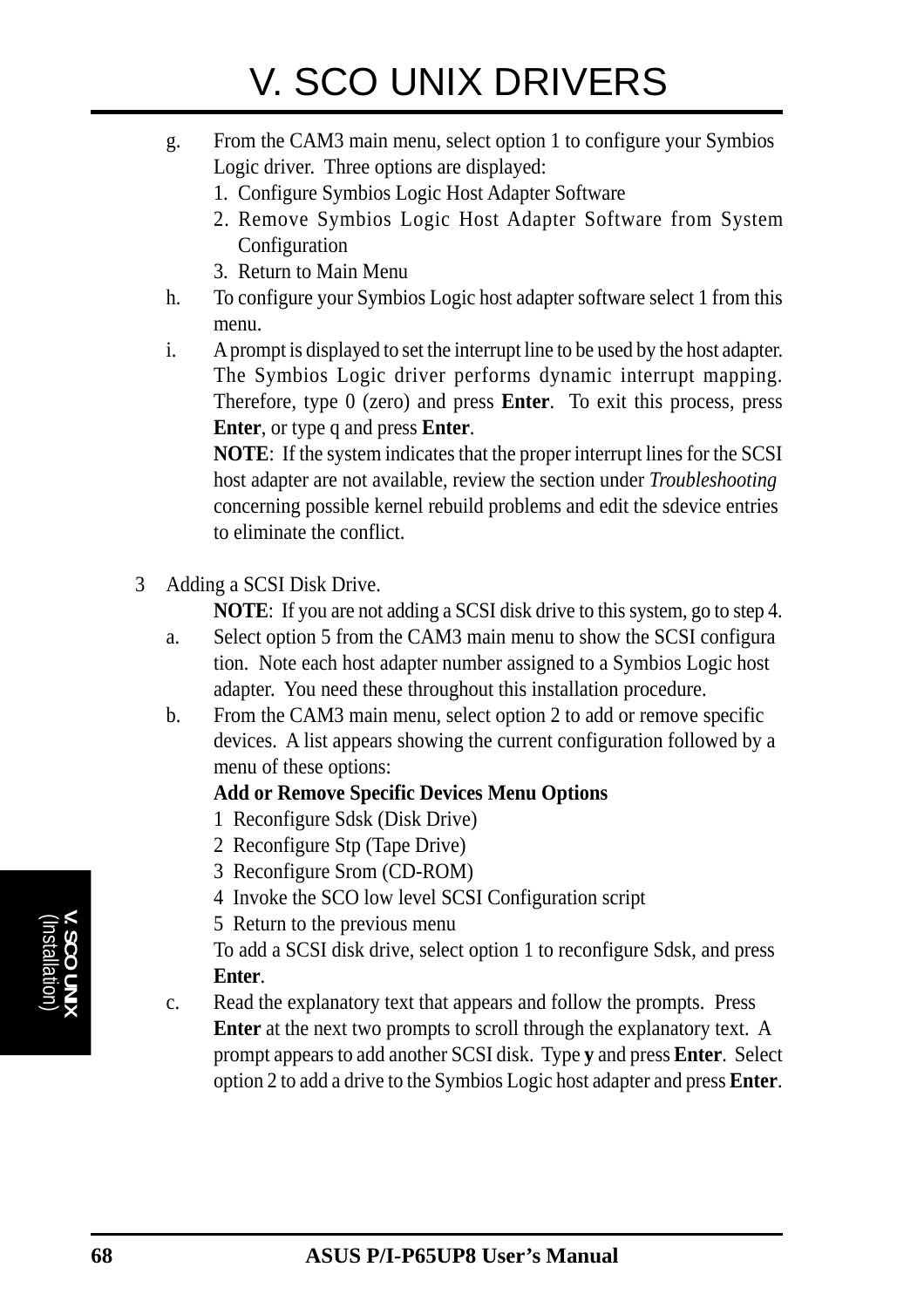g. From the CAM3 main menu, select option 1 to configure your Symbios Logic driver. Three options are displayed:
   1. Configure Symbios Logic Host Adapter Software
   2. Remove Symbios Logic Host Adapter Software from System Configuration
   3. Return to Main Menu

h. To configure your Symbios Logic host adapter software select 1 from this menu.

i. A prompt is displayed to set the interrupt line to be used by the host adapter. The Symbios Logic driver performs dynamic interrupt mapping. Therefore, type 0 (zero) and press **Enter**. To exit this process, press **Enter**, or type q and press **Enter**.

   **NOTE**: If the system indicates that the proper interrupt lines for the SCSI host adapter are not available, review the section under *Troubleshooting* concerning possible kernel rebuild problems and edit the sdevice entries to eliminate the conflict.

3 Adding a SCSI Disk Drive.

   **NOTE**: If you are not adding a SCSI disk drive to this system, go to step 4.

a. Select option 5 from the CAM3 main menu to show the SCSI configuration. Note each host adapter number assigned to a Symbios Logic host adapter. You need these throughout this installation procedure.

b. From the CAM3 main menu, select option 2 to add or remove specific devices. A list appears showing the current configuration followed by a menu of these options:

   **Add or Remove Specific Devices Menu Options**

   1 Reconfigure Sdsk (Disk Drive)
   2 Reconfigure Stp (Tape Drive)
   3 Reconfigure Srom (CD-ROM)
   4 Invoke the SCO low level SCSI Configuration script
   5 Return to the previous menu

   To add a SCSI disk drive, select option 1 to reconfigure Sdsk, and press **Enter**.

c. Read the explanatory text that appears and follow the prompts. Press **Enter** at the next two prompts to scroll through the explanatory text. A prompt appears to add another SCSI disk. Type **y** and press **Enter**. Select option 2 to add a drive to the Symbios Logic host adapter and press **Enter**.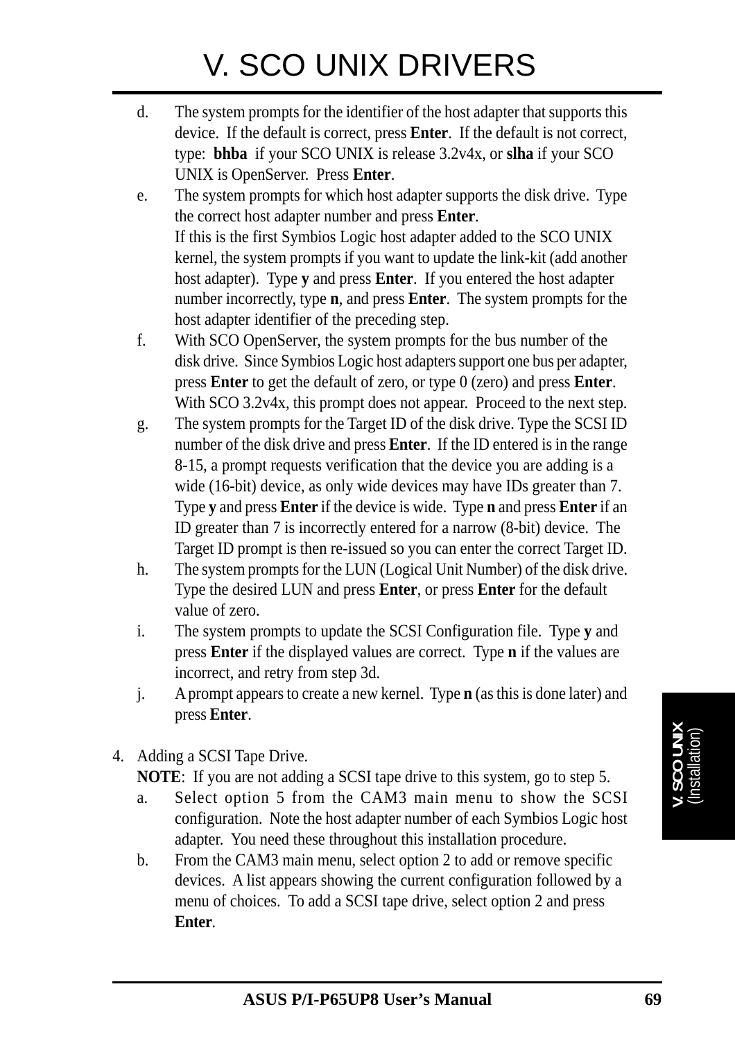d. The system prompts for the identifier of the host adapter that supports this device. If the default is correct, press **Enter**. If the default is not correct, type: **bhba** if your SCO UNIX is release 3.2v4x, or **slha** if your SCO UNIX is OpenServer. Press **Enter**.

e. The system prompts for which host adapter supports the disk drive. Type the correct host adapter number and press **Enter**.
   If this is the first Symbios Logic host adapter added to the SCO UNIX kernel, the system prompts if you want to update the link-kit (add another host adapter). Type **y** and press **Enter**. If you entered the host adapter number incorrectly, type **n**, and press **Enter**. The system prompts for the host adapter identifier of the preceding step.

f. With SCO OpenServer, the system prompts for the bus number of the disk drive. Since Symbios Logic host adapters support one bus per adapter, press **Enter** to get the default of zero, or type 0 (zero) and press **Enter**. With SCO 3.2v4x, this prompt does not appear. Proceed to the next step.

g. The system prompts for the Target ID of the disk drive. Type the SCSI ID number of the disk drive and press **Enter**. If the ID entered is in the range 8-15, a prompt requests verification that the device you are adding is a wide (16-bit) device, as only wide devices may have IDs greater than 7. Type **y** and press **Enter** if the device is wide. Type **n** and press **Enter** if an ID greater than 7 is incorrectly entered for a narrow (8-bit) device. The Target ID prompt is then re-issued so you can enter the correct Target ID.

h. The system prompts for the LUN (Logical Unit Number) of the disk drive. Type the desired LUN and press **Enter**, or press **Enter** for the default value of zero.

i. The system prompts to update the SCSI Configuration file. Type **y** and press **Enter** if the displayed values are correct. Type **n** if the values are incorrect, and retry from step 3d.

j. A prompt appears to create a new kernel. Type **n** (as this is done later) and press **Enter**.

4. Adding a SCSI Tape Drive.
   **NOTE**: If you are not adding a SCSI tape drive to this system, go to step 5.

   a. Select option 5 from the CAM3 main menu to show the SCSI configuration. Note the host adapter number of each Symbios Logic host adapter. You need these throughout this installation procedure.

   b. From the CAM3 main menu, select option 2 to add or remove specific devices. A list appears showing the current configuration followed by a menu of choices. To add a SCSI tape drive, select option 2 and press **Enter**.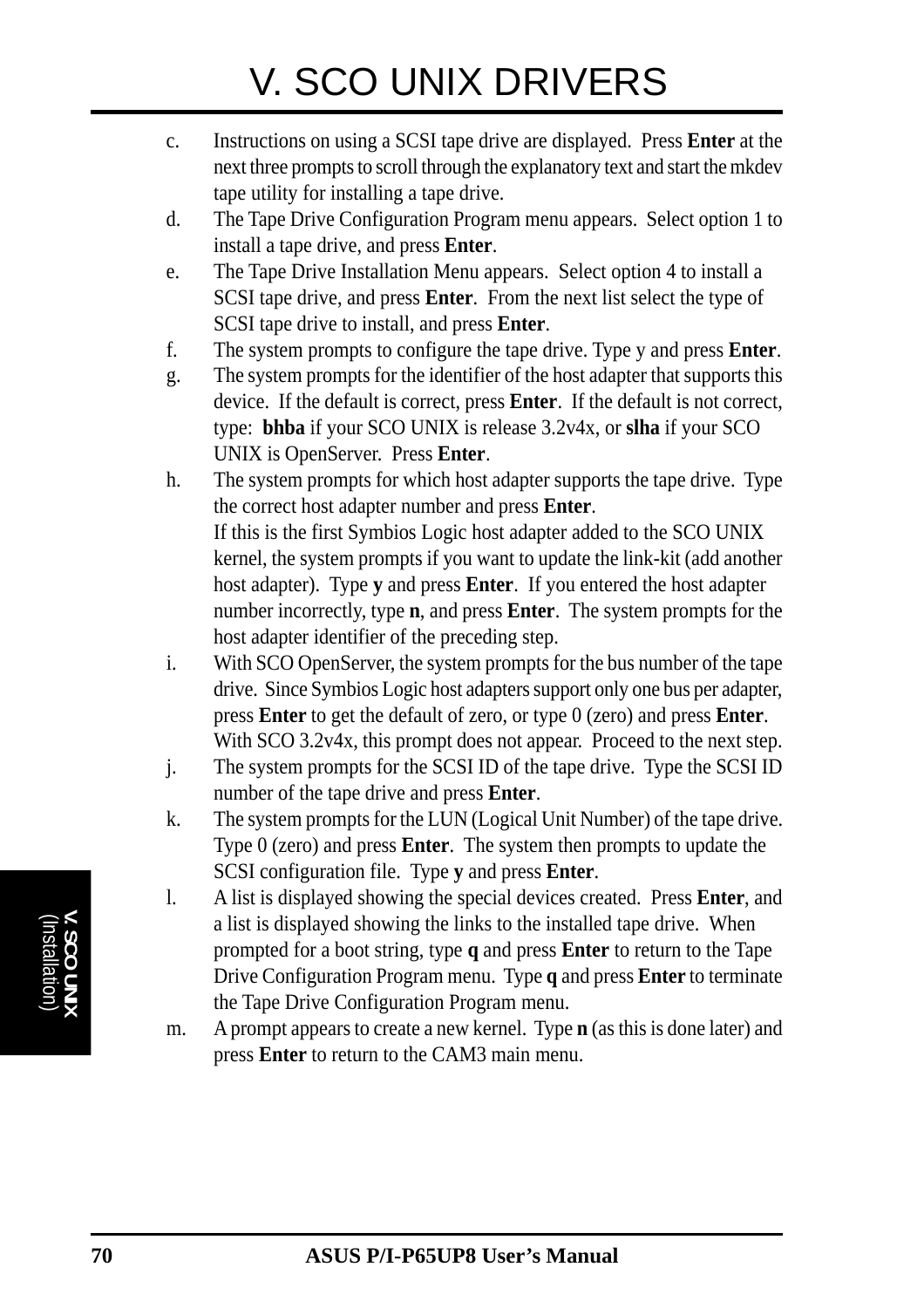c. Instructions on using a SCSI tape drive are displayed. Press **Enter** at the next three prompts to scroll through the explanatory text and start the mkdev tape utility for installing a tape drive.

d. The Tape Drive Configuration Program menu appears. Select option 1 to install a tape drive, and press **Enter**.

e. The Tape Drive Installation Menu appears. Select option 4 to install a SCSI tape drive, and press **Enter**. From the next list select the type of SCSI tape drive to install, and press **Enter**.

f. The system prompts to configure the tape drive. Type y and press **Enter**.

g. The system prompts for the identifier of the host adapter that supports this device. If the default is correct, press **Enter**. If the default is not correct, type: **bhba** if your SCO UNIX is release 3.2v4x, or **slha** if your SCO UNIX is OpenServer. Press **Enter**.

h. The system prompts for which host adapter supports the tape drive. Type the correct host adapter number and press **Enter**.
If this is the first Symbios Logic host adapter added to the SCO UNIX kernel, the system prompts if you want to update the link-kit (add another host adapter). Type **y** and press **Enter**. If you entered the host adapter number incorrectly, type **n**, and press **Enter**. The system prompts for the host adapter identifier of the preceding step.

i. With SCO OpenServer, the system prompts for the bus number of the tape drive. Since Symbios Logic host adapters support only one bus per adapter, press **Enter** to get the default of zero, or type 0 (zero) and press **Enter**. With SCO 3.2v4x, this prompt does not appear. Proceed to the next step.

j. The system prompts for the SCSI ID of the tape drive. Type the SCSI ID number of the tape drive and press **Enter**.

k. The system prompts for the LUN (Logical Unit Number) of the tape drive. Type 0 (zero) and press **Enter**. The system then prompts to update the SCSI configuration file. Type **y** and press **Enter**.

l. A list is displayed showing the special devices created. Press **Enter**, and a list is displayed showing the links to the installed tape drive. When prompted for a boot string, type **q** and press **Enter** to return to the Tape Drive Configuration Program menu. Type **q** and press **Enter** to terminate the Tape Drive Configuration Program menu.

m. A prompt appears to create a new kernel. Type **n** (as this is done later) and press **Enter** to return to the CAM3 main menu.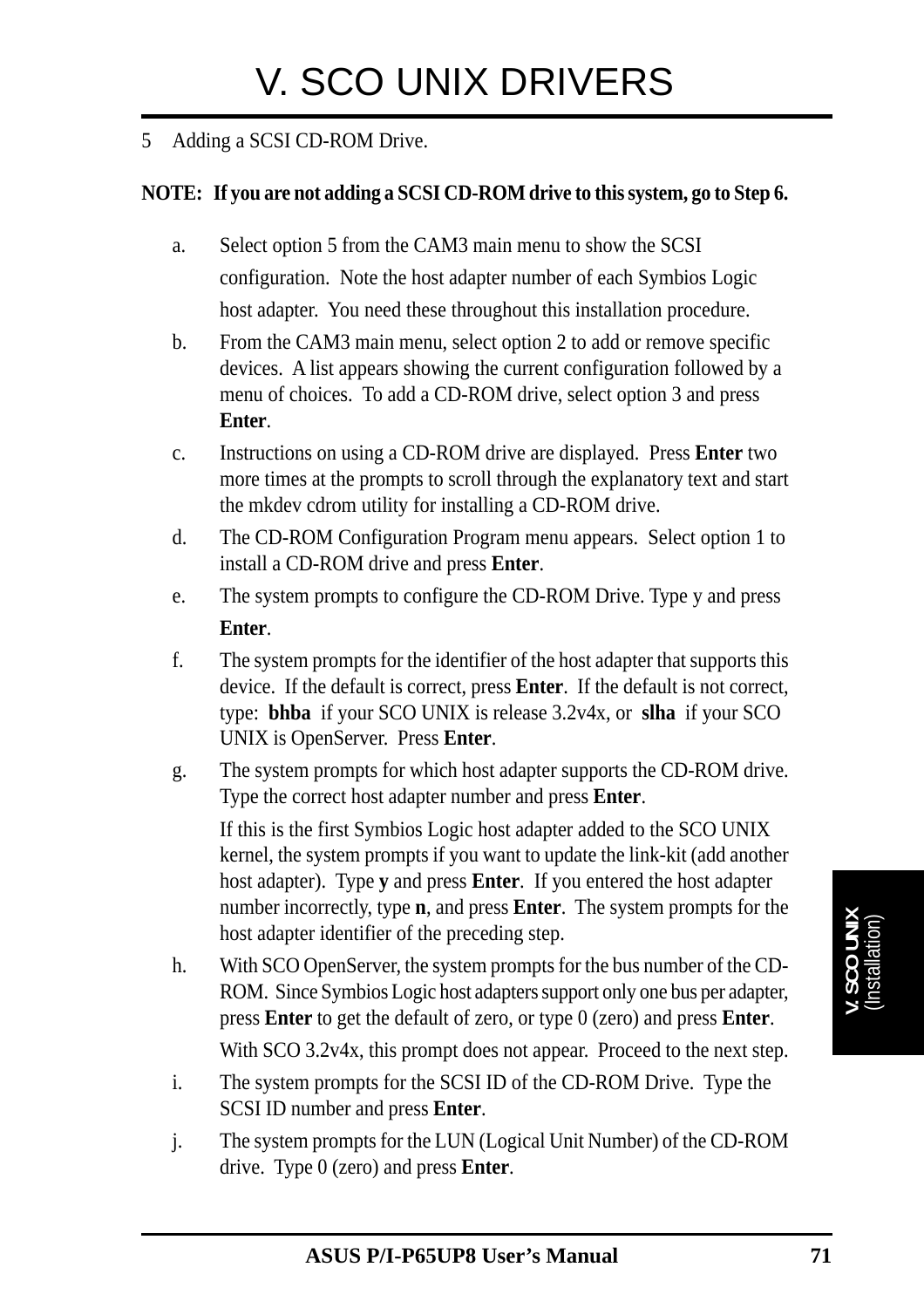5 Adding a SCSI CD-ROM Drive.

**NOTE: If you are not adding a SCSI CD-ROM drive to this system, go to Step 6.**

a. Select option 5 from the CAM3 main menu to show the SCSI configuration. Note the host adapter number of each Symbios Logic host adapter. You need these throughout this installation procedure.

b. From the CAM3 main menu, select option 2 to add or remove specific devices. A list appears showing the current configuration followed by a menu of choices. To add a CD-ROM drive, select option 3 and press **Enter**.

c. Instructions on using a CD-ROM drive are displayed. Press **Enter** two more times at the prompts to scroll through the explanatory text and start the mkdev cdrom utility for installing a CD-ROM drive.

d. The CD-ROM Configuration Program menu appears. Select option 1 to install a CD-ROM drive and press **Enter**.

e. The system prompts to configure the CD-ROM Drive. Type y and press **Enter**.

f. The system prompts for the identifier of the host adapter that supports this device. If the default is correct, press **Enter**. If the default is not correct, type: **bhba** if your SCO UNIX is release 3.2v4x, or **slha** if your SCO UNIX is OpenServer. Press **Enter**.

g. The system prompts for which host adapter supports the CD-ROM drive. Type the correct host adapter number and press **Enter**.

   If this is the first Symbios Logic host adapter added to the SCO UNIX kernel, the system prompts if you want to update the link-kit (add another host adapter). Type **y** and press **Enter**. If you entered the host adapter number incorrectly, type **n**, and press **Enter**. The system prompts for the host adapter identifier of the preceding step.

h. With SCO OpenServer, the system prompts for the bus number of the CD-ROM. Since Symbios Logic host adapters support only one bus per adapter, press **Enter** to get the default of zero, or type 0 (zero) and press **Enter**.

   With SCO 3.2v4x, this prompt does not appear. Proceed to the next step.

i. The system prompts for the SCSI ID of the CD-ROM Drive. Type the SCSI ID number and press **Enter**.

j. The system prompts for the LUN (Logical Unit Number) of the CD-ROM drive. Type 0 (zero) and press **Enter**.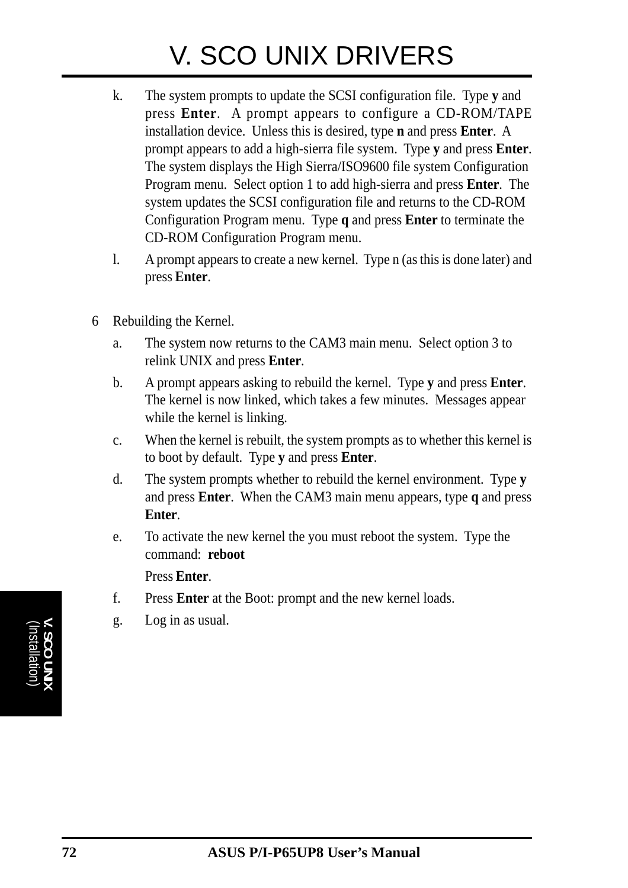# V. SCO UNIX DRIVERS

k. The system prompts to update the SCSI configuration file. Type **y** and press **Enter**. A prompt appears to configure a CD-ROM/TAPE installation device. Unless this is desired, type **n** and press **Enter**. A prompt appears to add a high-sierra file system. Type **y** and press **Enter**. The system displays the High Sierra/ISO9600 file system Configuration Program menu. Select option 1 to add high-sierra and press **Enter**. The system updates the SCSI configuration file and returns to the CD-ROM Configuration Program menu. Type **q** and press **Enter** to terminate the CD-ROM Configuration Program menu.

l. A prompt appears to create a new kernel. Type n (as this is done later) and press **Enter**.

6 Rebuilding the Kernel.

a. The system now returns to the CAM3 main menu. Select option 3 to relink UNIX and press **Enter**.

b. A prompt appears asking to rebuild the kernel. Type **y** and press **Enter**. The kernel is now linked, which takes a few minutes. Messages appear while the kernel is linking.

c. When the kernel is rebuilt, the system prompts as to whether this kernel is to boot by default. Type **y** and press **Enter**.

d. The system prompts whether to rebuild the kernel environment. Type **y** and press **Enter**. When the CAM3 main menu appears, type **q** and press **Enter**.

e. To activate the new kernel the you must reboot the system. Type the command: **reboot**

   Press **Enter**.

f. Press **Enter** at the Boot: prompt and the new kernel loads.

g. Log in as usual.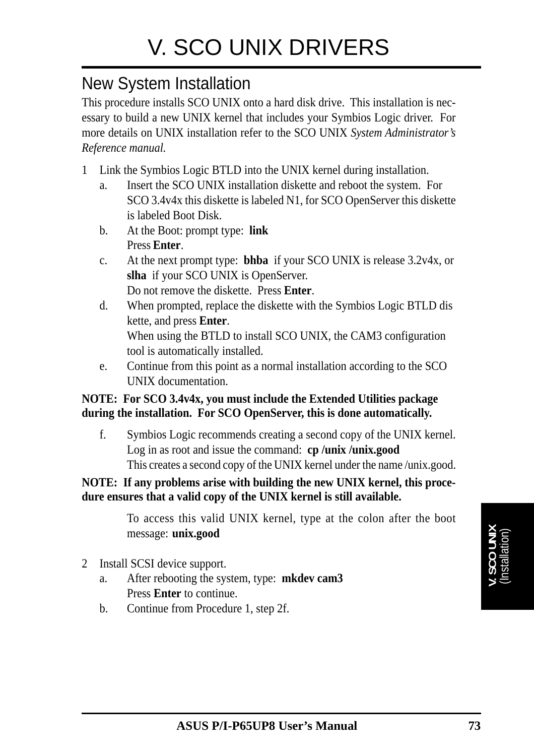# V. SCO UNIX DRIVERS

## New System Installation

This procedure installs SCO UNIX onto a hard disk drive. This installation is necessary to build a new UNIX kernel that includes your Symbios Logic driver. For more details on UNIX installation refer to the SCO UNIX *System Administrator's Reference manual.*

1 Link the Symbios Logic BTLD into the UNIX kernel during installation.
   a. Insert the SCO UNIX installation diskette and reboot the system. For SCO 3.4v4x this diskette is labeled N1, for SCO OpenServer this diskette is labeled Boot Disk.
   b. At the Boot: prompt type: **link**
      Press **Enter**.
   c. At the next prompt type: **bhba** if your SCO UNIX is release 3.2v4x, or **slha** if your SCO UNIX is OpenServer.
      Do not remove the diskette. Press **Enter**.
   d. When prompted, replace the diskette with the Symbios Logic BTLD diskette, and press **Enter**.
      When using the BTLD to install SCO UNIX, the CAM3 configuration tool is automatically installed.
   e. Continue from this point as a normal installation according to the SCO UNIX documentation.

**NOTE: For SCO 3.4v4x, you must include the Extended Utilities package during the installation. For SCO OpenServer, this is done automatically.**

   f. Symbios Logic recommends creating a second copy of the UNIX kernel. Log in as root and issue the command: **cp /unix /unix.good**
      This creates a second copy of the UNIX kernel under the name /unix.good.

**NOTE: If any problems arise with building the new UNIX kernel, this procedure ensures that a valid copy of the UNIX kernel is still available.**

To access this valid UNIX kernel, type at the colon after the boot message: **unix.good**

2 Install SCSI device support.
   a. After rebooting the system, type: **mkdev cam3**
      Press **Enter** to continue.
   b. Continue from Procedure 1, step 2f.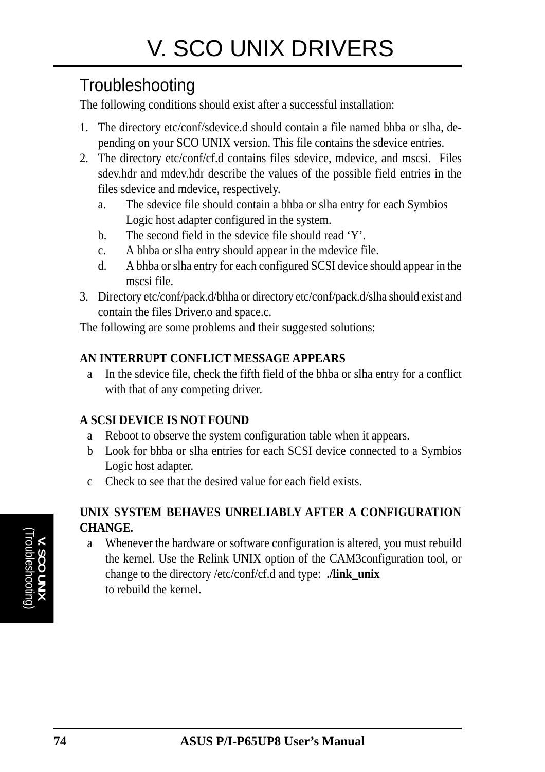# V. SCO UNIX DRIVERS

## Troubleshooting

The following conditions should exist after a successful installation:

1. The directory etc/conf/sdevice.d should contain a file named bhba or slha, depending on your SCO UNIX version. This file contains the sdevice entries.
2. The directory etc/conf/cf.d contains files sdevice, mdevice, and mscsi. Files sdev.hdr and mdev.hdr describe the values of the possible field entries in the files sdevice and mdevice, respectively.
   a. The sdevice file should contain a bhba or slha entry for each Symbios Logic host adapter configured in the system.
   b. The second field in the sdevice file should read 'Y'.
   c. A bhba or slha entry should appear in the mdevice file.
   d. A bhba or slha entry for each configured SCSI device should appear in the mscsi file.
3. Directory etc/conf/pack.d/bhha or directory etc/conf/pack.d/slha should exist and contain the files Driver.o and space.c.

The following are some problems and their suggested solutions:

**AN INTERRUPT CONFLICT MESSAGE APPEARS**

a In the sdevice file, check the fifth field of the bhba or slha entry for a conflict with that of any competing driver.

**A SCSI DEVICE IS NOT FOUND**

a Reboot to observe the system configuration table when it appears.

b Look for bhba or slha entries for each SCSI device connected to a Symbios Logic host adapter.

c Check to see that the desired value for each field exists.

**UNIX SYSTEM BEHAVES UNRELIABLY AFTER A CONFIGURATION CHANGE.**

a Whenever the hardware or software configuration is altered, you must rebuild the kernel. Use the Relink UNIX option of the CAM3configuration tool, or change to the directory /etc/conf/cf.d and type: **./link_unix** to rebuild the kernel.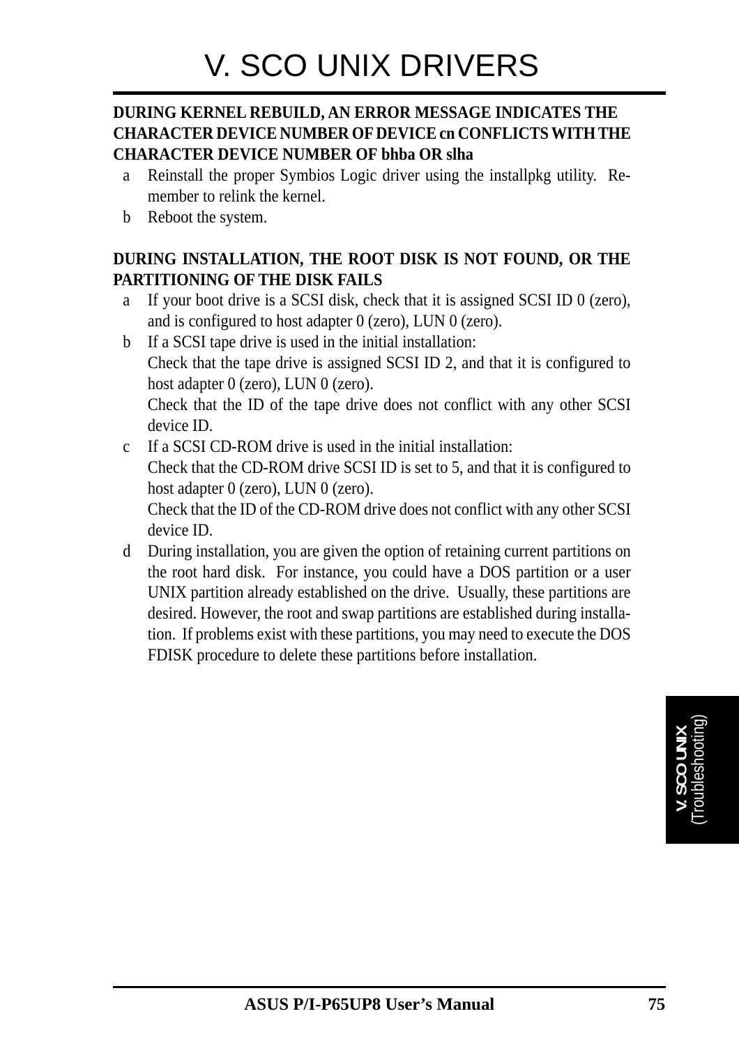# V. SCO UNIX DRIVERS

**DURING KERNEL REBUILD, AN ERROR MESSAGE INDICATES THE CHARACTER DEVICE NUMBER OF DEVICE cn CONFLICTS WITH THE CHARACTER DEVICE NUMBER OF bhba OR slha**

a Reinstall the proper Symbios Logic driver using the installpkg utility. Remember to relink the kernel.

b Reboot the system.

**DURING INSTALLATION, THE ROOT DISK IS NOT FOUND, OR THE PARTITIONING OF THE DISK FAILS**

a If your boot drive is a SCSI disk, check that it is assigned SCSI ID 0 (zero), and is configured to host adapter 0 (zero), LUN 0 (zero).

b If a SCSI tape drive is used in the initial installation:
Check that the tape drive is assigned SCSI ID 2, and that it is configured to host adapter 0 (zero), LUN 0 (zero).
Check that the ID of the tape drive does not conflict with any other SCSI device ID.

c If a SCSI CD-ROM drive is used in the initial installation:
Check that the CD-ROM drive SCSI ID is set to 5, and that it is configured to host adapter 0 (zero), LUN 0 (zero).
Check that the ID of the CD-ROM drive does not conflict with any other SCSI device ID.

d During installation, you are given the option of retaining current partitions on the root hard disk. For instance, you could have a DOS partition or a user UNIX partition already established on the drive. Usually, these partitions are desired. However, the root and swap partitions are established during installation. If problems exist with these partitions, you may need to execute the DOS FDISK procedure to delete these partitions before installation.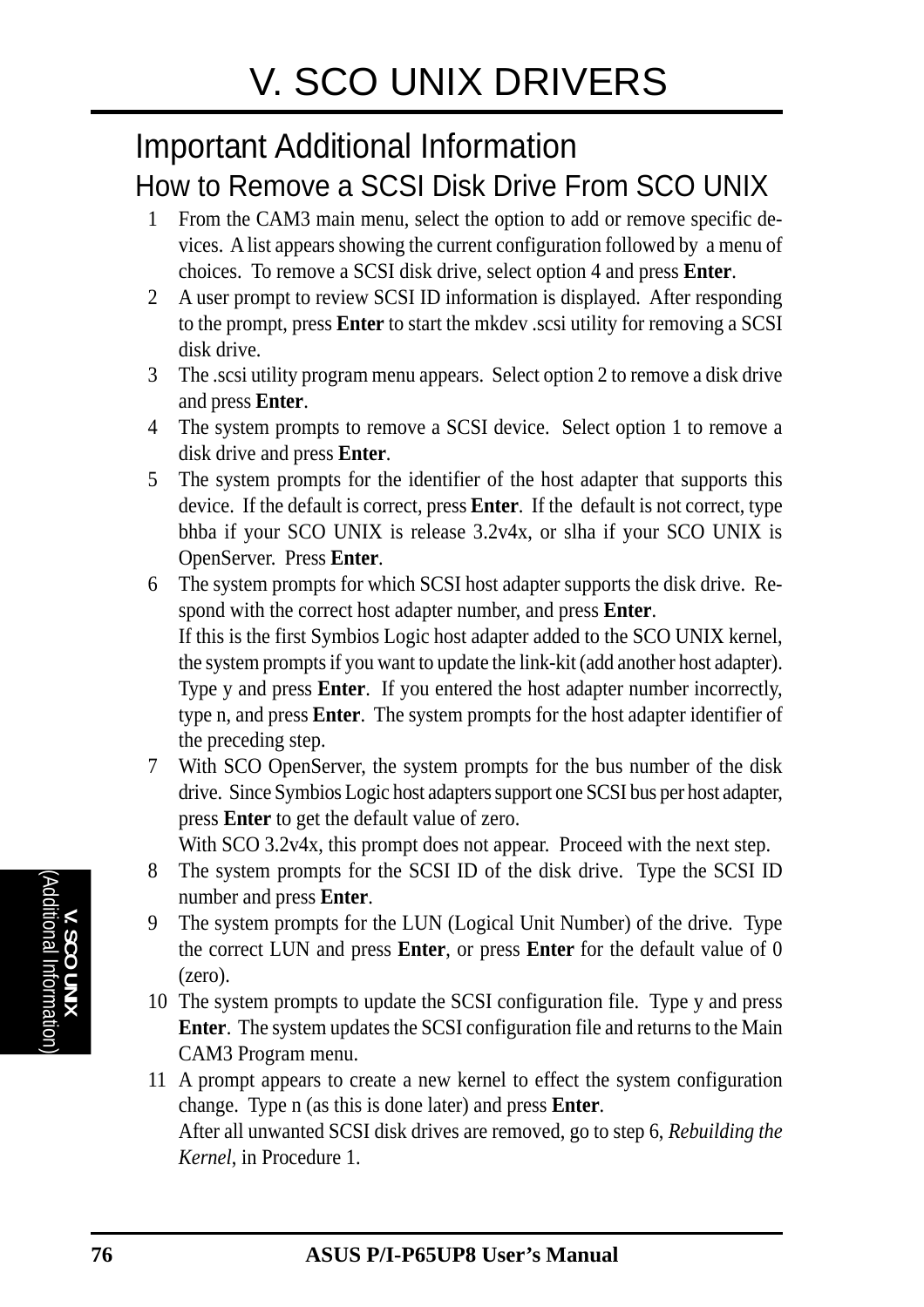# V. SCO UNIX DRIVERS

## Important Additional Information

### How to Remove a SCSI Disk Drive From SCO UNIX

1. From the CAM3 main menu, select the option to add or remove specific devices. A list appears showing the current configuration followed by a menu of choices. To remove a SCSI disk drive, select option 4 and press **Enter**.
2. A user prompt to review SCSI ID information is displayed. After responding to the prompt, press **Enter** to start the mkdev .scsi utility for removing a SCSI disk drive.
3. The .scsi utility program menu appears. Select option 2 to remove a disk drive and press **Enter**.
4. The system prompts to remove a SCSI device. Select option 1 to remove a disk drive and press **Enter**.
5. The system prompts for the identifier of the host adapter that supports this device. If the default is correct, press **Enter**. If the default is not correct, type bhba if your SCO UNIX is release 3.2v4x, or slha if your SCO UNIX is OpenServer. Press **Enter**.
6. The system prompts for which SCSI host adapter supports the disk drive. Respond with the correct host adapter number, and press **Enter**.
   If this is the first Symbios Logic host adapter added to the SCO UNIX kernel, the system prompts if you want to update the link-kit (add another host adapter). Type y and press **Enter**. If you entered the host adapter number incorrectly, type n, and press **Enter**. The system prompts for the host adapter identifier of the preceding step.
7. With SCO OpenServer, the system prompts for the bus number of the disk drive. Since Symbios Logic host adapters support one SCSI bus per host adapter, press **Enter** to get the default value of zero.
   With SCO 3.2v4x, this prompt does not appear. Proceed with the next step.
8. The system prompts for the SCSI ID of the disk drive. Type the SCSI ID number and press **Enter**.
9. The system prompts for the LUN (Logical Unit Number) of the drive. Type the correct LUN and press **Enter**, or press **Enter** for the default value of 0 (zero).
10. The system prompts to update the SCSI configuration file. Type y and press **Enter**. The system updates the SCSI configuration file and returns to the Main CAM3 Program menu.
11. A prompt appears to create a new kernel to effect the system configuration change. Type n (as this is done later) and press **Enter**.
    After all unwanted SCSI disk drives are removed, go to step 6, *Rebuilding the Kernel*, in Procedure 1.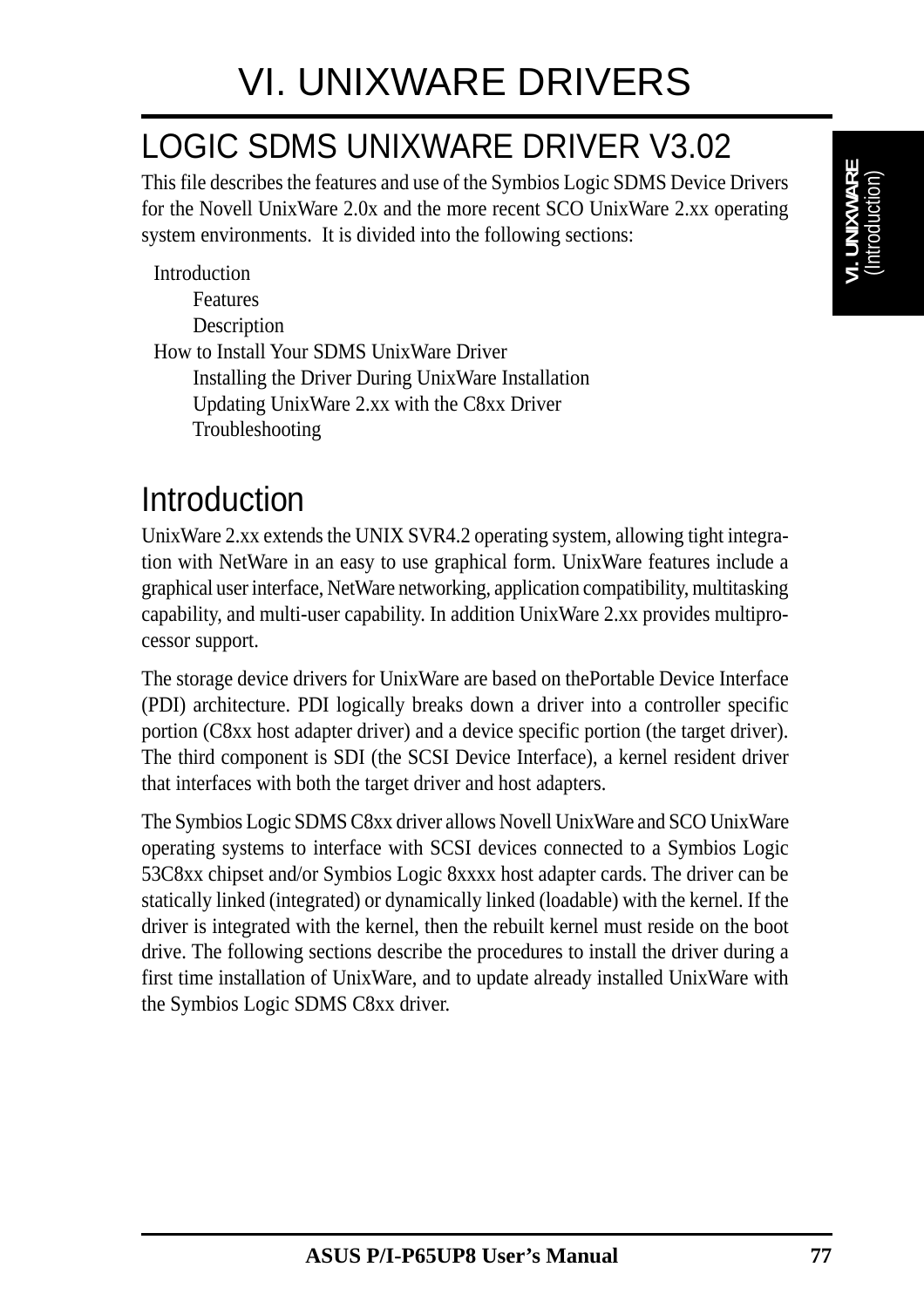# VI. UNIXWARE DRIVERS

## LOGIC SDMS UNIXWARE DRIVER V3.02

This file describes the features and use of the Symbios Logic SDMS Device Drivers for the Novell UnixWare 2.0x and the more recent SCO UnixWare 2.xx operating system environments. It is divided into the following sections:

- Introduction
  - Features
  - Description
- How to Install Your SDMS UnixWare Driver
  - Installing the Driver During UnixWare Installation
  - Updating UnixWare 2.xx with the C8xx Driver
  - Troubleshooting

## Introduction

UnixWare 2.xx extends the UNIX SVR4.2 operating system, allowing tight integration with NetWare in an easy to use graphical form. UnixWare features include a graphical user interface, NetWare networking, application compatibility, multitasking capability, and multi-user capability. In addition UnixWare 2.xx provides multiprocessor support.

The storage device drivers for UnixWare are based on thePortable Device Interface (PDI) architecture. PDI logically breaks down a driver into a controller specific portion (C8xx host adapter driver) and a device specific portion (the target driver). The third component is SDI (the SCSI Device Interface), a kernel resident driver that interfaces with both the target driver and host adapters.

The Symbios Logic SDMS C8xx driver allows Novell UnixWare and SCO UnixWare operating systems to interface with SCSI devices connected to a Symbios Logic 53C8xx chipset and/or Symbios Logic 8xxxx host adapter cards. The driver can be statically linked (integrated) or dynamically linked (loadable) with the kernel. If the driver is integrated with the kernel, then the rebuilt kernel must reside on the boot drive. The following sections describe the procedures to install the driver during a first time installation of UnixWare, and to update already installed UnixWare with the Symbios Logic SDMS C8xx driver.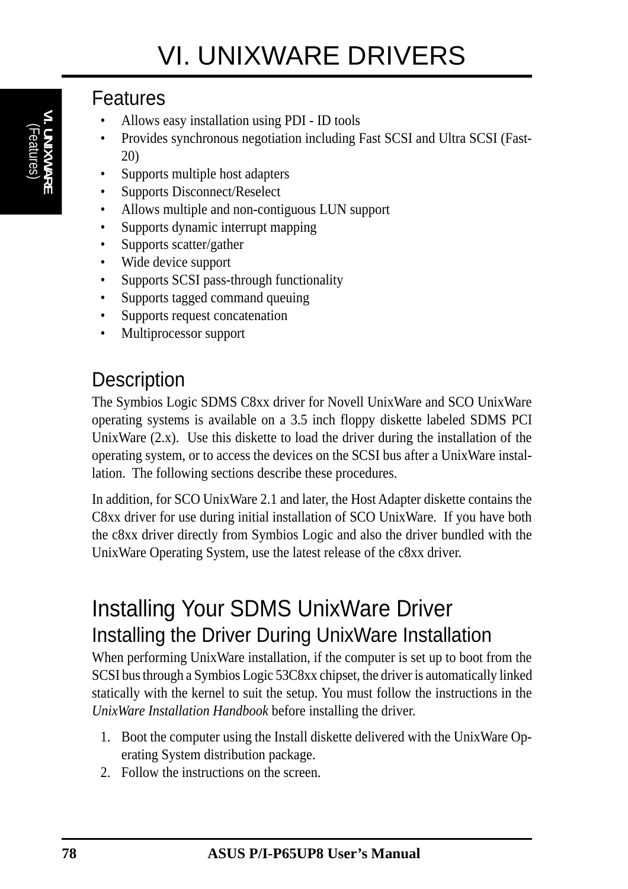# VI. UNIXWARE DRIVERS

## Features

- Allows easy installation using PDI - ID tools
- Provides synchronous negotiation including Fast SCSI and Ultra SCSI (Fast-20)
- Supports multiple host adapters
- Supports Disconnect/Reselect
- Allows multiple and non-contiguous LUN support
- Supports dynamic interrupt mapping
- Supports scatter/gather
- Wide device support
- Supports SCSI pass-through functionality
- Supports tagged command queuing
- Supports request concatenation
- Multiprocessor support

## Description

The Symbios Logic SDMS C8xx driver for Novell UnixWare and SCO UnixWare operating systems is available on a 3.5 inch floppy diskette labeled SDMS PCI UnixWare (2.x). Use this diskette to load the driver during the installation of the operating system, or to access the devices on the SCSI bus after a UnixWare installation. The following sections describe these procedures.

In addition, for SCO UnixWare 2.1 and later, the Host Adapter diskette contains the C8xx driver for use during initial installation of SCO UnixWare. If you have both the c8xx driver directly from Symbios Logic and also the driver bundled with the UnixWare Operating System, use the latest release of the c8xx driver.

## Installing Your SDMS UnixWare Driver

### Installing the Driver During UnixWare Installation

When performing UnixWare installation, if the computer is set up to boot from the SCSI bus through a Symbios Logic 53C8xx chipset, the driver is automatically linked statically with the kernel to suit the setup. You must follow the instructions in the *UnixWare Installation Handbook* before installing the driver.

1. Boot the computer using the Install diskette delivered with the UnixWare Operating System distribution package.
2. Follow the instructions on the screen.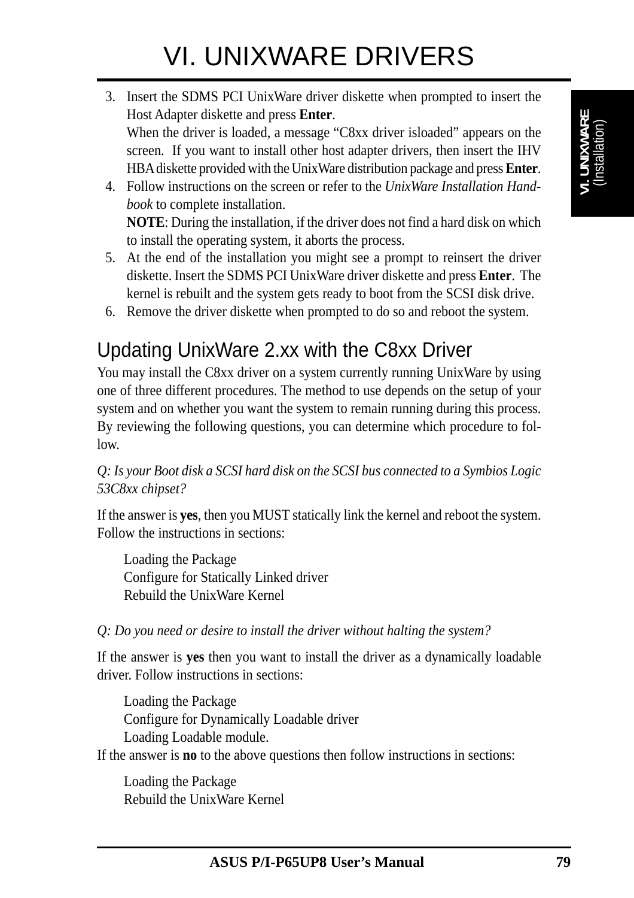3. Insert the SDMS PCI UnixWare driver diskette when prompted to insert the Host Adapter diskette and press **Enter**.
   When the driver is loaded, a message "C8xx driver isloaded" appears on the screen. If you want to install other host adapter drivers, then insert the IHV HBA diskette provided with the UnixWare distribution package and press **Enter**.
4. Follow instructions on the screen or refer to the *UnixWare Installation Handbook* to complete installation.
   **NOTE**: During the installation, if the driver does not find a hard disk on which to install the operating system, it aborts the process.
5. At the end of the installation you might see a prompt to reinsert the driver diskette. Insert the SDMS PCI UnixWare driver diskette and press **Enter**. The kernel is rebuilt and the system gets ready to boot from the SCSI disk drive.
6. Remove the driver diskette when prompted to do so and reboot the system.

## Updating UnixWare 2.xx with the C8xx Driver

You may install the C8xx driver on a system currently running UnixWare by using one of three different procedures. The method to use depends on the setup of your system and on whether you want the system to remain running during this process. By reviewing the following questions, you can determine which procedure to follow.

*Q: Is your Boot disk a SCSI hard disk on the SCSI bus connected to a Symbios Logic 53C8xx chipset?*

If the answer is **yes**, then you MUST statically link the kernel and reboot the system. Follow the instructions in sections:

Loading the Package
Configure for Statically Linked driver
Rebuild the UnixWare Kernel

*Q: Do you need or desire to install the driver without halting the system?*

If the answer is **yes** then you want to install the driver as a dynamically loadable driver. Follow instructions in sections:

Loading the Package
Configure for Dynamically Loadable driver
Loading Loadable module.

If the answer is **no** to the above questions then follow instructions in sections:

Loading the Package
Rebuild the UnixWare Kernel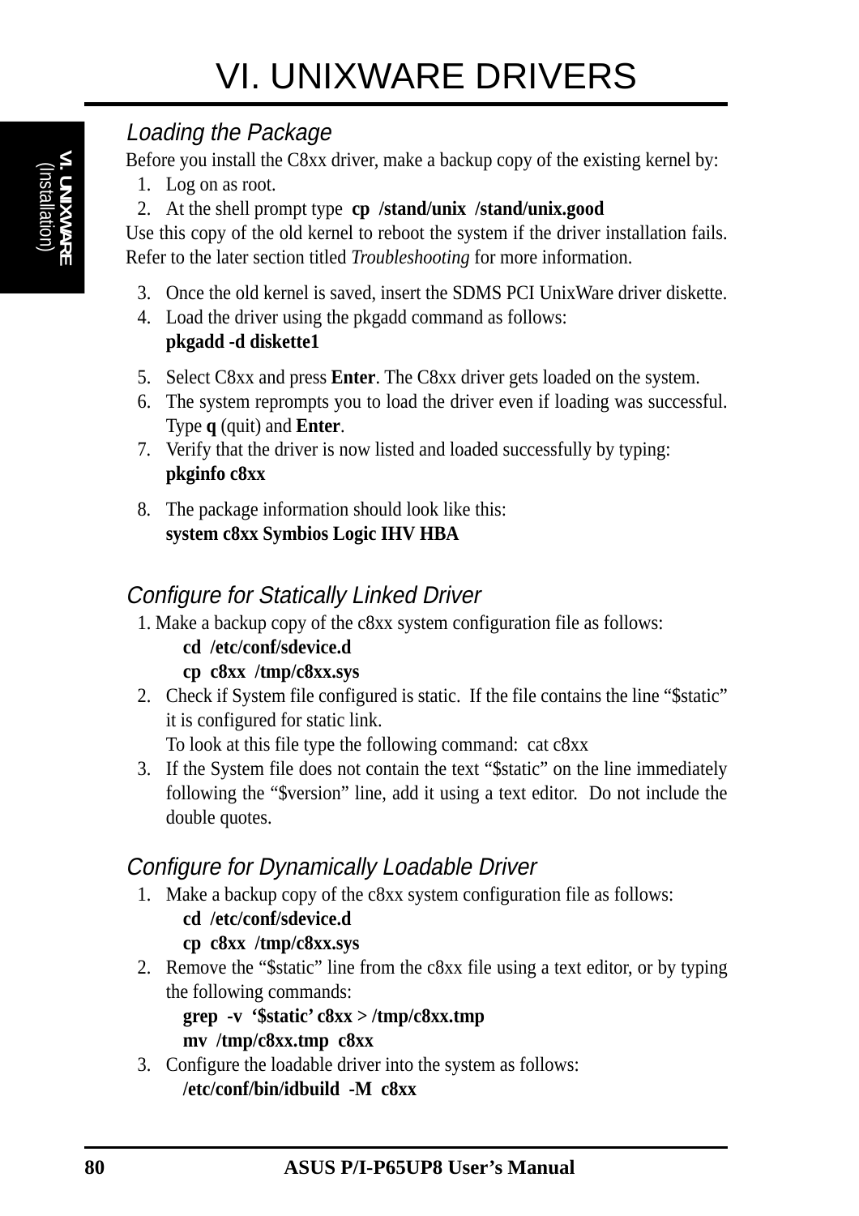# VI. UNIXWARE DRIVERS

### *Loading the Package*

Before you install the C8xx driver, make a backup copy of the existing kernel by:

1. Log on as root.
2. At the shell prompt type **cp /stand/unix /stand/unix.good**

Use this copy of the old kernel to reboot the system if the driver installation fails. Refer to the later section titled *Troubleshooting* for more information.

3. Once the old kernel is saved, insert the SDMS PCI UnixWare driver diskette.
4. Load the driver using the pkgadd command as follows:
   **pkgadd -d diskette1**
5. Select C8xx and press **Enter**. The C8xx driver gets loaded on the system.
6. The system reprompts you to load the driver even if loading was successful. Type **q** (quit) and **Enter**.
7. Verify that the driver is now listed and loaded successfully by typing:
   **pkginfo c8xx**
8. The package information should look like this:
   **system c8xx Symbios Logic IHV HBA**

### *Configure for Statically Linked Driver*

1. Make a backup copy of the c8xx system configuration file as follows:
   **cd /etc/conf/sdevice.d**
   **cp c8xx /tmp/c8xx.sys**
2. Check if System file configured is static. If the file contains the line "$static" it is configured for static link.
   To look at this file type the following command: cat c8xx
3. If the System file does not contain the text "$static" on the line immediately following the "$version" line, add it using a text editor. Do not include the double quotes.

### *Configure for Dynamically Loadable Driver*

1. Make a backup copy of the c8xx system configuration file as follows:
   **cd /etc/conf/sdevice.d**
   **cp c8xx /tmp/c8xx.sys**
2. Remove the "$static" line from the c8xx file using a text editor, or by typing the following commands:
   **grep -v '$static' c8xx > /tmp/c8xx.tmp**
   **mv /tmp/c8xx.tmp c8xx**
3. Configure the loadable driver into the system as follows:
   **/etc/conf/bin/idbuild -M c8xx**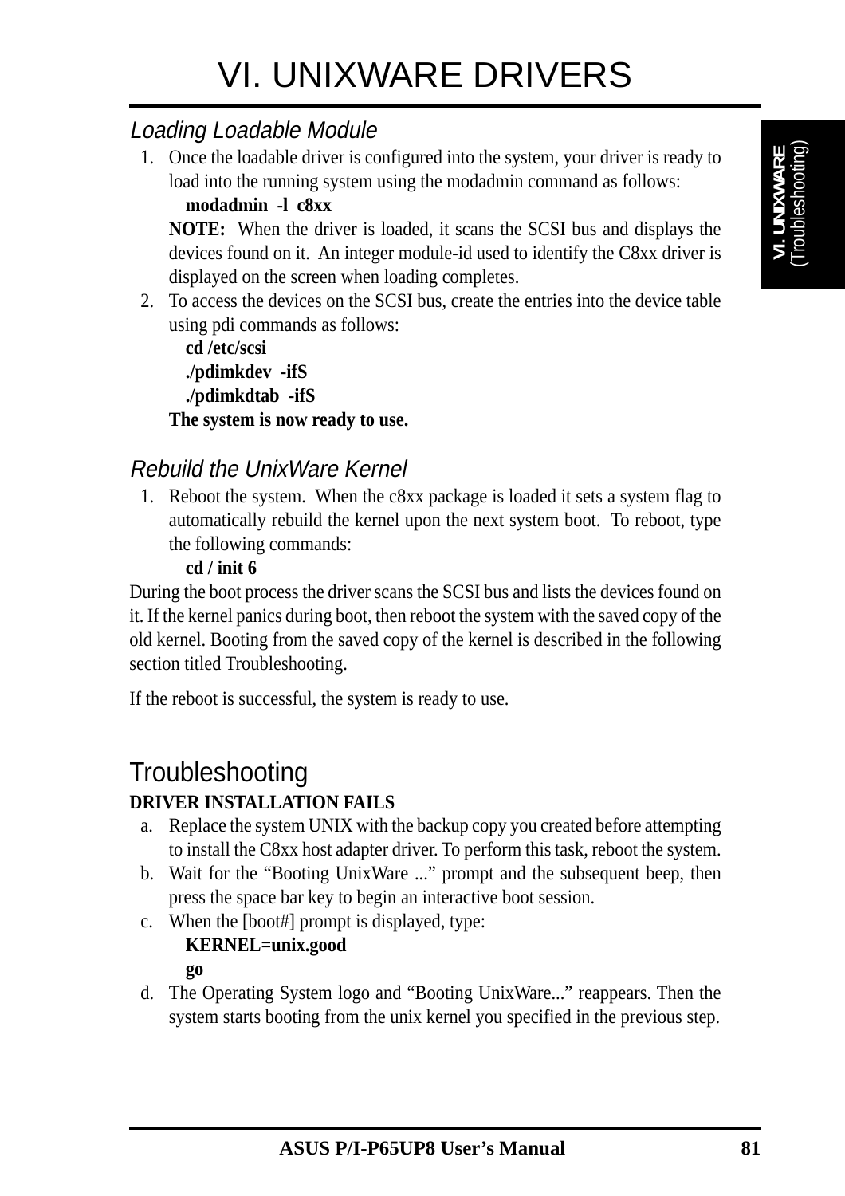# VI. UNIXWARE DRIVERS

### *Loading Loadable Module*

1. Once the loadable driver is configured into the system, your driver is ready to load into the running system using the modadmin command as follows:

   **modadmin -l c8xx**

   **NOTE:** When the driver is loaded, it scans the SCSI bus and displays the devices found on it. An integer module-id used to identify the C8xx driver is displayed on the screen when loading completes.

2. To access the devices on the SCSI bus, create the entries into the device table using pdi commands as follows:

   **cd /etc/scsi**
   **./pdimkdev -ifS**
   **./pdimkdtab -ifS**

   **The system is now ready to use.**

### *Rebuild the UnixWare Kernel*

1. Reboot the system. When the c8xx package is loaded it sets a system flag to automatically rebuild the kernel upon the next system boot. To reboot, type the following commands:

   **cd / init 6**

During the boot process the driver scans the SCSI bus and lists the devices found on it. If the kernel panics during boot, then reboot the system with the saved copy of the old kernel. Booting from the saved copy of the kernel is described in the following section titled Troubleshooting.

If the reboot is successful, the system is ready to use.

## Troubleshooting

**DRIVER INSTALLATION FAILS**

a. Replace the system UNIX with the backup copy you created before attempting to install the C8xx host adapter driver. To perform this task, reboot the system.
b. Wait for the “Booting UnixWare ...” prompt and the subsequent beep, then press the space bar key to begin an interactive boot session.
c. When the [boot#] prompt is displayed, type:

   **KERNEL=unix.good**
   **go**

d. The Operating System logo and “Booting UnixWare...” reappears. Then the system starts booting from the unix kernel you specified in the previous step.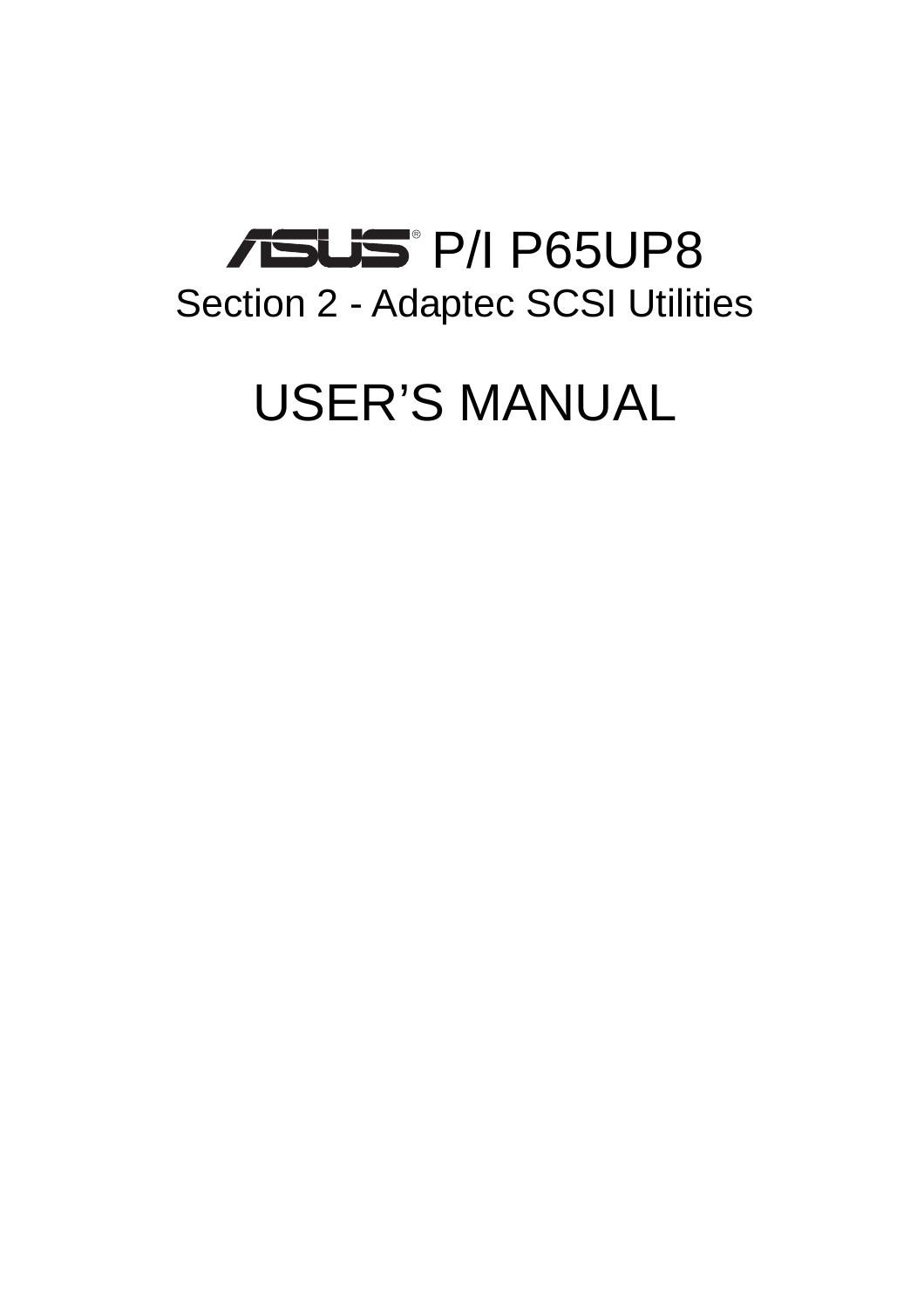# ASUS® P/I P65UP8

## Section 2 - Adaptec SCSI Utilities

# USER'S MANUAL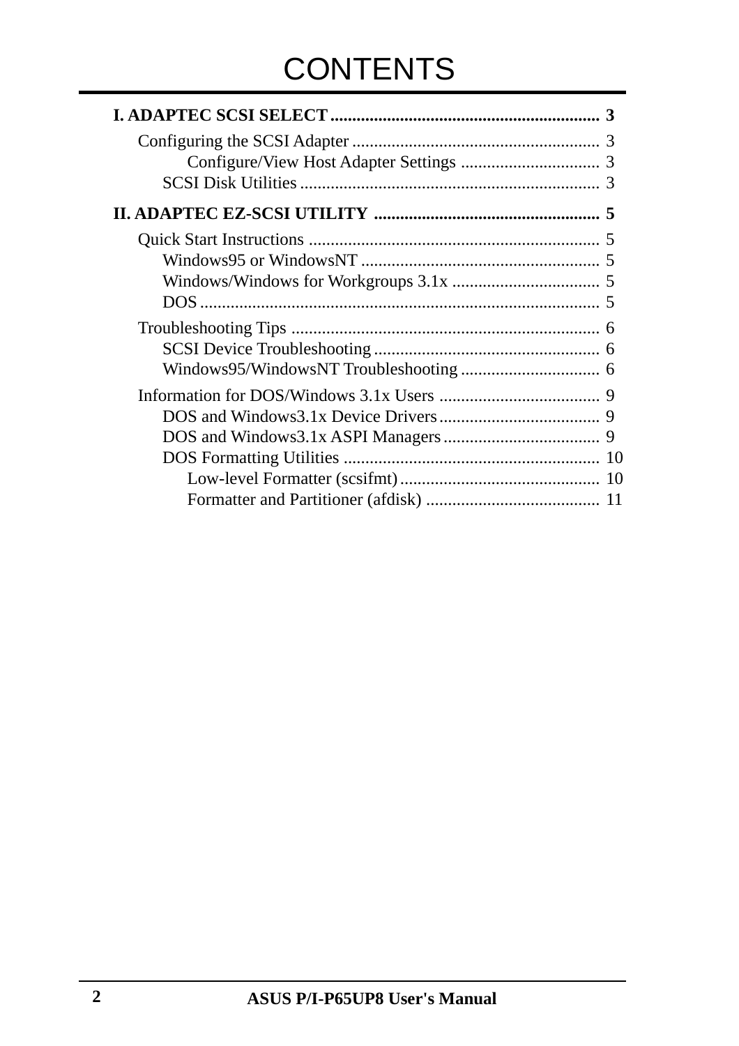# CONTENTS

**I. ADAPTEC SCSI SELECT** .............................................................. **3**

- Configuring the SCSI Adapter ......................................................... 3
    - Configure/View Host Adapter Settings ................................ 3
  - SCSI Disk Utilities .................................................................... 3

**II. ADAPTEC EZ-SCSI UTILITY** .................................................... **5**

- Quick Start Instructions .................................................................. 5
  - Windows95 or WindowsNT ...................................................... 5
  - Windows/Windows for Workgroups 3.1x .................................. 5
  - DOS .......................................................................................... 5
- Troubleshooting Tips ...................................................................... 6
  - SCSI Device Troubleshooting ................................................... 6
  - Windows95/WindowsNT Troubleshooting ................................ 6
- Information for DOS/Windows 3.1x Users ..................................... 9
  - DOS and Windows3.1x Device Drivers ..................................... 9
  - DOS and Windows3.1x ASPI Managers .................................... 9
  - DOS Formatting Utilities ........................................................... 10
    - Low-level Formatter (scsifmt) .............................................. 10
    - Formatter and Partitioner (afdisk) ........................................ 11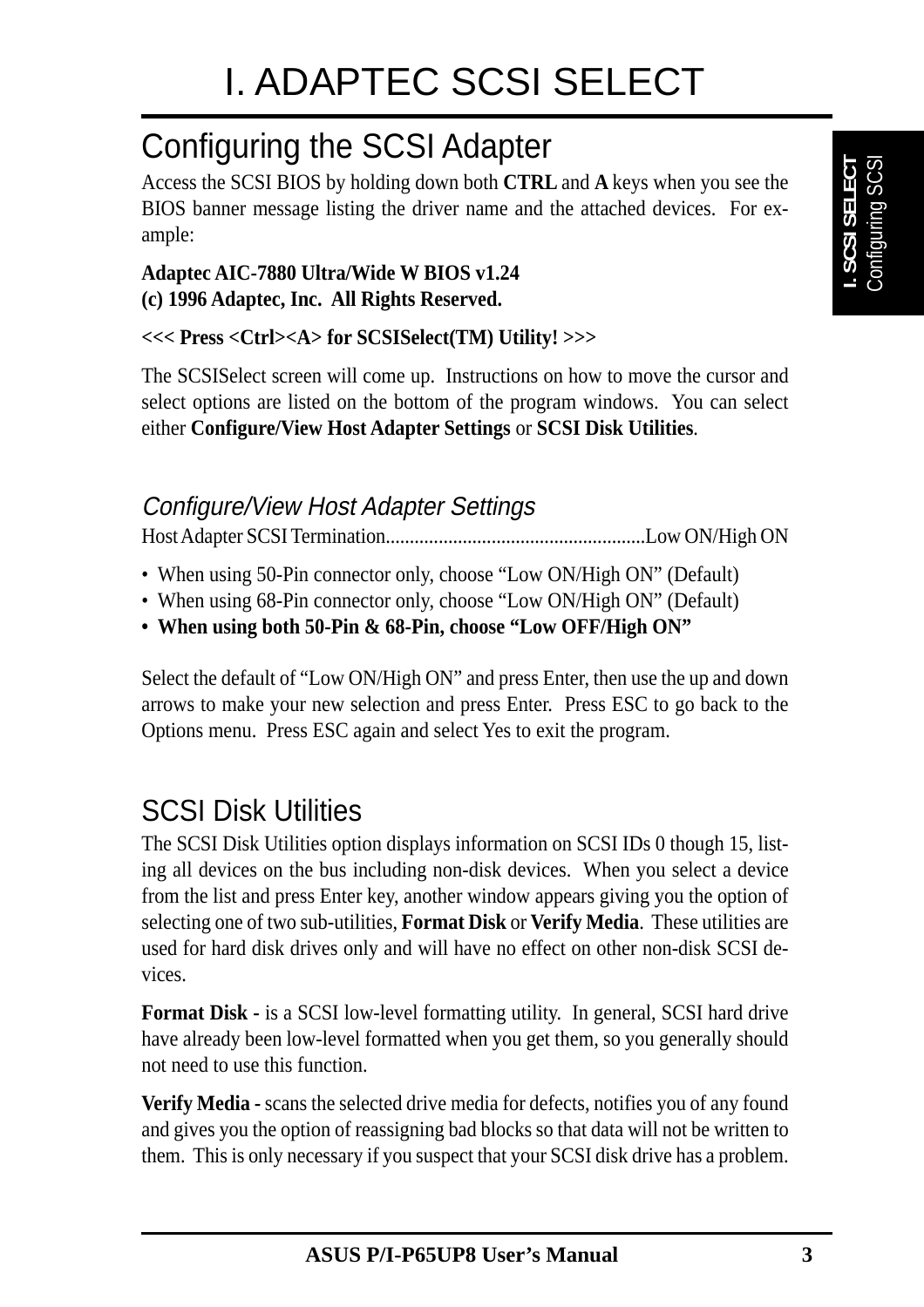# I. ADAPTEC SCSI SELECT

## Configuring the SCSI Adapter

Access the SCSI BIOS by holding down both **CTRL** and **A** keys when you see the BIOS banner message listing the driver name and the attached devices. For example:

**Adaptec AIC-7880 Ultra/Wide W BIOS v1.24**
**(c) 1996 Adaptec, Inc. All Rights Reserved.**

**<<< Press <Ctrl><A> for SCSISelect(TM) Utility! >>>**

The SCSISelect screen will come up. Instructions on how to move the cursor and select options are listed on the bottom of the program windows. You can select either **Configure/View Host Adapter Settings** or **SCSI Disk Utilities**.

### *Configure/View Host Adapter Settings*

Host Adapter SCSI Termination......................................................Low ON/High ON

- When using 50-Pin connector only, choose "Low ON/High ON" (Default)
- When using 68-Pin connector only, choose "Low ON/High ON" (Default)
- **When using both 50-Pin & 68-Pin, choose "Low OFF/High ON"**

Select the default of "Low ON/High ON" and press Enter, then use the up and down arrows to make your new selection and press Enter. Press ESC to go back to the Options menu. Press ESC again and select Yes to exit the program.

## SCSI Disk Utilities

The SCSI Disk Utilities option displays information on SCSI IDs 0 though 15, listing all devices on the bus including non-disk devices. When you select a device from the list and press Enter key, another window appears giving you the option of selecting one of two sub-utilities, **Format Disk** or **Verify Media**. These utilities are used for hard disk drives only and will have no effect on other non-disk SCSI devices.

**Format Disk -** is a SCSI low-level formatting utility. In general, SCSI hard drive have already been low-level formatted when you get them, so you generally should not need to use this function.

**Verify Media -** scans the selected drive media for defects, notifies you of any found and gives you the option of reassigning bad blocks so that data will not be written to them. This is only necessary if you suspect that your SCSI disk drive has a problem.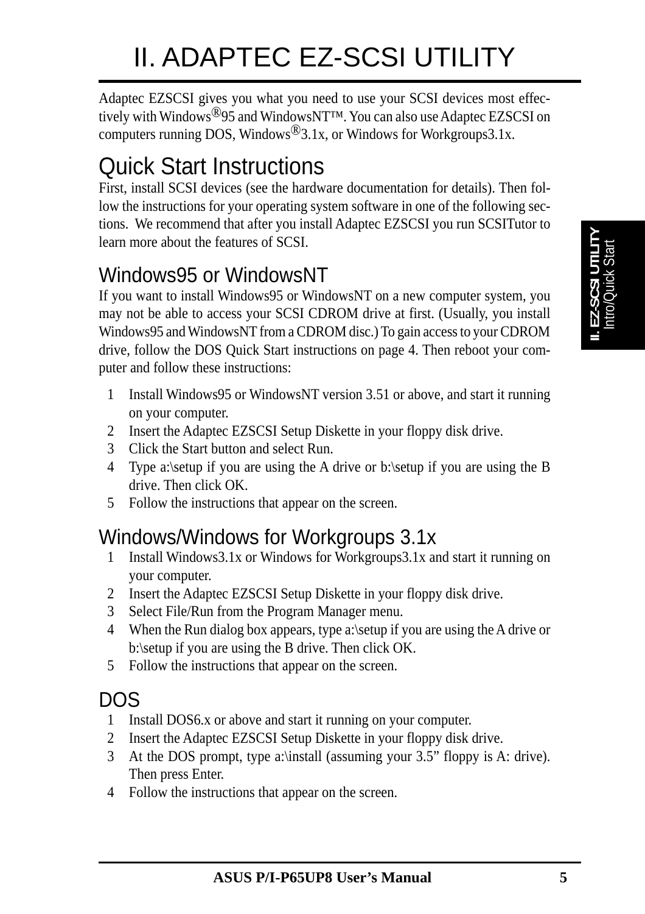# II. ADAPTEC EZ-SCSI UTILITY

Adaptec EZSCSI gives you what you need to use your SCSI devices most effectively with Windows®95 and WindowsNT™. You can also use Adaptec EZSCSI on computers running DOS, Windows®3.1x, or Windows for Workgroups3.1x.

## Quick Start Instructions

First, install SCSI devices (see the hardware documentation for details). Then follow the instructions for your operating system software in one of the following sections. We recommend that after you install Adaptec EZSCSI you run SCSITutor to learn more about the features of SCSI.

### Windows95 or WindowsNT

If you want to install Windows95 or WindowsNT on a new computer system, you may not be able to access your SCSI CDROM drive at first. (Usually, you install Windows95 and WindowsNT from a CDROM disc.) To gain access to your CDROM drive, follow the DOS Quick Start instructions on page 4. Then reboot your computer and follow these instructions:

1. Install Windows95 or WindowsNT version 3.51 or above, and start it running on your computer.
2. Insert the Adaptec EZSCSI Setup Diskette in your floppy disk drive.
3. Click the Start button and select Run.
4. Type a:\setup if you are using the A drive or b:\setup if you are using the B drive. Then click OK.
5. Follow the instructions that appear on the screen.

### Windows/Windows for Workgroups 3.1x

1. Install Windows3.1x or Windows for Workgroups3.1x and start it running on your computer.
2. Insert the Adaptec EZSCSI Setup Diskette in your floppy disk drive.
3. Select File/Run from the Program Manager menu.
4. When the Run dialog box appears, type a:\setup if you are using the A drive or b:\setup if you are using the B drive. Then click OK.
5. Follow the instructions that appear on the screen.

### DOS

1. Install DOS6.x or above and start it running on your computer.
2. Insert the Adaptec EZSCSI Setup Diskette in your floppy disk drive.
3. At the DOS prompt, type a:\install (assuming your 3.5” floppy is A: drive). Then press Enter.
4. Follow the instructions that appear on the screen.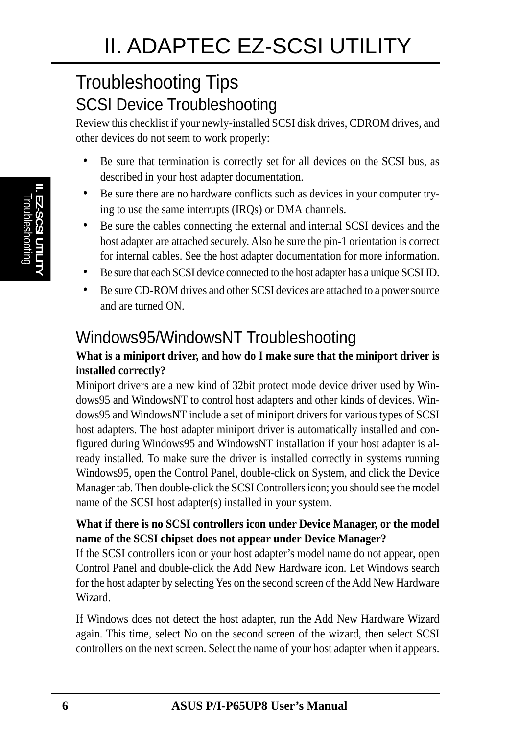# II. ADAPTEC EZ-SCSI UTILITY

## Troubleshooting Tips

### SCSI Device Troubleshooting

Review this checklist if your newly-installed SCSI disk drives, CDROM drives, and other devices do not seem to work properly:

- Be sure that termination is correctly set for all devices on the SCSI bus, as described in your host adapter documentation.
- Be sure there are no hardware conflicts such as devices in your computer trying to use the same interrupts (IRQs) or DMA channels.
- Be sure the cables connecting the external and internal SCSI devices and the host adapter are attached securely. Also be sure the pin-1 orientation is correct for internal cables. See the host adapter documentation for more information.
- Be sure that each SCSI device connected to the host adapter has a unique SCSI ID.
- Be sure CD-ROM drives and other SCSI devices are attached to a power source and are turned ON.

### Windows95/WindowsNT Troubleshooting

**What is a miniport driver, and how do I make sure that the miniport driver is installed correctly?**

Miniport drivers are a new kind of 32bit protect mode device driver used by Windows95 and WindowsNT to control host adapters and other kinds of devices. Windows95 and WindowsNT include a set of miniport drivers for various types of SCSI host adapters. The host adapter miniport driver is automatically installed and configured during Windows95 and WindowsNT installation if your host adapter is already installed. To make sure the driver is installed correctly in systems running Windows95, open the Control Panel, double-click on System, and click the Device Manager tab. Then double-click the SCSI Controllers icon; you should see the model name of the SCSI host adapter(s) installed in your system.

**What if there is no SCSI controllers icon under Device Manager, or the model name of the SCSI chipset does not appear under Device Manager?**

If the SCSI controllers icon or your host adapter's model name do not appear, open Control Panel and double-click the Add New Hardware icon. Let Windows search for the host adapter by selecting Yes on the second screen of the Add New Hardware Wizard.

If Windows does not detect the host adapter, run the Add New Hardware Wizard again. This time, select No on the second screen of the wizard, then select SCSI controllers on the next screen. Select the name of your host adapter when it appears.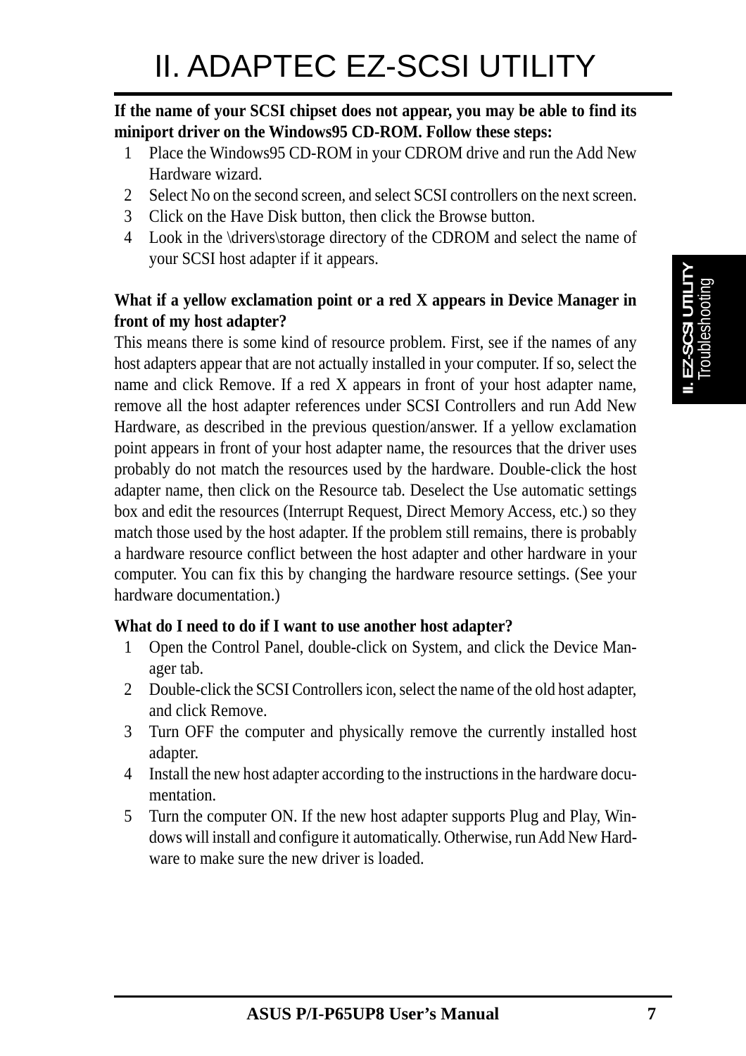# II. ADAPTEC EZ-SCSI UTILITY

**If the name of your SCSI chipset does not appear, you may be able to find its miniport driver on the Windows95 CD-ROM. Follow these steps:**

1. Place the Windows95 CD-ROM in your CDROM drive and run the Add New Hardware wizard.
2. Select No on the second screen, and select SCSI controllers on the next screen.
3. Click on the Have Disk button, then click the Browse button.
4. Look in the \drivers\storage directory of the CDROM and select the name of your SCSI host adapter if it appears.

**What if a yellow exclamation point or a red X appears in Device Manager in front of my host adapter?**

This means there is some kind of resource problem. First, see if the names of any host adapters appear that are not actually installed in your computer. If so, select the name and click Remove. If a red X appears in front of your host adapter name, remove all the host adapter references under SCSI Controllers and run Add New Hardware, as described in the previous question/answer. If a yellow exclamation point appears in front of your host adapter name, the resources that the driver uses probably do not match the resources used by the hardware. Double-click the host adapter name, then click on the Resource tab. Deselect the Use automatic settings box and edit the resources (Interrupt Request, Direct Memory Access, etc.) so they match those used by the host adapter. If the problem still remains, there is probably a hardware resource conflict between the host adapter and other hardware in your computer. You can fix this by changing the hardware resource settings. (See your hardware documentation.)

**What do I need to do if I want to use another host adapter?**

1. Open the Control Panel, double-click on System, and click the Device Manager tab.
2. Double-click the SCSI Controllers icon, select the name of the old host adapter, and click Remove.
3. Turn OFF the computer and physically remove the currently installed host adapter.
4. Install the new host adapter according to the instructions in the hardware documentation.
5. Turn the computer ON. If the new host adapter supports Plug and Play, Windows will install and configure it automatically. Otherwise, run Add New Hardware to make sure the new driver is loaded.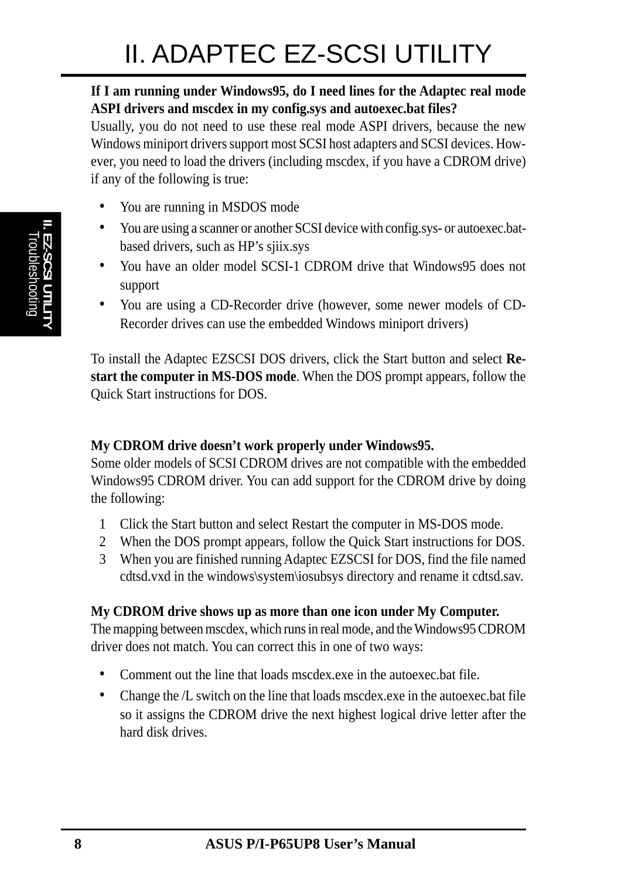# II. ADAPTEC EZ-SCSI UTILITY

**If I am running under Windows95, do I need lines for the Adaptec real mode ASPI drivers and mscdex in my config.sys and autoexec.bat files?**

Usually, you do not need to use these real mode ASPI drivers, because the new Windows miniport drivers support most SCSI host adapters and SCSI devices. However, you need to load the drivers (including mscdex, if you have a CDROM drive) if any of the following is true:

- You are running in MSDOS mode
- You are using a scanner or another SCSI device with config.sys- or autoexec.bat-based drivers, such as HP's sjiix.sys
- You have an older model SCSI-1 CDROM drive that Windows95 does not support
- You are using a CD-Recorder drive (however, some newer models of CD-Recorder drives can use the embedded Windows miniport drivers)

To install the Adaptec EZSCSI DOS drivers, click the Start button and select **Restart the computer in MS-DOS mode**. When the DOS prompt appears, follow the Quick Start instructions for DOS.

**My CDROM drive doesn't work properly under Windows95.**

Some older models of SCSI CDROM drives are not compatible with the embedded Windows95 CDROM driver. You can add support for the CDROM drive by doing the following:

1. Click the Start button and select Restart the computer in MS-DOS mode.
2. When the DOS prompt appears, follow the Quick Start instructions for DOS.
3. When you are finished running Adaptec EZSCSI for DOS, find the file named cdtsd.vxd in the windows\system\iosubsys directory and rename it cdtsd.sav.

**My CDROM drive shows up as more than one icon under My Computer.**

The mapping between mscdex, which runs in real mode, and the Windows95 CDROM driver does not match. You can correct this in one of two ways:

- Comment out the line that loads mscdex.exe in the autoexec.bat file.
- Change the /L switch on the line that loads mscdex.exe in the autoexec.bat file so it assigns the CDROM drive the next highest logical drive letter after the hard disk drives.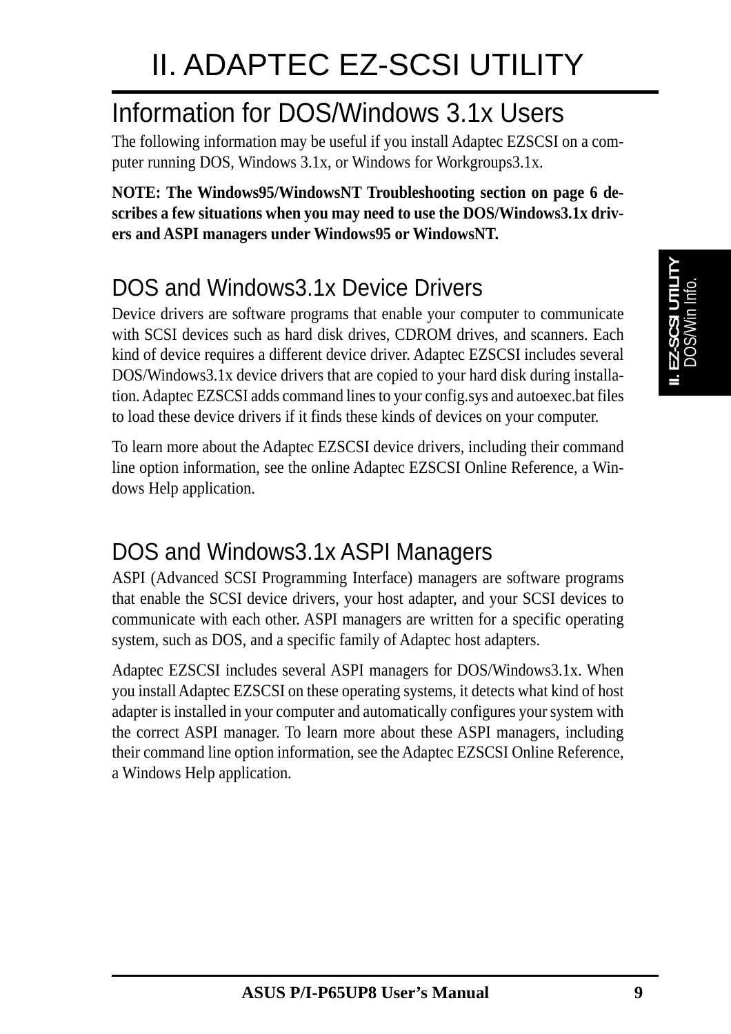# II. ADAPTEC EZ-SCSI UTILITY

## Information for DOS/Windows 3.1x Users

The following information may be useful if you install Adaptec EZSCSI on a computer running DOS, Windows 3.1x, or Windows for Workgroups3.1x.

**NOTE: The Windows95/WindowsNT Troubleshooting section on page 6 describes a few situations when you may need to use the DOS/Windows3.1x drivers and ASPI managers under Windows95 or WindowsNT.**

### DOS and Windows3.1x Device Drivers

Device drivers are software programs that enable your computer to communicate with SCSI devices such as hard disk drives, CDROM drives, and scanners. Each kind of device requires a different device driver. Adaptec EZSCSI includes several DOS/Windows3.1x device drivers that are copied to your hard disk during installation. Adaptec EZSCSI adds command lines to your config.sys and autoexec.bat files to load these device drivers if it finds these kinds of devices on your computer.

To learn more about the Adaptec EZSCSI device drivers, including their command line option information, see the online Adaptec EZSCSI Online Reference, a Windows Help application.

### DOS and Windows3.1x ASPI Managers

ASPI (Advanced SCSI Programming Interface) managers are software programs that enable the SCSI device drivers, your host adapter, and your SCSI devices to communicate with each other. ASPI managers are written for a specific operating system, such as DOS, and a specific family of Adaptec host adapters.

Adaptec EZSCSI includes several ASPI managers for DOS/Windows3.1x. When you install Adaptec EZSCSI on these operating systems, it detects what kind of host adapter is installed in your computer and automatically configures your system with the correct ASPI manager. To learn more about these ASPI managers, including their command line option information, see the Adaptec EZSCSI Online Reference, a Windows Help application.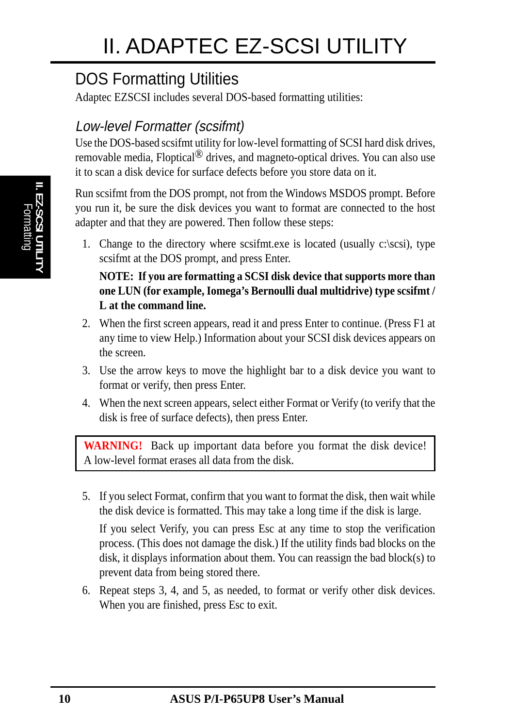# II. ADAPTEC EZ-SCSI UTILITY

## DOS Formatting Utilities

Adaptec EZSCSI includes several DOS-based formatting utilities:

### *Low-level Formatter (scsifmt)*

Use the DOS-based scsifmt utility for low-level formatting of SCSI hard disk drives, removable media, Floptical® drives, and magneto-optical drives. You can also use it to scan a disk device for surface defects before you store data on it.

Run scsifmt from the DOS prompt, not from the Windows MSDOS prompt. Before you run it, be sure the disk devices you want to format are connected to the host adapter and that they are powered. Then follow these steps:

1. Change to the directory where scsifmt.exe is located (usually c:\scsi), type scsifmt at the DOS prompt, and press Enter.

   **NOTE: If you are formatting a SCSI disk device that supports more than one LUN (for example, Iomega's Bernoulli dual multidrive) type scsifmt /L at the command line.**

2. When the first screen appears, read it and press Enter to continue. (Press F1 at any time to view Help.) Information about your SCSI disk devices appears on the screen.
3. Use the arrow keys to move the highlight bar to a disk device you want to format or verify, then press Enter.
4. When the next screen appears, select either Format or Verify (to verify that the disk is free of surface defects), then press Enter.

> **WARNING!** Back up important data before you format the disk device! A low-level format erases all data from the disk.

5. If you select Format, confirm that you want to format the disk, then wait while the disk device is formatted. This may take a long time if the disk is large.

   If you select Verify, you can press Esc at any time to stop the verification process. (This does not damage the disk.) If the utility finds bad blocks on the disk, it displays information about them. You can reassign the bad block(s) to prevent data from being stored there.

6. Repeat steps 3, 4, and 5, as needed, to format or verify other disk devices. When you are finished, press Esc to exit.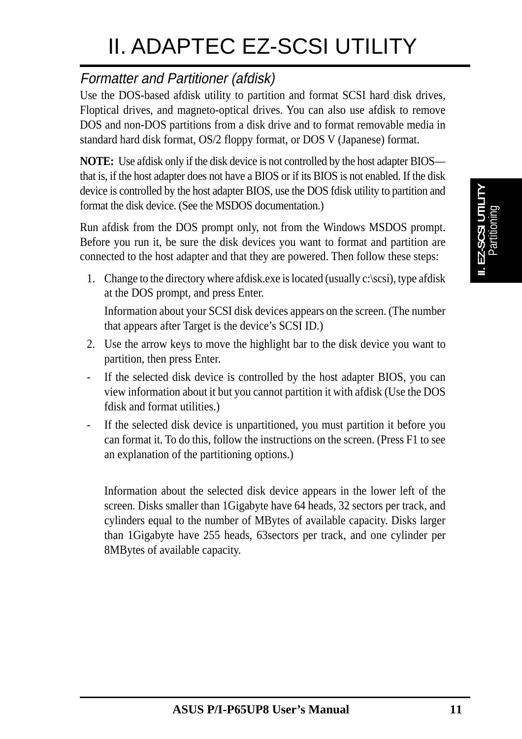# II. ADAPTEC EZ-SCSI UTILITY

### *Formatter and Partitioner (afdisk)*

Use the DOS-based afdisk utility to partition and format SCSI hard disk drives, Floptical drives, and magneto-optical drives. You can also use afdisk to remove DOS and non-DOS partitions from a disk drive and to format removable media in standard hard disk format, OS/2 floppy format, or DOS V (Japanese) format.

**NOTE:** Use afdisk only if the disk device is not controlled by the host adapter BIOS—that is, if the host adapter does not have a BIOS or if its BIOS is not enabled. If the disk device is controlled by the host adapter BIOS, use the DOS fdisk utility to partition and format the disk device. (See the MSDOS documentation.)

Run afdisk from the DOS prompt only, not from the Windows MSDOS prompt. Before you run it, be sure the disk devices you want to format and partition are connected to the host adapter and that they are powered. Then follow these steps:

1. Change to the directory where afdisk.exe is located (usually c:\scsi), type afdisk at the DOS prompt, and press Enter.

   Information about your SCSI disk devices appears on the screen. (The number that appears after Target is the device's SCSI ID.)

2. Use the arrow keys to move the highlight bar to the disk device you want to partition, then press Enter.

- If the selected disk device is controlled by the host adapter BIOS, you can view information about it but you cannot partition it with afdisk (Use the DOS fdisk and format utilities.)
- If the selected disk device is unpartitioned, you must partition it before you can format it. To do this, follow the instructions on the screen. (Press F1 to see an explanation of the partitioning options.)

   Information about the selected disk device appears in the lower left of the screen. Disks smaller than 1Gigabyte have 64 heads, 32 sectors per track, and cylinders equal to the number of MBytes of available capacity. Disks larger than 1Gigabyte have 255 heads, 63sectors per track, and one cylinder per 8MBytes of available capacity.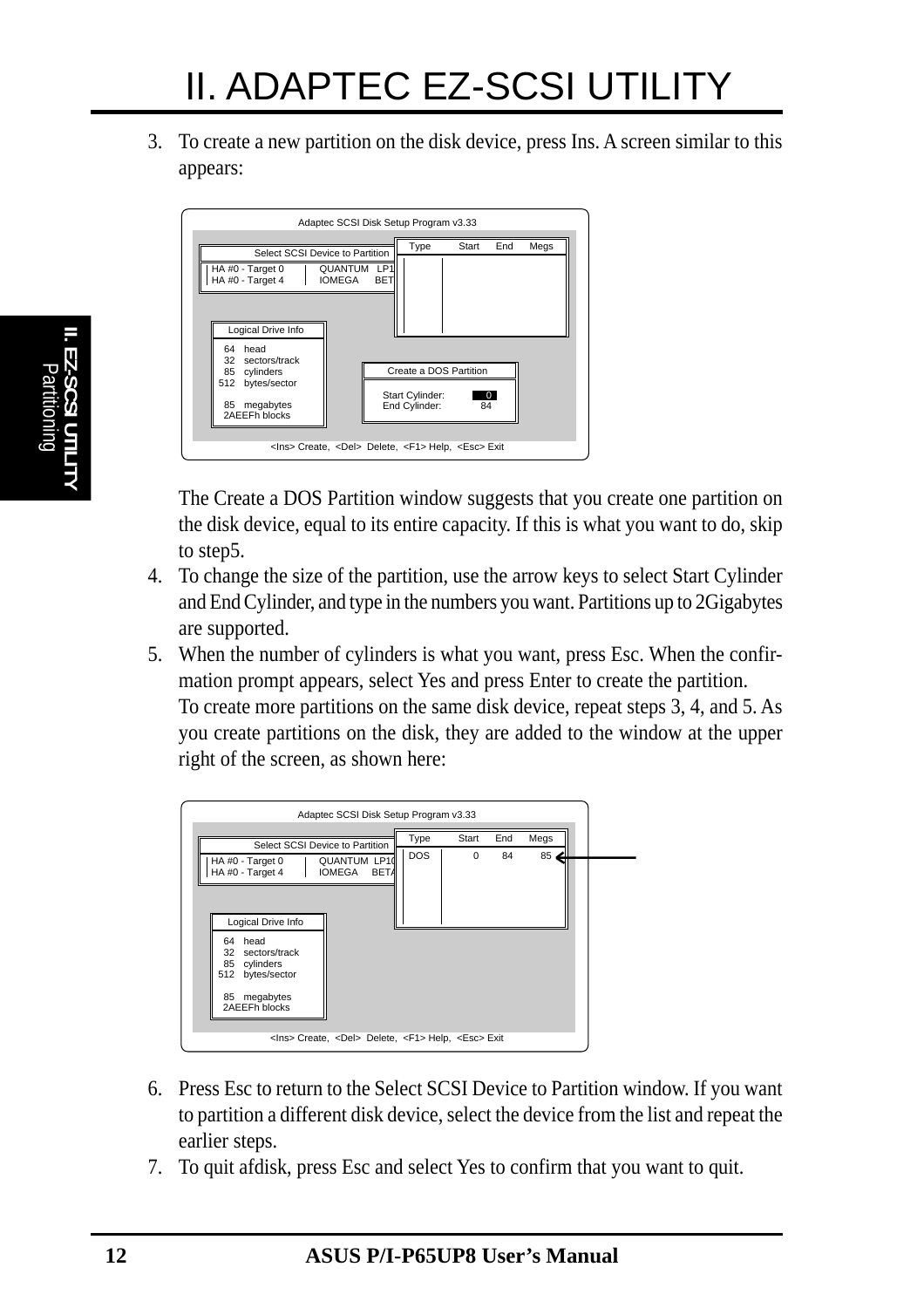3. To create a new partition on the disk device, press Ins. A screen similar to this appears:

Adaptec SCSI Disk Setup Program v3.33

Select SCSI Device to Partition

HA #0 - Target 0 QUANTUM LP1
HA #0 - Target 4 IOMEGA BET

Type Start End Megs

Logical Drive Info

64 head
32 sectors/track
85 cylinders
512 bytes/sector

85 megabytes
2AEEFh blocks

Create a DOS Partition

Start Cylinder: 0
End Cylinder: 84

<Ins> Create, <Del> Delete, <F1> Help, <Esc> Exit

The Create a DOS Partition window suggests that you create one partition on the disk device, equal to its entire capacity. If this is what you want to do, skip to step5.

4. To change the size of the partition, use the arrow keys to select Start Cylinder and End Cylinder, and type in the numbers you want. Partitions up to 2Gigabytes are supported.
5. When the number of cylinders is what you want, press Esc. When the confirmation prompt appears, select Yes and press Enter to create the partition.
   To create more partitions on the same disk device, repeat steps 3, 4, and 5. As you create partitions on the disk, they are added to the window at the upper right of the screen, as shown here:

Adaptec SCSI Disk Setup Program v3.33

Select SCSI Device to Partition

HA #0 - Target 0 QUANTUM LP10
HA #0 - Target 4 IOMEGA BETA

| Type | Start | End | Megs |
|---|---|---|---|
| DOS | 0 | 84 | 85 |

Logical Drive Info

64 head
32 sectors/track
85 cylinders
512 bytes/sector

85 megabytes
2AEEFh blocks

<Ins> Create, <Del> Delete, <F1> Help, <Esc> Exit

6. Press Esc to return to the Select SCSI Device to Partition window. If you want to partition a different disk device, select the device from the list and repeat the earlier steps.
7. To quit afdisk, press Esc and select Yes to confirm that you want to quit.